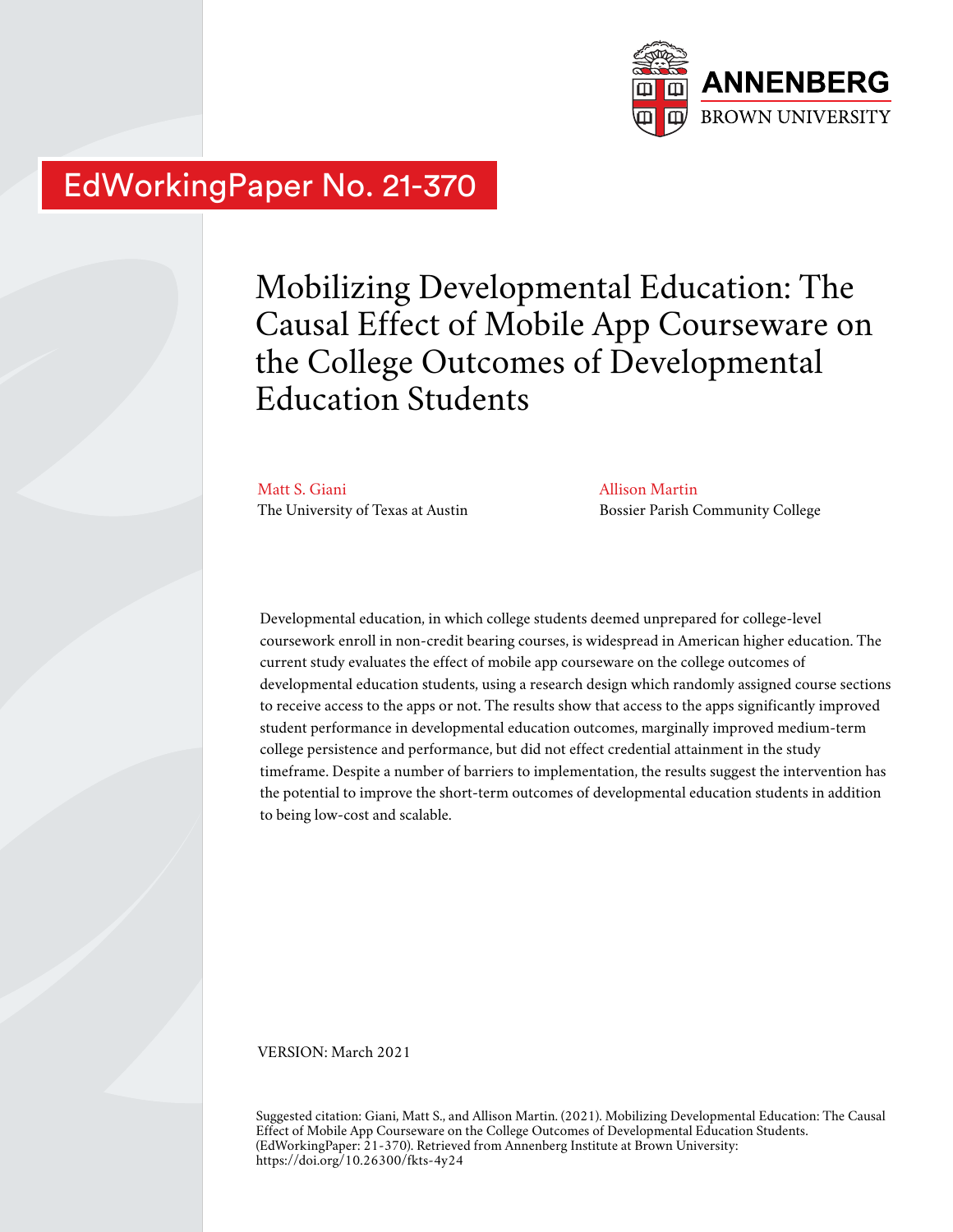ANNENBERG
BROWN UNIVERSITY

EdWorkingPaper No. 21-370

# Mobilizing Developmental Education: The Causal Effect of Mobile App Courseware on the College Outcomes of Developmental Education Students

Matt S. Giani
The University of Texas at Austin

Allison Martin
Bossier Parish Community College

Developmental education, in which college students deemed unprepared for college-level coursework enroll in non-credit bearing courses, is widespread in American higher education. The current study evaluates the effect of mobile app courseware on the college outcomes of developmental education students, using a research design which randomly assigned course sections to receive access to the apps or not. The results show that access to the apps significantly improved student performance in developmental education outcomes, marginally improved medium-term college persistence and performance, but did not effect credential attainment in the study timeframe. Despite a number of barriers to implementation, the results suggest the intervention has the potential to improve the short-term outcomes of developmental education students in addition to being low-cost and scalable.

VERSION: March 2021

Suggested citation: Giani, Matt S., and Allison Martin. (2021). Mobilizing Developmental Education: The Causal Effect of Mobile App Courseware on the College Outcomes of Developmental Education Students. (EdWorkingPaper: 21-370). Retrieved from Annenberg Institute at Brown University: https://doi.org/10.26300/fkts-4y24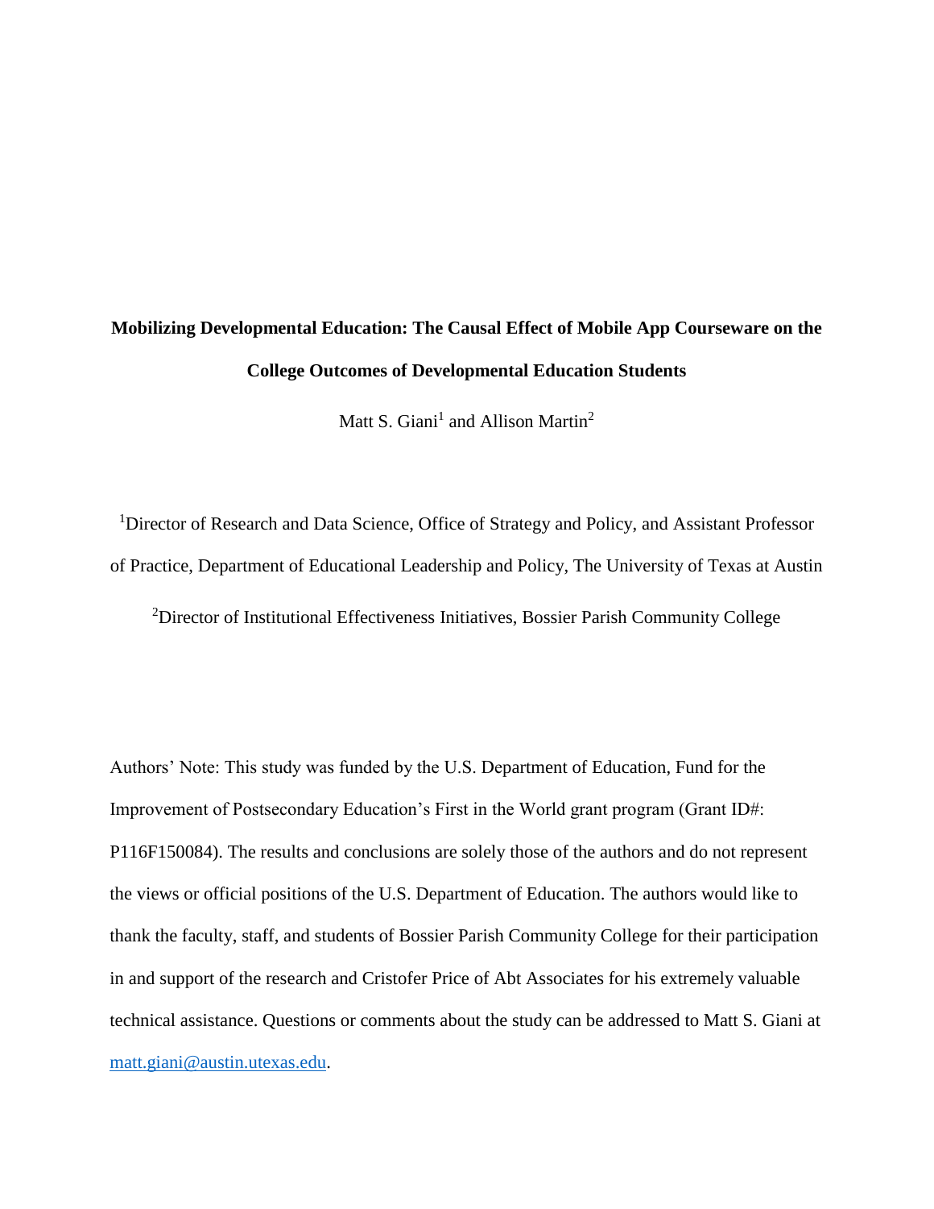**Mobilizing Developmental Education: The Causal Effect of Mobile App Courseware on the College Outcomes of Developmental Education Students**

Matt S. Giani[1] and Allison Martin[2]

[1]Director of Research and Data Science, Office of Strategy and Policy, and Assistant Professor of Practice, Department of Educational Leadership and Policy, The University of Texas at Austin

[2]Director of Institutional Effectiveness Initiatives, Bossier Parish Community College

Authors' Note: This study was funded by the U.S. Department of Education, Fund for the Improvement of Postsecondary Education's First in the World grant program (Grant ID#: P116F150084). The results and conclusions are solely those of the authors and do not represent the views or official positions of the U.S. Department of Education. The authors would like to thank the faculty, staff, and students of Bossier Parish Community College for their participation in and support of the research and Cristofer Price of Abt Associates for his extremely valuable technical assistance. Questions or comments about the study can be addressed to Matt S. Giani at matt.giani@austin.utexas.edu.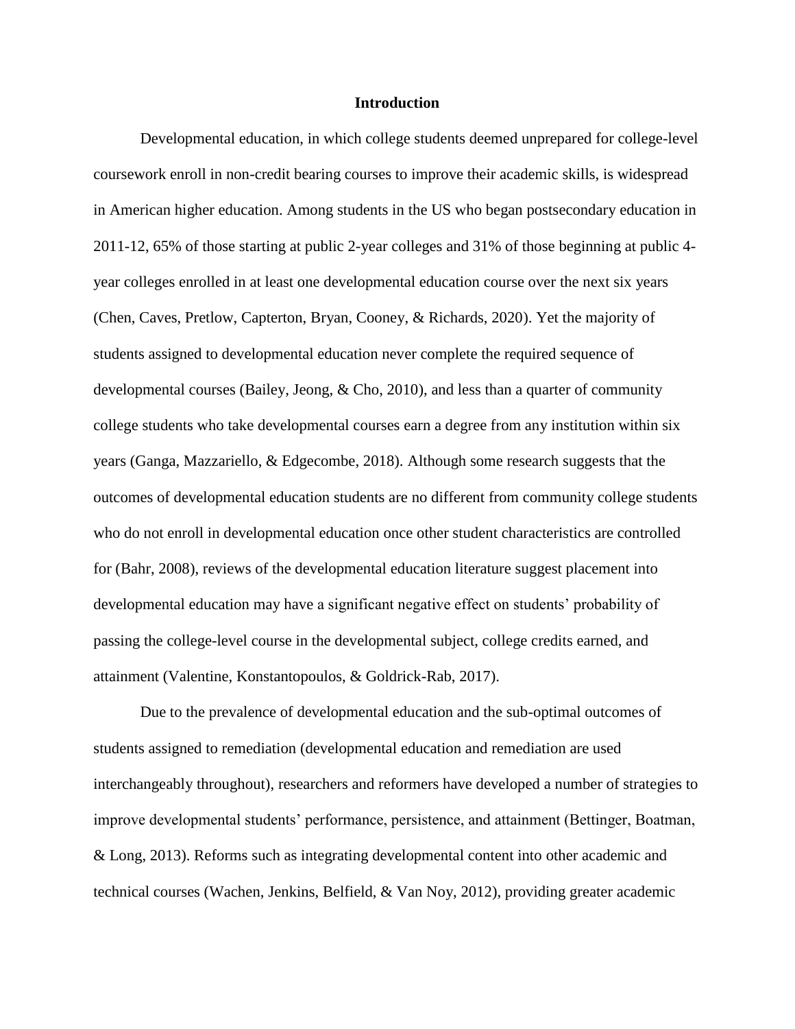# Introduction

Developmental education, in which college students deemed unprepared for college-level coursework enroll in non-credit bearing courses to improve their academic skills, is widespread in American higher education. Among students in the US who began postsecondary education in 2011-12, 65% of those starting at public 2-year colleges and 31% of those beginning at public 4-year colleges enrolled in at least one developmental education course over the next six years (Chen, Caves, Pretlow, Capterton, Bryan, Cooney, & Richards, 2020). Yet the majority of students assigned to developmental education never complete the required sequence of developmental courses (Bailey, Jeong, & Cho, 2010), and less than a quarter of community college students who take developmental courses earn a degree from any institution within six years (Ganga, Mazzariello, & Edgecombe, 2018). Although some research suggests that the outcomes of developmental education students are no different from community college students who do not enroll in developmental education once other student characteristics are controlled for (Bahr, 2008), reviews of the developmental education literature suggest placement into developmental education may have a significant negative effect on students' probability of passing the college-level course in the developmental subject, college credits earned, and attainment (Valentine, Konstantopoulos, & Goldrick-Rab, 2017).

Due to the prevalence of developmental education and the sub-optimal outcomes of students assigned to remediation (developmental education and remediation are used interchangeably throughout), researchers and reformers have developed a number of strategies to improve developmental students' performance, persistence, and attainment (Bettinger, Boatman, & Long, 2013). Reforms such as integrating developmental content into other academic and technical courses (Wachen, Jenkins, Belfield, & Van Noy, 2012), providing greater academic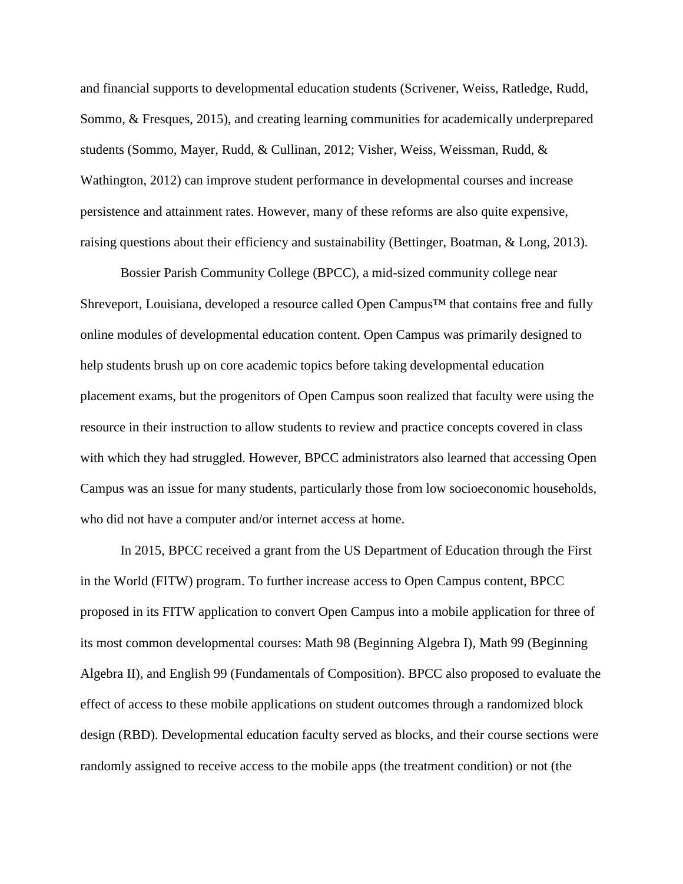and financial supports to developmental education students (Scrivener, Weiss, Ratledge, Rudd, Sommo, & Fresques, 2015), and creating learning communities for academically underprepared students (Sommo, Mayer, Rudd, & Cullinan, 2012; Visher, Weiss, Weissman, Rudd, & Wathington, 2012) can improve student performance in developmental courses and increase persistence and attainment rates. However, many of these reforms are also quite expensive, raising questions about their efficiency and sustainability (Bettinger, Boatman, & Long, 2013).

Bossier Parish Community College (BPCC), a mid-sized community college near Shreveport, Louisiana, developed a resource called Open Campus™ that contains free and fully online modules of developmental education content. Open Campus was primarily designed to help students brush up on core academic topics before taking developmental education placement exams, but the progenitors of Open Campus soon realized that faculty were using the resource in their instruction to allow students to review and practice concepts covered in class with which they had struggled. However, BPCC administrators also learned that accessing Open Campus was an issue for many students, particularly those from low socioeconomic households, who did not have a computer and/or internet access at home.

In 2015, BPCC received a grant from the US Department of Education through the First in the World (FITW) program. To further increase access to Open Campus content, BPCC proposed in its FITW application to convert Open Campus into a mobile application for three of its most common developmental courses: Math 98 (Beginning Algebra I), Math 99 (Beginning Algebra II), and English 99 (Fundamentals of Composition). BPCC also proposed to evaluate the effect of access to these mobile applications on student outcomes through a randomized block design (RBD). Developmental education faculty served as blocks, and their course sections were randomly assigned to receive access to the mobile apps (the treatment condition) or not (the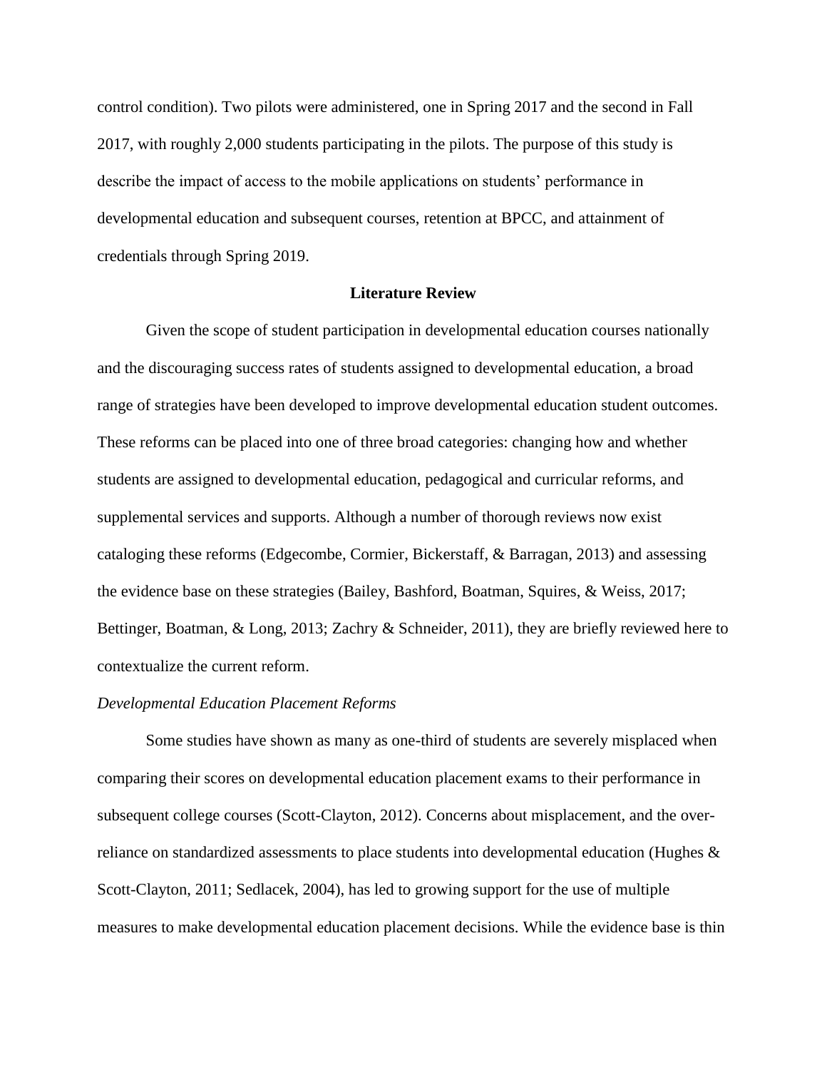control condition). Two pilots were administered, one in Spring 2017 and the second in Fall 2017, with roughly 2,000 students participating in the pilots. The purpose of this study is describe the impact of access to the mobile applications on students' performance in developmental education and subsequent courses, retention at BPCC, and attainment of credentials through Spring 2019.

## Literature Review

Given the scope of student participation in developmental education courses nationally and the discouraging success rates of students assigned to developmental education, a broad range of strategies have been developed to improve developmental education student outcomes. These reforms can be placed into one of three broad categories: changing how and whether students are assigned to developmental education, pedagogical and curricular reforms, and supplemental services and supports. Although a number of thorough reviews now exist cataloging these reforms (Edgecombe, Cormier, Bickerstaff, & Barragan, 2013) and assessing the evidence base on these strategies (Bailey, Bashford, Boatman, Squires, & Weiss, 2017; Bettinger, Boatman, & Long, 2013; Zachry & Schneider, 2011), they are briefly reviewed here to contextualize the current reform.

### *Developmental Education Placement Reforms*

Some studies have shown as many as one-third of students are severely misplaced when comparing their scores on developmental education placement exams to their performance in subsequent college courses (Scott-Clayton, 2012). Concerns about misplacement, and the over-reliance on standardized assessments to place students into developmental education (Hughes & Scott-Clayton, 2011; Sedlacek, 2004), has led to growing support for the use of multiple measures to make developmental education placement decisions. While the evidence base is thin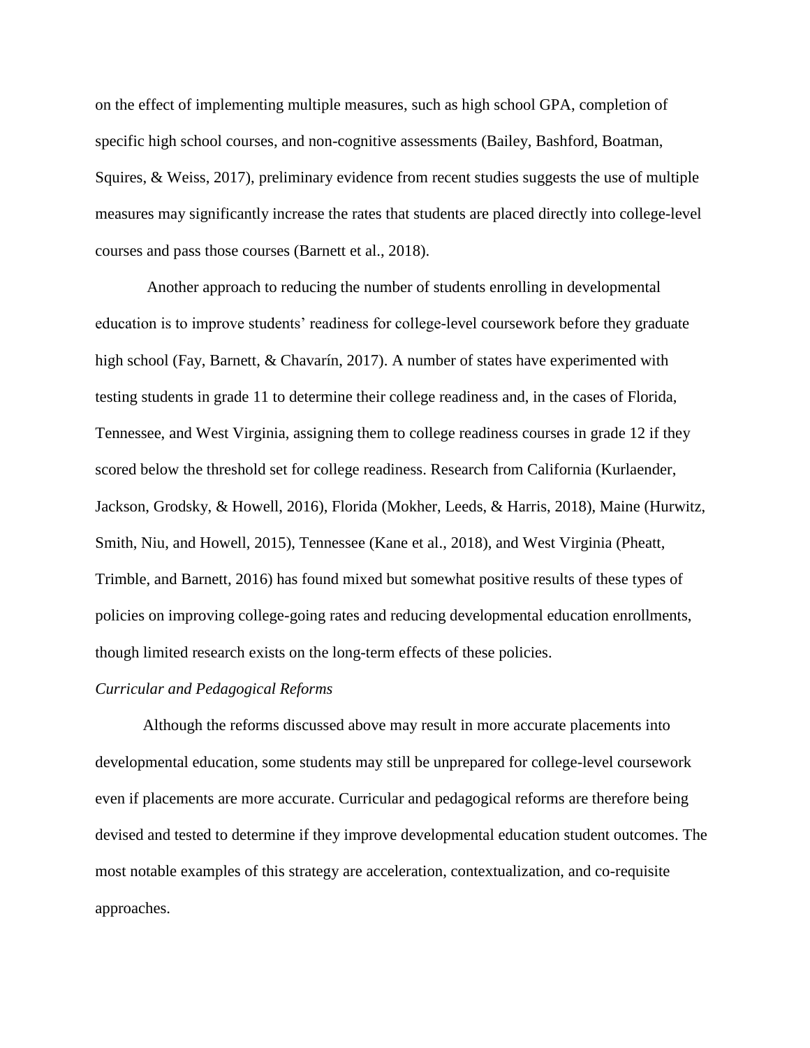on the effect of implementing multiple measures, such as high school GPA, completion of specific high school courses, and non-cognitive assessments (Bailey, Bashford, Boatman, Squires, & Weiss, 2017), preliminary evidence from recent studies suggests the use of multiple measures may significantly increase the rates that students are placed directly into college-level courses and pass those courses (Barnett et al., 2018).

Another approach to reducing the number of students enrolling in developmental education is to improve students' readiness for college-level coursework before they graduate high school (Fay, Barnett, & Chavarín, 2017). A number of states have experimented with testing students in grade 11 to determine their college readiness and, in the cases of Florida, Tennessee, and West Virginia, assigning them to college readiness courses in grade 12 if they scored below the threshold set for college readiness. Research from California (Kurlaender, Jackson, Grodsky, & Howell, 2016), Florida (Mokher, Leeds, & Harris, 2018), Maine (Hurwitz, Smith, Niu, and Howell, 2015), Tennessee (Kane et al., 2018), and West Virginia (Pheatt, Trimble, and Barnett, 2016) has found mixed but somewhat positive results of these types of policies on improving college-going rates and reducing developmental education enrollments, though limited research exists on the long-term effects of these policies.

### *Curricular and Pedagogical Reforms*

Although the reforms discussed above may result in more accurate placements into developmental education, some students may still be unprepared for college-level coursework even if placements are more accurate. Curricular and pedagogical reforms are therefore being devised and tested to determine if they improve developmental education student outcomes. The most notable examples of this strategy are acceleration, contextualization, and co-requisite approaches.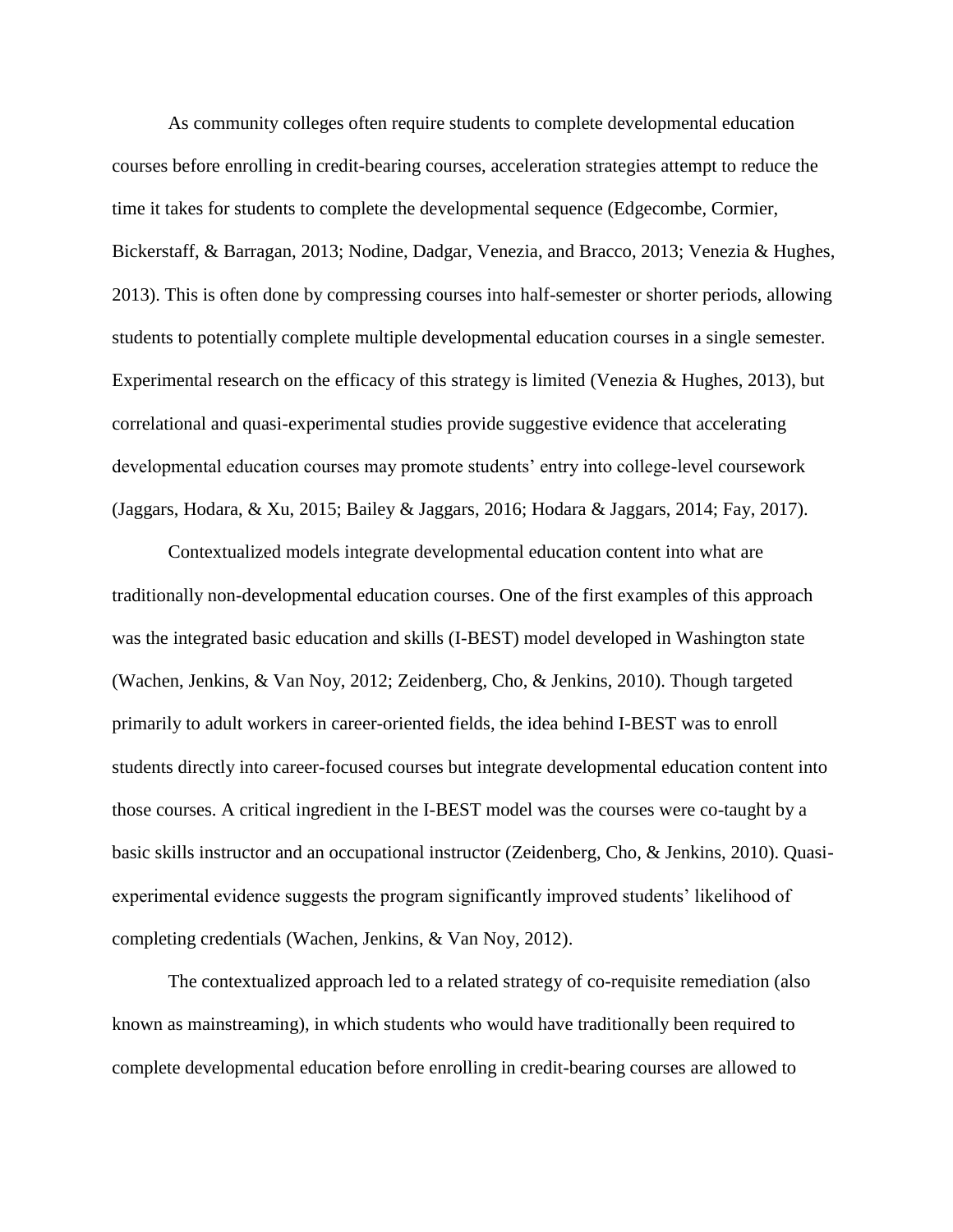As community colleges often require students to complete developmental education courses before enrolling in credit-bearing courses, acceleration strategies attempt to reduce the time it takes for students to complete the developmental sequence (Edgecombe, Cormier, Bickerstaff, & Barragan, 2013; Nodine, Dadgar, Venezia, and Bracco, 2013; Venezia & Hughes, 2013). This is often done by compressing courses into half-semester or shorter periods, allowing students to potentially complete multiple developmental education courses in a single semester. Experimental research on the efficacy of this strategy is limited (Venezia & Hughes, 2013), but correlational and quasi-experimental studies provide suggestive evidence that accelerating developmental education courses may promote students' entry into college-level coursework (Jaggars, Hodara, & Xu, 2015; Bailey & Jaggars, 2016; Hodara & Jaggars, 2014; Fay, 2017).

Contextualized models integrate developmental education content into what are traditionally non-developmental education courses. One of the first examples of this approach was the integrated basic education and skills (I-BEST) model developed in Washington state (Wachen, Jenkins, & Van Noy, 2012; Zeidenberg, Cho, & Jenkins, 2010). Though targeted primarily to adult workers in career-oriented fields, the idea behind I-BEST was to enroll students directly into career-focused courses but integrate developmental education content into those courses. A critical ingredient in the I-BEST model was the courses were co-taught by a basic skills instructor and an occupational instructor (Zeidenberg, Cho, & Jenkins, 2010). Quasi-experimental evidence suggests the program significantly improved students' likelihood of completing credentials (Wachen, Jenkins, & Van Noy, 2012).

The contextualized approach led to a related strategy of co-requisite remediation (also known as mainstreaming), in which students who would have traditionally been required to complete developmental education before enrolling in credit-bearing courses are allowed to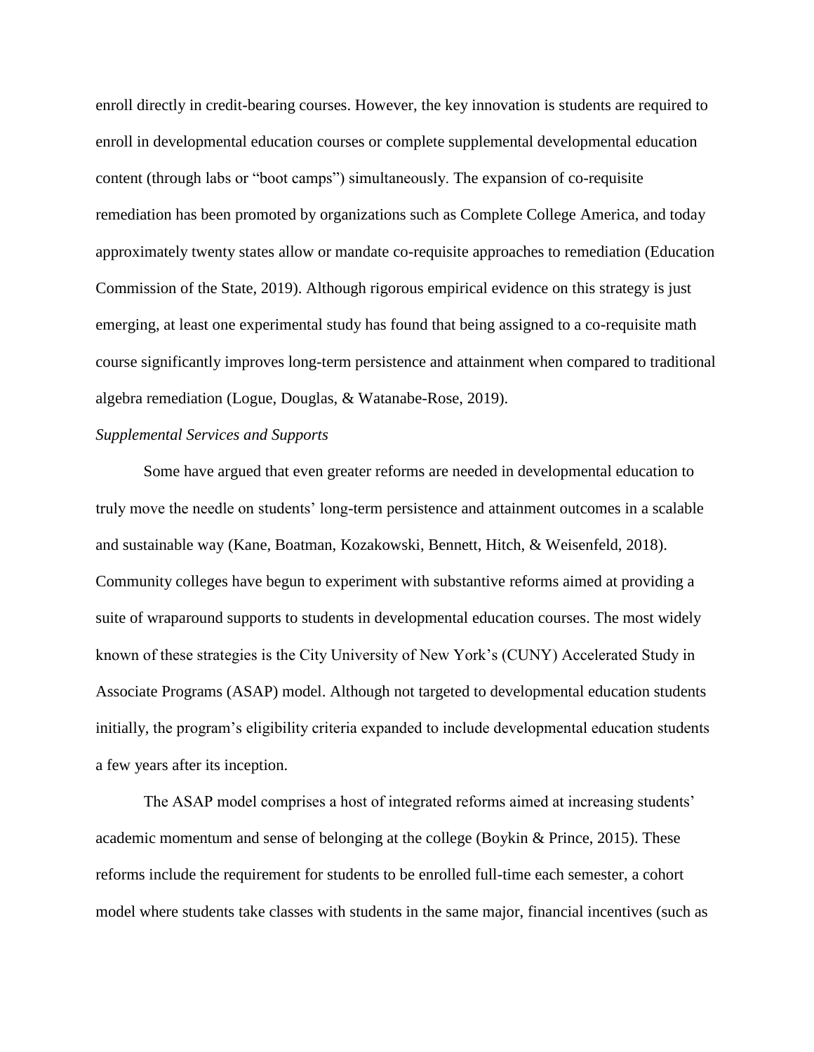enroll directly in credit-bearing courses. However, the key innovation is students are required to enroll in developmental education courses or complete supplemental developmental education content (through labs or "boot camps") simultaneously. The expansion of co-requisite remediation has been promoted by organizations such as Complete College America, and today approximately twenty states allow or mandate co-requisite approaches to remediation (Education Commission of the State, 2019). Although rigorous empirical evidence on this strategy is just emerging, at least one experimental study has found that being assigned to a co-requisite math course significantly improves long-term persistence and attainment when compared to traditional algebra remediation (Logue, Douglas, & Watanabe-Rose, 2019).

*Supplemental Services and Supports*

Some have argued that even greater reforms are needed in developmental education to truly move the needle on students' long-term persistence and attainment outcomes in a scalable and sustainable way (Kane, Boatman, Kozakowski, Bennett, Hitch, & Weisenfeld, 2018). Community colleges have begun to experiment with substantive reforms aimed at providing a suite of wraparound supports to students in developmental education courses. The most widely known of these strategies is the City University of New York's (CUNY) Accelerated Study in Associate Programs (ASAP) model. Although not targeted to developmental education students initially, the program's eligibility criteria expanded to include developmental education students a few years after its inception.

The ASAP model comprises a host of integrated reforms aimed at increasing students' academic momentum and sense of belonging at the college (Boykin & Prince, 2015). These reforms include the requirement for students to be enrolled full-time each semester, a cohort model where students take classes with students in the same major, financial incentives (such as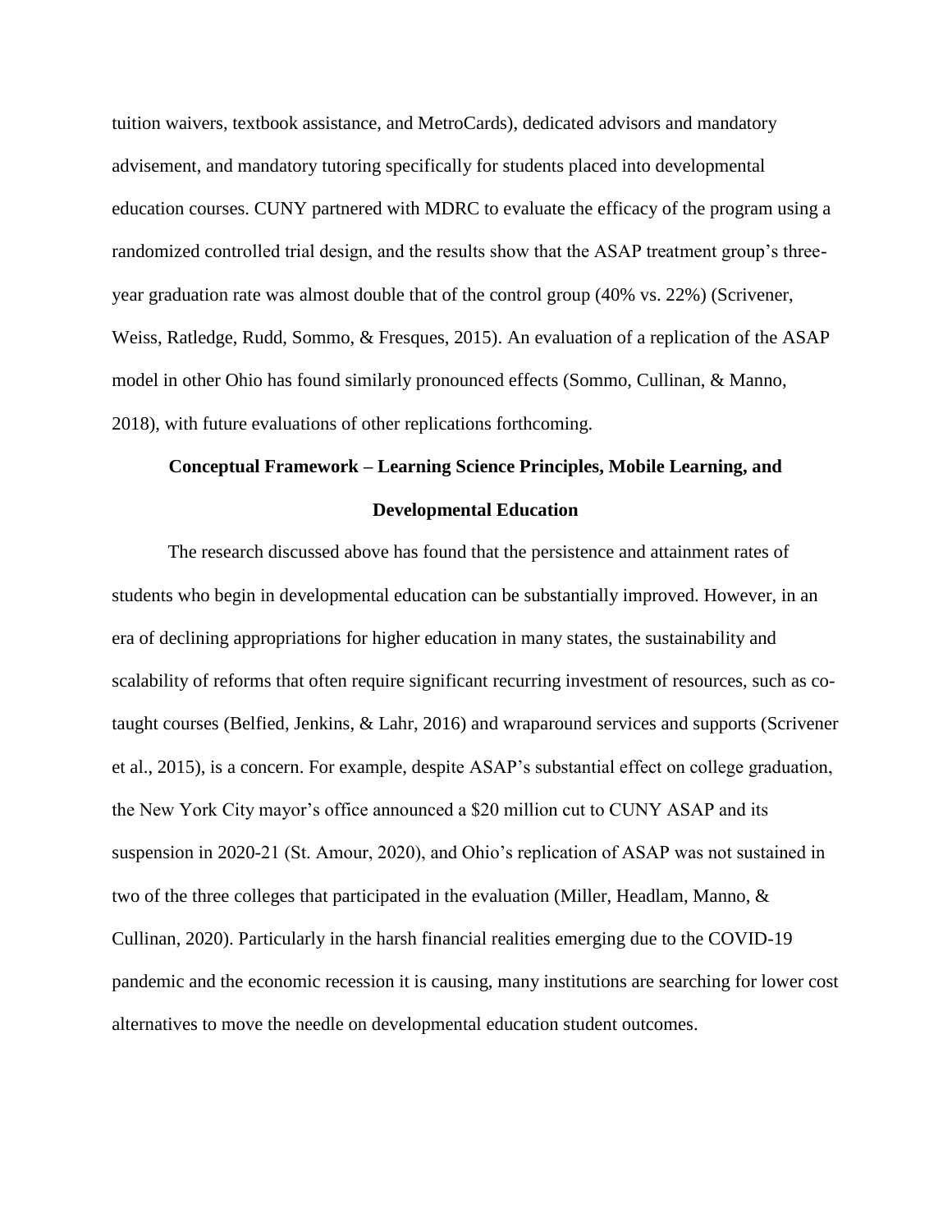tuition waivers, textbook assistance, and MetroCards), dedicated advisors and mandatory advisement, and mandatory tutoring specifically for students placed into developmental education courses. CUNY partnered with MDRC to evaluate the efficacy of the program using a randomized controlled trial design, and the results show that the ASAP treatment group's three-year graduation rate was almost double that of the control group (40% vs. 22%) (Scrivener, Weiss, Ratledge, Rudd, Sommo, & Fresques, 2015). An evaluation of a replication of the ASAP model in other Ohio has found similarly pronounced effects (Sommo, Cullinan, & Manno, 2018), with future evaluations of other replications forthcoming.

## Conceptual Framework – Learning Science Principles, Mobile Learning, and Developmental Education

The research discussed above has found that the persistence and attainment rates of students who begin in developmental education can be substantially improved. However, in an era of declining appropriations for higher education in many states, the sustainability and scalability of reforms that often require significant recurring investment of resources, such as co-taught courses (Belfied, Jenkins, & Lahr, 2016) and wraparound services and supports (Scrivener et al., 2015), is a concern. For example, despite ASAP's substantial effect on college graduation, the New York City mayor's office announced a $20 million cut to CUNY ASAP and its suspension in 2020-21 (St. Amour, 2020), and Ohio's replication of ASAP was not sustained in two of the three colleges that participated in the evaluation (Miller, Headlam, Manno, & Cullinan, 2020). Particularly in the harsh financial realities emerging due to the COVID-19 pandemic and the economic recession it is causing, many institutions are searching for lower cost alternatives to move the needle on developmental education student outcomes.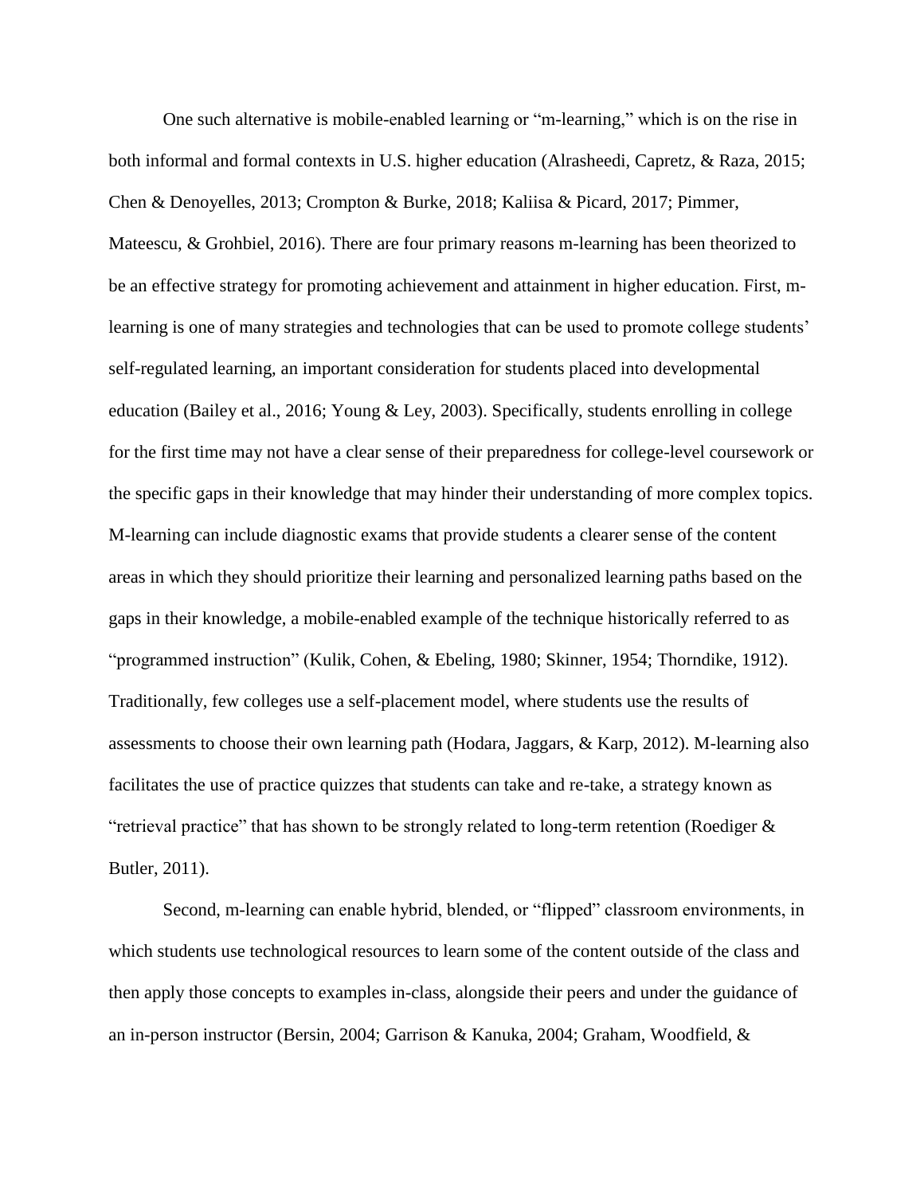One such alternative is mobile-enabled learning or "m-learning," which is on the rise in both informal and formal contexts in U.S. higher education (Alrasheedi, Capretz, & Raza, 2015; Chen & Denoyelles, 2013; Crompton & Burke, 2018; Kaliisa & Picard, 2017; Pimmer, Mateescu, & Grohbiel, 2016). There are four primary reasons m-learning has been theorized to be an effective strategy for promoting achievement and attainment in higher education. First, m-learning is one of many strategies and technologies that can be used to promote college students' self-regulated learning, an important consideration for students placed into developmental education (Bailey et al., 2016; Young & Ley, 2003). Specifically, students enrolling in college for the first time may not have a clear sense of their preparedness for college-level coursework or the specific gaps in their knowledge that may hinder their understanding of more complex topics. M-learning can include diagnostic exams that provide students a clearer sense of the content areas in which they should prioritize their learning and personalized learning paths based on the gaps in their knowledge, a mobile-enabled example of the technique historically referred to as "programmed instruction" (Kulik, Cohen, & Ebeling, 1980; Skinner, 1954; Thorndike, 1912). Traditionally, few colleges use a self-placement model, where students use the results of assessments to choose their own learning path (Hodara, Jaggars, & Karp, 2012). M-learning also facilitates the use of practice quizzes that students can take and re-take, a strategy known as "retrieval practice" that has shown to be strongly related to long-term retention (Roediger & Butler, 2011).

Second, m-learning can enable hybrid, blended, or "flipped" classroom environments, in which students use technological resources to learn some of the content outside of the class and then apply those concepts to examples in-class, alongside their peers and under the guidance of an in-person instructor (Bersin, 2004; Garrison & Kanuka, 2004; Graham, Woodfield, &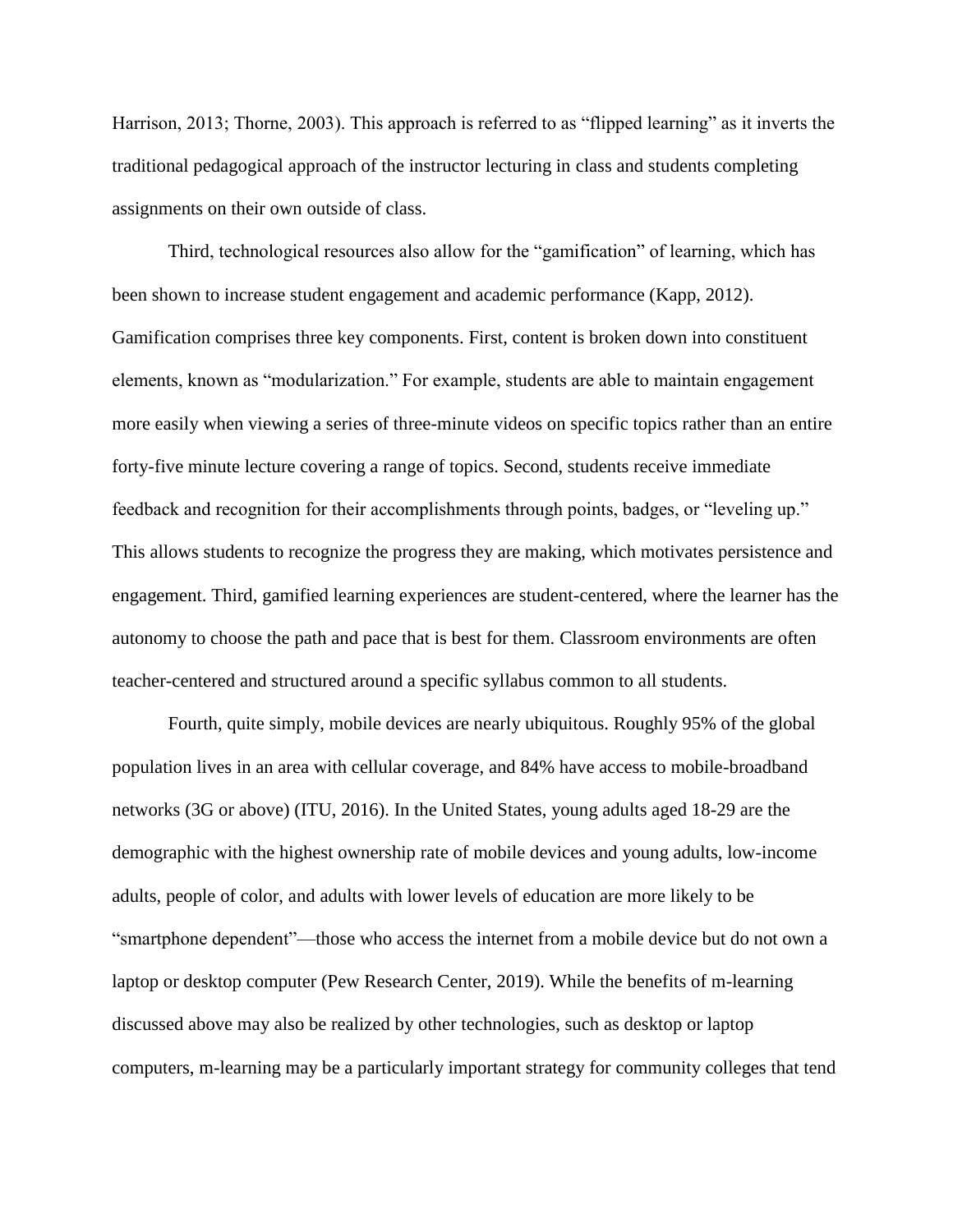Harrison, 2013; Thorne, 2003). This approach is referred to as "flipped learning" as it inverts the traditional pedagogical approach of the instructor lecturing in class and students completing assignments on their own outside of class.

Third, technological resources also allow for the "gamification" of learning, which has been shown to increase student engagement and academic performance (Kapp, 2012). Gamification comprises three key components. First, content is broken down into constituent elements, known as "modularization." For example, students are able to maintain engagement more easily when viewing a series of three-minute videos on specific topics rather than an entire forty-five minute lecture covering a range of topics. Second, students receive immediate feedback and recognition for their accomplishments through points, badges, or "leveling up." This allows students to recognize the progress they are making, which motivates persistence and engagement. Third, gamified learning experiences are student-centered, where the learner has the autonomy to choose the path and pace that is best for them. Classroom environments are often teacher-centered and structured around a specific syllabus common to all students.

Fourth, quite simply, mobile devices are nearly ubiquitous. Roughly 95% of the global population lives in an area with cellular coverage, and 84% have access to mobile-broadband networks (3G or above) (ITU, 2016). In the United States, young adults aged 18-29 are the demographic with the highest ownership rate of mobile devices and young adults, low-income adults, people of color, and adults with lower levels of education are more likely to be "smartphone dependent"—those who access the internet from a mobile device but do not own a laptop or desktop computer (Pew Research Center, 2019). While the benefits of m-learning discussed above may also be realized by other technologies, such as desktop or laptop computers, m-learning may be a particularly important strategy for community colleges that tend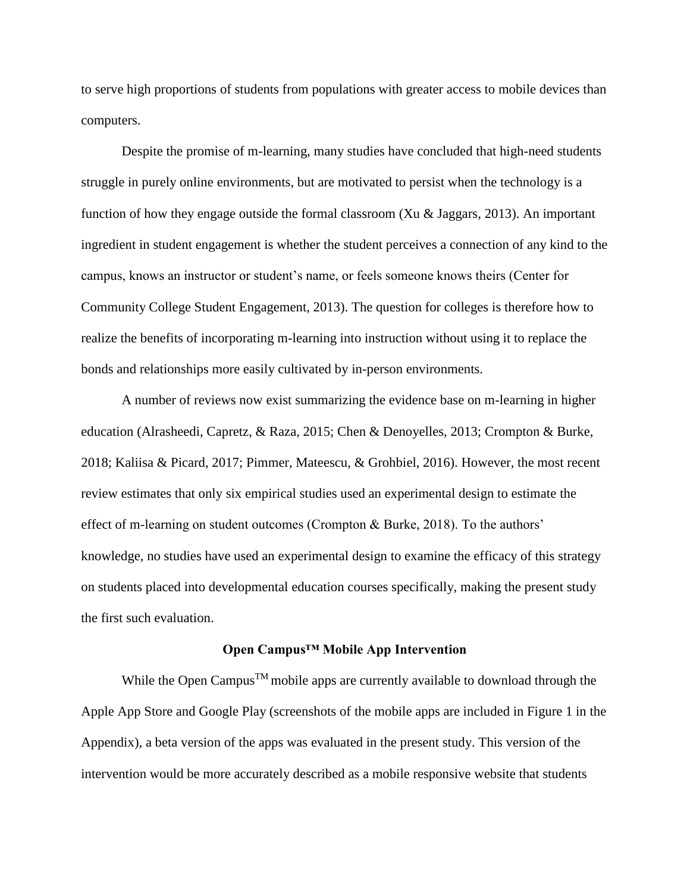to serve high proportions of students from populations with greater access to mobile devices than computers.

Despite the promise of m-learning, many studies have concluded that high-need students struggle in purely online environments, but are motivated to persist when the technology is a function of how they engage outside the formal classroom (Xu & Jaggars, 2013). An important ingredient in student engagement is whether the student perceives a connection of any kind to the campus, knows an instructor or student's name, or feels someone knows theirs (Center for Community College Student Engagement, 2013). The question for colleges is therefore how to realize the benefits of incorporating m-learning into instruction without using it to replace the bonds and relationships more easily cultivated by in-person environments.

A number of reviews now exist summarizing the evidence base on m-learning in higher education (Alrasheedi, Capretz, & Raza, 2015; Chen & Denoyelles, 2013; Crompton & Burke, 2018; Kaliisa & Picard, 2017; Pimmer, Mateescu, & Grohbiel, 2016). However, the most recent review estimates that only six empirical studies used an experimental design to estimate the effect of m-learning on student outcomes (Crompton & Burke, 2018). To the authors' knowledge, no studies have used an experimental design to examine the efficacy of this strategy on students placed into developmental education courses specifically, making the present study the first such evaluation.

## Open Campus™ Mobile App Intervention

While the Open Campus™ mobile apps are currently available to download through the Apple App Store and Google Play (screenshots of the mobile apps are included in Figure 1 in the Appendix), a beta version of the apps was evaluated in the present study. This version of the intervention would be more accurately described as a mobile responsive website that students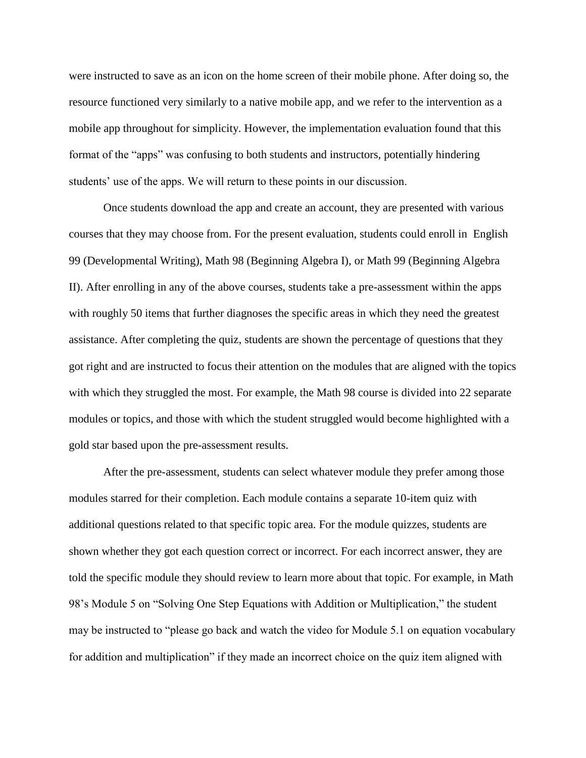were instructed to save as an icon on the home screen of their mobile phone. After doing so, the resource functioned very similarly to a native mobile app, and we refer to the intervention as a mobile app throughout for simplicity. However, the implementation evaluation found that this format of the "apps" was confusing to both students and instructors, potentially hindering students' use of the apps. We will return to these points in our discussion.

Once students download the app and create an account, they are presented with various courses that they may choose from. For the present evaluation, students could enroll in English 99 (Developmental Writing), Math 98 (Beginning Algebra I), or Math 99 (Beginning Algebra II). After enrolling in any of the above courses, students take a pre-assessment within the apps with roughly 50 items that further diagnoses the specific areas in which they need the greatest assistance. After completing the quiz, students are shown the percentage of questions that they got right and are instructed to focus their attention on the modules that are aligned with the topics with which they struggled the most. For example, the Math 98 course is divided into 22 separate modules or topics, and those with which the student struggled would become highlighted with a gold star based upon the pre-assessment results.

After the pre-assessment, students can select whatever module they prefer among those modules starred for their completion. Each module contains a separate 10-item quiz with additional questions related to that specific topic area. For the module quizzes, students are shown whether they got each question correct or incorrect. For each incorrect answer, they are told the specific module they should review to learn more about that topic. For example, in Math 98's Module 5 on "Solving One Step Equations with Addition or Multiplication," the student may be instructed to "please go back and watch the video for Module 5.1 on equation vocabulary for addition and multiplication" if they made an incorrect choice on the quiz item aligned with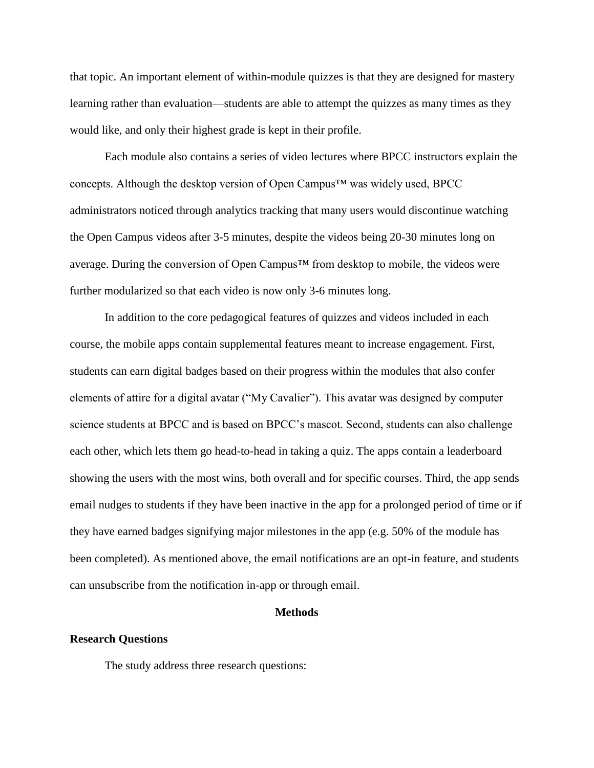that topic. An important element of within-module quizzes is that they are designed for mastery learning rather than evaluation—students are able to attempt the quizzes as many times as they would like, and only their highest grade is kept in their profile.

Each module also contains a series of video lectures where BPCC instructors explain the concepts. Although the desktop version of Open Campus™ was widely used, BPCC administrators noticed through analytics tracking that many users would discontinue watching the Open Campus videos after 3-5 minutes, despite the videos being 20-30 minutes long on average. During the conversion of Open Campus™ from desktop to mobile, the videos were further modularized so that each video is now only 3-6 minutes long.

In addition to the core pedagogical features of quizzes and videos included in each course, the mobile apps contain supplemental features meant to increase engagement. First, students can earn digital badges based on their progress within the modules that also confer elements of attire for a digital avatar ("My Cavalier"). This avatar was designed by computer science students at BPCC and is based on BPCC's mascot. Second, students can also challenge each other, which lets them go head-to-head in taking a quiz. The apps contain a leaderboard showing the users with the most wins, both overall and for specific courses. Third, the app sends email nudges to students if they have been inactive in the app for a prolonged period of time or if they have earned badges signifying major milestones in the app (e.g. 50% of the module has been completed). As mentioned above, the email notifications are an opt-in feature, and students can unsubscribe from the notification in-app or through email.

## Methods

### Research Questions

The study address three research questions: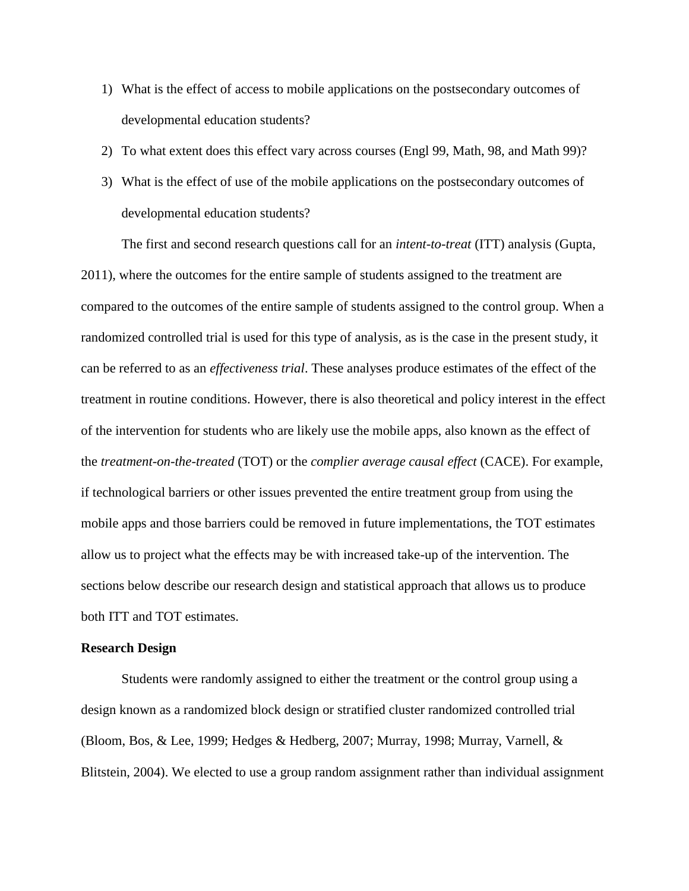1) What is the effect of access to mobile applications on the postsecondary outcomes of developmental education students?
2) To what extent does this effect vary across courses (Engl 99, Math, 98, and Math 99)?
3) What is the effect of use of the mobile applications on the postsecondary outcomes of developmental education students?

The first and second research questions call for an *intent-to-treat* (ITT) analysis (Gupta, 2011), where the outcomes for the entire sample of students assigned to the treatment are compared to the outcomes of the entire sample of students assigned to the control group. When a randomized controlled trial is used for this type of analysis, as is the case in the present study, it can be referred to as an *effectiveness trial*. These analyses produce estimates of the effect of the treatment in routine conditions. However, there is also theoretical and policy interest in the effect of the intervention for students who are likely use the mobile apps, also known as the effect of the *treatment-on-the-treated* (TOT) or the *complier average causal effect* (CACE). For example, if technological barriers or other issues prevented the entire treatment group from using the mobile apps and those barriers could be removed in future implementations, the TOT estimates allow us to project what the effects may be with increased take-up of the intervention. The sections below describe our research design and statistical approach that allows us to produce both ITT and TOT estimates.

**Research Design**

Students were randomly assigned to either the treatment or the control group using a design known as a randomized block design or stratified cluster randomized controlled trial (Bloom, Bos, & Lee, 1999; Hedges & Hedberg, 2007; Murray, 1998; Murray, Varnell, & Blitstein, 2004). We elected to use a group random assignment rather than individual assignment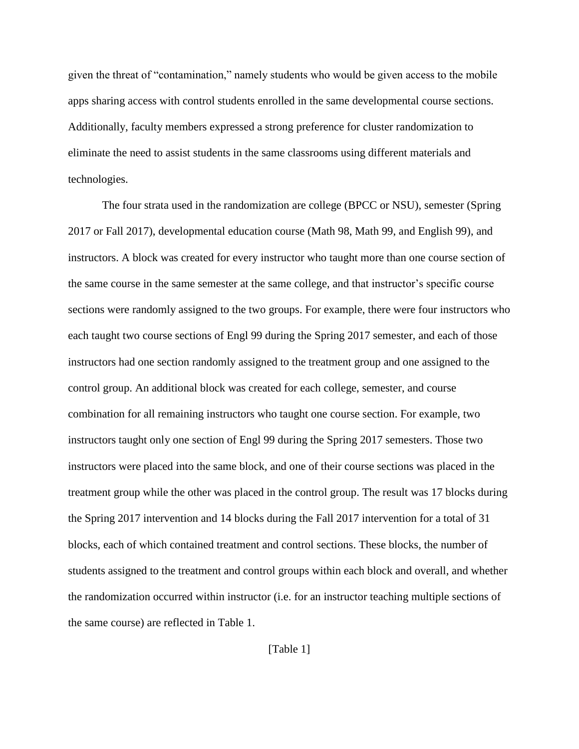given the threat of "contamination," namely students who would be given access to the mobile apps sharing access with control students enrolled in the same developmental course sections. Additionally, faculty members expressed a strong preference for cluster randomization to eliminate the need to assist students in the same classrooms using different materials and technologies.

The four strata used in the randomization are college (BPCC or NSU), semester (Spring 2017 or Fall 2017), developmental education course (Math 98, Math 99, and English 99), and instructors. A block was created for every instructor who taught more than one course section of the same course in the same semester at the same college, and that instructor's specific course sections were randomly assigned to the two groups. For example, there were four instructors who each taught two course sections of Engl 99 during the Spring 2017 semester, and each of those instructors had one section randomly assigned to the treatment group and one assigned to the control group. An additional block was created for each college, semester, and course combination for all remaining instructors who taught one course section. For example, two instructors taught only one section of Engl 99 during the Spring 2017 semesters. Those two instructors were placed into the same block, and one of their course sections was placed in the treatment group while the other was placed in the control group. The result was 17 blocks during the Spring 2017 intervention and 14 blocks during the Fall 2017 intervention for a total of 31 blocks, each of which contained treatment and control sections. These blocks, the number of students assigned to the treatment and control groups within each block and overall, and whether the randomization occurred within instructor (i.e. for an instructor teaching multiple sections of the same course) are reflected in Table 1.

[Table 1]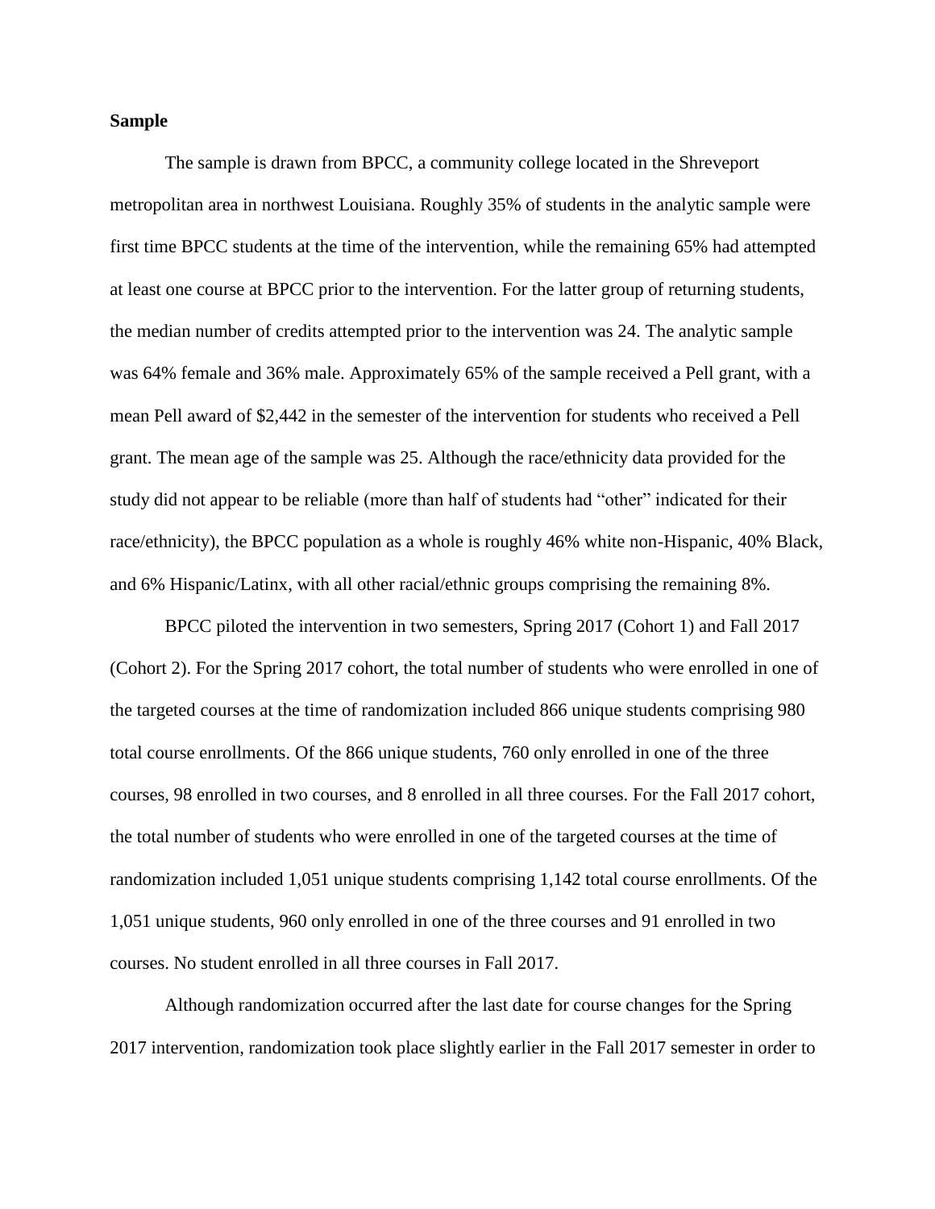**Sample**

The sample is drawn from BPCC, a community college located in the Shreveport metropolitan area in northwest Louisiana. Roughly 35% of students in the analytic sample were first time BPCC students at the time of the intervention, while the remaining 65% had attempted at least one course at BPCC prior to the intervention. For the latter group of returning students, the median number of credits attempted prior to the intervention was 24. The analytic sample was 64% female and 36% male. Approximately 65% of the sample received a Pell grant, with a mean Pell award of $2,442 in the semester of the intervention for students who received a Pell grant. The mean age of the sample was 25. Although the race/ethnicity data provided for the study did not appear to be reliable (more than half of students had "other" indicated for their race/ethnicity), the BPCC population as a whole is roughly 46% white non-Hispanic, 40% Black, and 6% Hispanic/Latinx, with all other racial/ethnic groups comprising the remaining 8%.

BPCC piloted the intervention in two semesters, Spring 2017 (Cohort 1) and Fall 2017 (Cohort 2). For the Spring 2017 cohort, the total number of students who were enrolled in one of the targeted courses at the time of randomization included 866 unique students comprising 980 total course enrollments. Of the 866 unique students, 760 only enrolled in one of the three courses, 98 enrolled in two courses, and 8 enrolled in all three courses. For the Fall 2017 cohort, the total number of students who were enrolled in one of the targeted courses at the time of randomization included 1,051 unique students comprising 1,142 total course enrollments. Of the 1,051 unique students, 960 only enrolled in one of the three courses and 91 enrolled in two courses. No student enrolled in all three courses in Fall 2017.

Although randomization occurred after the last date for course changes for the Spring 2017 intervention, randomization took place slightly earlier in the Fall 2017 semester in order to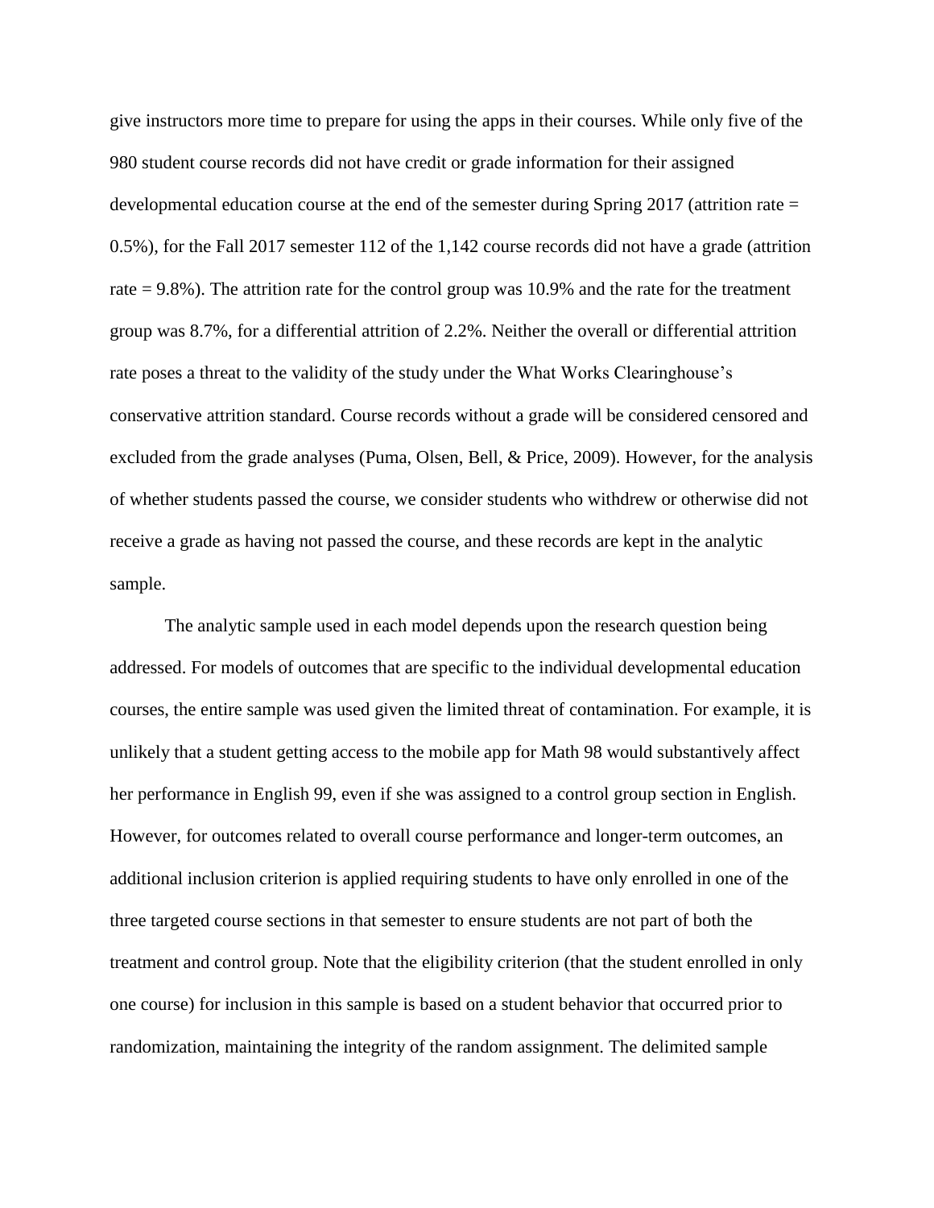give instructors more time to prepare for using the apps in their courses. While only five of the 980 student course records did not have credit or grade information for their assigned developmental education course at the end of the semester during Spring 2017 (attrition rate = 0.5%), for the Fall 2017 semester 112 of the 1,142 course records did not have a grade (attrition rate = 9.8%). The attrition rate for the control group was 10.9% and the rate for the treatment group was 8.7%, for a differential attrition of 2.2%. Neither the overall or differential attrition rate poses a threat to the validity of the study under the What Works Clearinghouse's conservative attrition standard. Course records without a grade will be considered censored and excluded from the grade analyses (Puma, Olsen, Bell, & Price, 2009). However, for the analysis of whether students passed the course, we consider students who withdrew or otherwise did not receive a grade as having not passed the course, and these records are kept in the analytic sample.

The analytic sample used in each model depends upon the research question being addressed. For models of outcomes that are specific to the individual developmental education courses, the entire sample was used given the limited threat of contamination. For example, it is unlikely that a student getting access to the mobile app for Math 98 would substantively affect her performance in English 99, even if she was assigned to a control group section in English. However, for outcomes related to overall course performance and longer-term outcomes, an additional inclusion criterion is applied requiring students to have only enrolled in one of the three targeted course sections in that semester to ensure students are not part of both the treatment and control group. Note that the eligibility criterion (that the student enrolled in only one course) for inclusion in this sample is based on a student behavior that occurred prior to randomization, maintaining the integrity of the random assignment. The delimited sample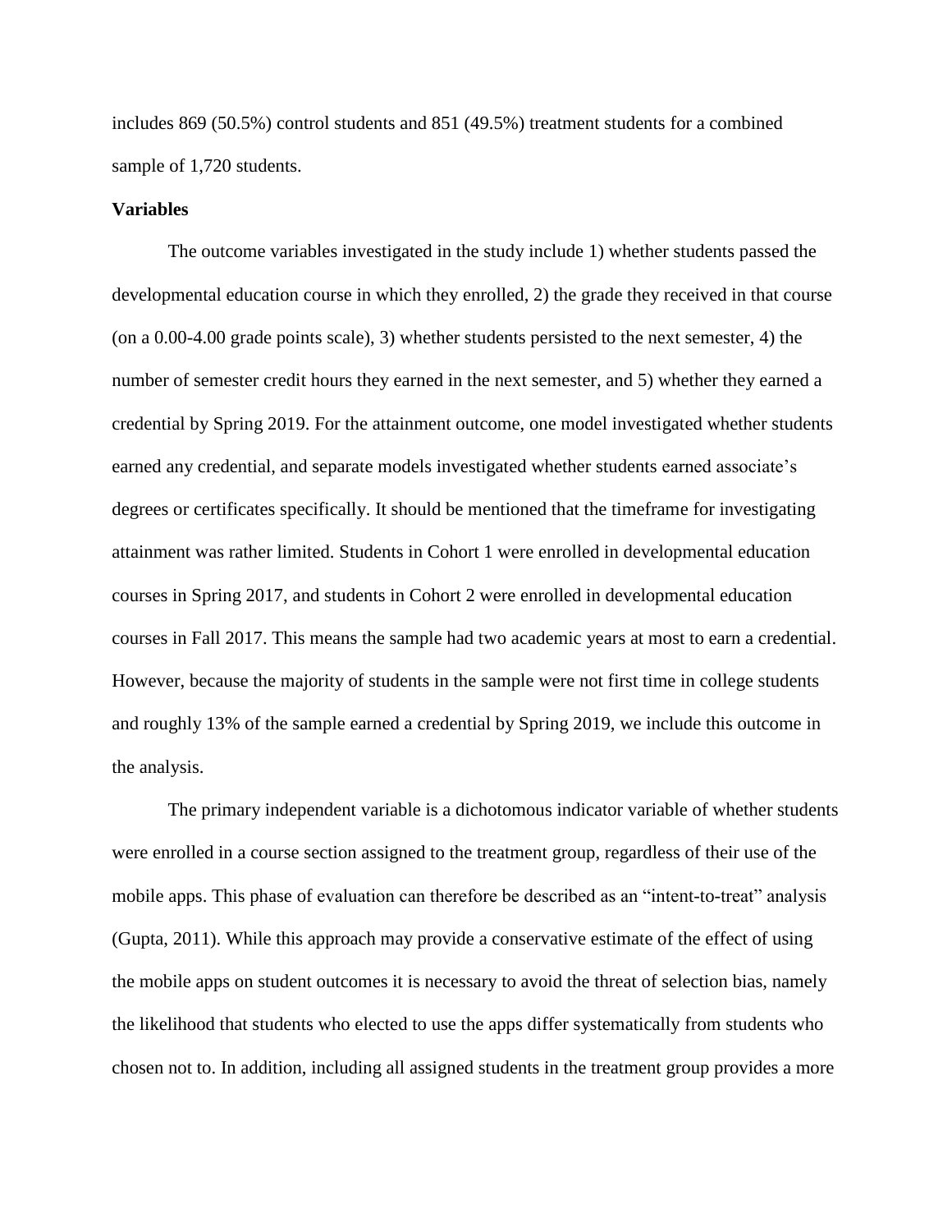includes 869 (50.5%) control students and 851 (49.5%) treatment students for a combined sample of 1,720 students.

**Variables**

The outcome variables investigated in the study include 1) whether students passed the developmental education course in which they enrolled, 2) the grade they received in that course (on a 0.00-4.00 grade points scale), 3) whether students persisted to the next semester, 4) the number of semester credit hours they earned in the next semester, and 5) whether they earned a credential by Spring 2019. For the attainment outcome, one model investigated whether students earned any credential, and separate models investigated whether students earned associate's degrees or certificates specifically. It should be mentioned that the timeframe for investigating attainment was rather limited. Students in Cohort 1 were enrolled in developmental education courses in Spring 2017, and students in Cohort 2 were enrolled in developmental education courses in Fall 2017. This means the sample had two academic years at most to earn a credential. However, because the majority of students in the sample were not first time in college students and roughly 13% of the sample earned a credential by Spring 2019, we include this outcome in the analysis.

The primary independent variable is a dichotomous indicator variable of whether students were enrolled in a course section assigned to the treatment group, regardless of their use of the mobile apps. This phase of evaluation can therefore be described as an "intent-to-treat" analysis (Gupta, 2011). While this approach may provide a conservative estimate of the effect of using the mobile apps on student outcomes it is necessary to avoid the threat of selection bias, namely the likelihood that students who elected to use the apps differ systematically from students who chosen not to. In addition, including all assigned students in the treatment group provides a more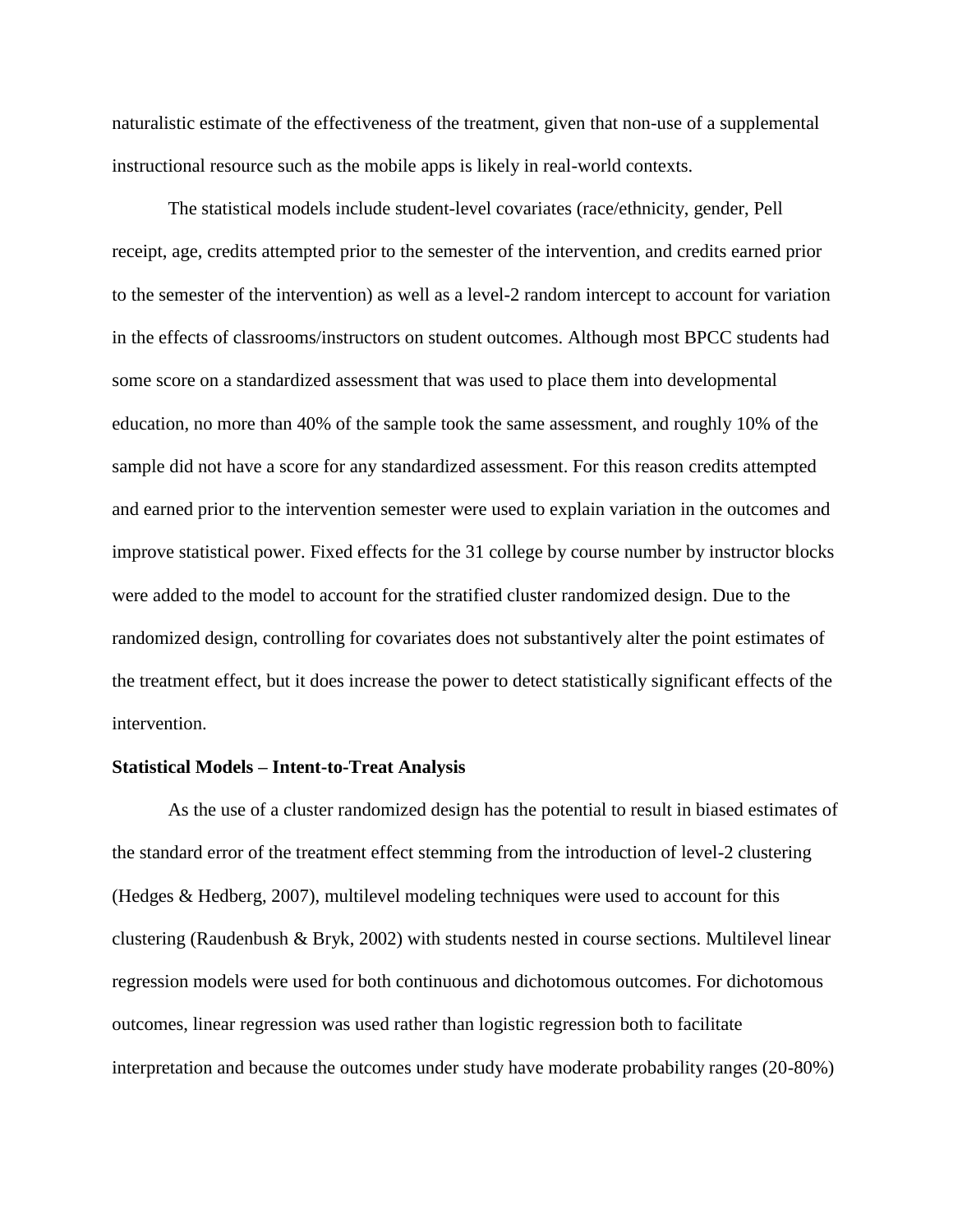naturalistic estimate of the effectiveness of the treatment, given that non-use of a supplemental instructional resource such as the mobile apps is likely in real-world contexts.

The statistical models include student-level covariates (race/ethnicity, gender, Pell receipt, age, credits attempted prior to the semester of the intervention, and credits earned prior to the semester of the intervention) as well as a level-2 random intercept to account for variation in the effects of classrooms/instructors on student outcomes. Although most BPCC students had some score on a standardized assessment that was used to place them into developmental education, no more than 40% of the sample took the same assessment, and roughly 10% of the sample did not have a score for any standardized assessment. For this reason credits attempted and earned prior to the intervention semester were used to explain variation in the outcomes and improve statistical power. Fixed effects for the 31 college by course number by instructor blocks were added to the model to account for the stratified cluster randomized design. Due to the randomized design, controlling for covariates does not substantively alter the point estimates of the treatment effect, but it does increase the power to detect statistically significant effects of the intervention.

**Statistical Models – Intent-to-Treat Analysis**

As the use of a cluster randomized design has the potential to result in biased estimates of the standard error of the treatment effect stemming from the introduction of level-2 clustering (Hedges & Hedberg, 2007), multilevel modeling techniques were used to account for this clustering (Raudenbush & Bryk, 2002) with students nested in course sections. Multilevel linear regression models were used for both continuous and dichotomous outcomes. For dichotomous outcomes, linear regression was used rather than logistic regression both to facilitate interpretation and because the outcomes under study have moderate probability ranges (20-80%)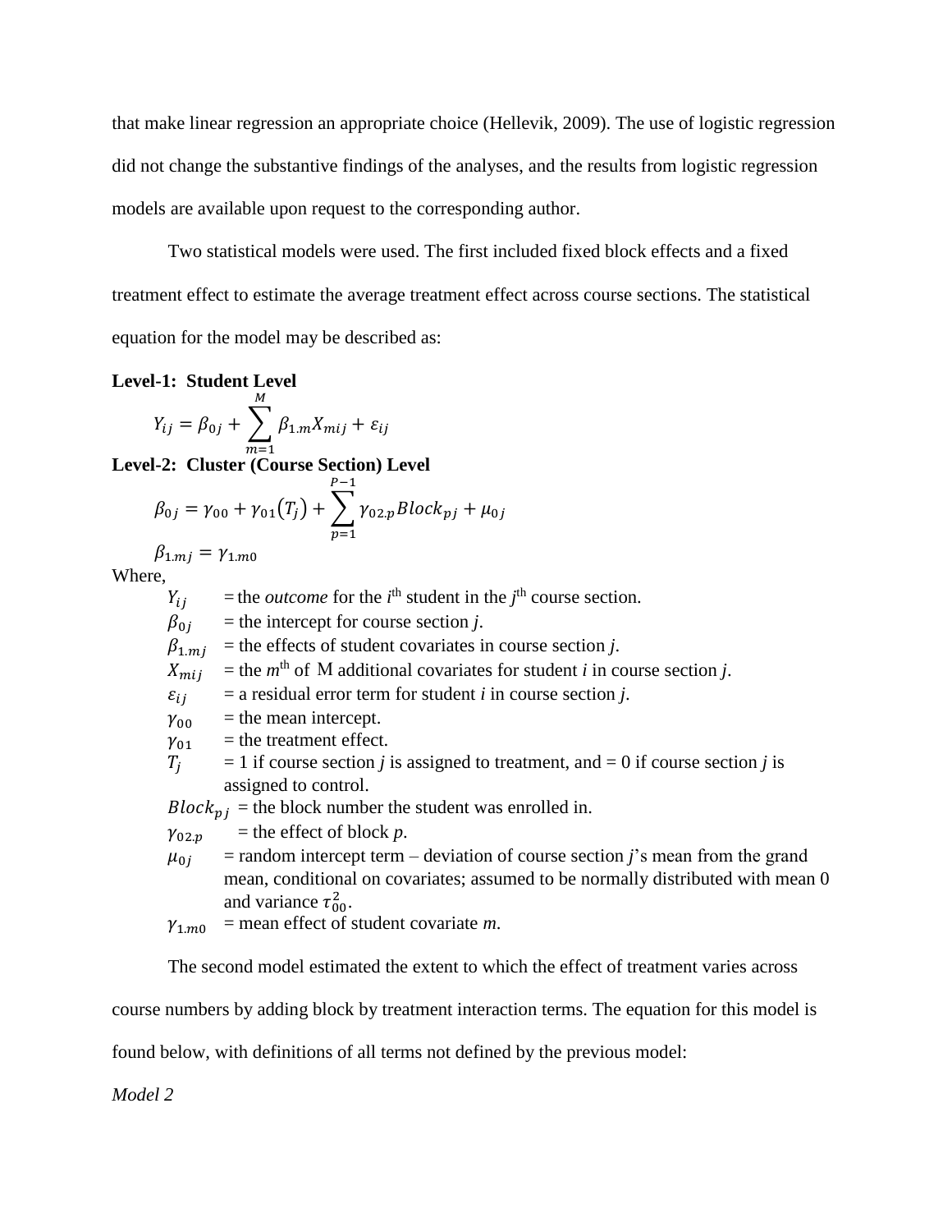that make linear regression an appropriate choice (Hellevik, 2009). The use of logistic regression did not change the substantive findings of the analyses, and the results from logistic regression models are available upon request to the corresponding author.

Two statistical models were used. The first included fixed block effects and a fixed treatment effect to estimate the average treatment effect across course sections. The statistical equation for the model may be described as:

**Level-1: Student Level**

$$Y_{ij} = \beta_{0j} + \sum_{m=1}^{M} \beta_{1.m} X_{mij} + \varepsilon_{ij}$$

**Level-2: Cluster (Course Section) Level**

$$\beta_{0j} = \gamma_{00} + \gamma_{01}(T_j) + \sum_{p=1}^{P-1} \gamma_{02.p} Block_{pj} + \mu_{0j}$$

$$\beta_{1.mj} = \gamma_{1.m0}$$

Where,

- $Y_{ij}$ = the *outcome* for the $i^{th}$ student in the $j^{th}$ course section.
- $\beta_{0j}$ = the intercept for course section *j*.
- $\beta_{1.mj}$ = the effects of student covariates in course section *j*.
- $X_{mij}$ = the $m^{th}$ of M additional covariates for student *i* in course section *j*.
- $\varepsilon_{ij}$ = a residual error term for student *i* in course section *j*.
- $\gamma_{00}$ = the mean intercept.
- $\gamma_{01}$ = the treatment effect.
- $T_j$ = 1 if course section *j* is assigned to treatment, and = 0 if course section *j* is assigned to control.
- $Block_{pj}$ = the block number the student was enrolled in.
- $\gamma_{02.p}$ = the effect of block *p*.
- $\mu_{0j}$ = random intercept term – deviation of course section *j*'s mean from the grand mean, conditional on covariates; assumed to be normally distributed with mean 0 and variance $\tau_{00}^2$.
- $\gamma_{1.m0}$ = mean effect of student covariate *m*.

The second model estimated the extent to which the effect of treatment varies across course numbers by adding block by treatment interaction terms. The equation for this model is found below, with definitions of all terms not defined by the previous model:

*Model 2*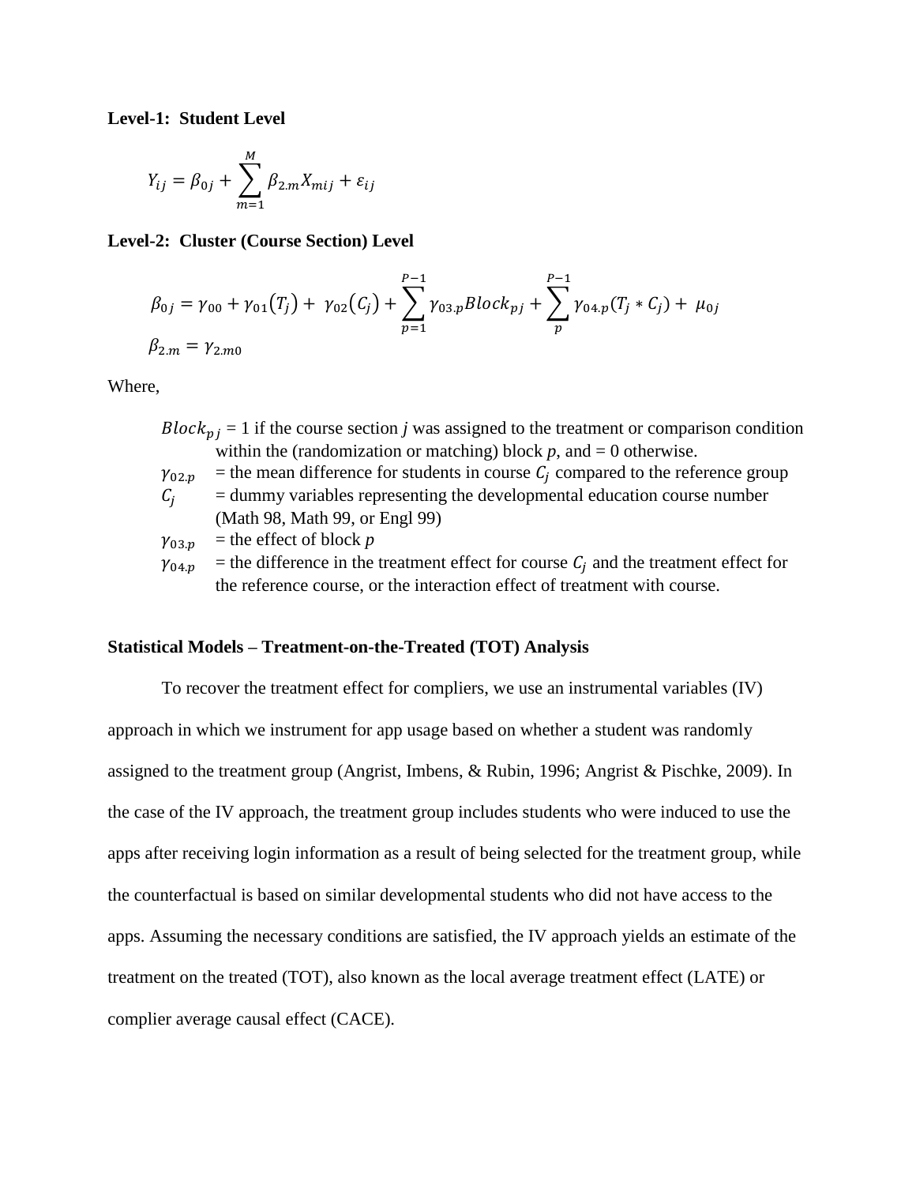**Level-1: Student Level**

$$Y_{ij} = \beta_{0j} + \sum_{m=1}^{M} \beta_{2.m} X_{mij} + \varepsilon_{ij}$$

**Level-2: Cluster (Course Section) Level**

$$\beta_{0j} = \gamma_{00} + \gamma_{01}(T_j) + \gamma_{02}(C_j) + \sum_{p=1}^{P-1} \gamma_{03.p} Block_{pj} + \sum_{p}^{P-1} \gamma_{04.p}(T_j * C_j) + \mu_{0j}$$

$$\beta_{2.m} = \gamma_{2.m0}$$

Where,

- $Block_{pj}$ = 1 if the course section $j$ was assigned to the treatment or comparison condition within the (randomization or matching) block $p$, and = 0 otherwise.
- $\gamma_{02.p}$ = the mean difference for students in course $C_j$ compared to the reference group
- $C_j$ = dummy variables representing the developmental education course number (Math 98, Math 99, or Engl 99)
- $\gamma_{03.p}$ = the effect of block $p$
- $\gamma_{04.p}$ = the difference in the treatment effect for course $C_j$ and the treatment effect for the reference course, or the interaction effect of treatment with course.

**Statistical Models – Treatment-on-the-Treated (TOT) Analysis**

To recover the treatment effect for compliers, we use an instrumental variables (IV) approach in which we instrument for app usage based on whether a student was randomly assigned to the treatment group (Angrist, Imbens, & Rubin, 1996; Angrist & Pischke, 2009). In the case of the IV approach, the treatment group includes students who were induced to use the apps after receiving login information as a result of being selected for the treatment group, while the counterfactual is based on similar developmental students who did not have access to the apps. Assuming the necessary conditions are satisfied, the IV approach yields an estimate of the treatment on the treated (TOT), also known as the local average treatment effect (LATE) or complier average causal effect (CACE).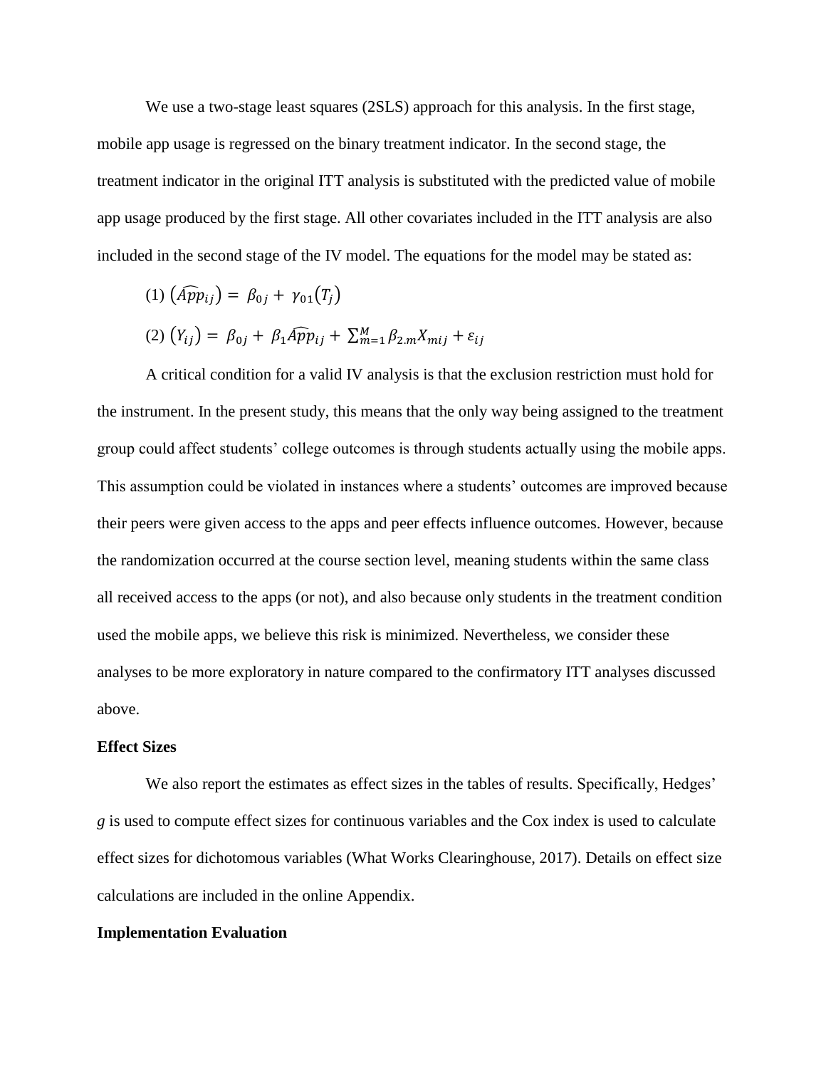We use a two-stage least squares (2SLS) approach for this analysis. In the first stage, mobile app usage is regressed on the binary treatment indicator. In the second stage, the treatment indicator in the original ITT analysis is substituted with the predicted value of mobile app usage produced by the first stage. All other covariates included in the ITT analysis are also included in the second stage of the IV model. The equations for the model may be stated as:

$$(1)\ \left(\widehat{App}_{ij}\right) = \beta_{0j} + \gamma_{01}\left(T_j\right)$$

$$(2)\ \left(Y_{ij}\right) = \beta_{0j} + \beta_1 \widehat{App}_{ij} + \sum_{m=1}^{M} \beta_{2.m} X_{mij} + \varepsilon_{ij}$$

A critical condition for a valid IV analysis is that the exclusion restriction must hold for the instrument. In the present study, this means that the only way being assigned to the treatment group could affect students' college outcomes is through students actually using the mobile apps. This assumption could be violated in instances where a students' outcomes are improved because their peers were given access to the apps and peer effects influence outcomes. However, because the randomization occurred at the course section level, meaning students within the same class all received access to the apps (or not), and also because only students in the treatment condition used the mobile apps, we believe this risk is minimized. Nevertheless, we consider these analyses to be more exploratory in nature compared to the confirmatory ITT analyses discussed above.

**Effect Sizes**

We also report the estimates as effect sizes in the tables of results. Specifically, Hedges' *g* is used to compute effect sizes for continuous variables and the Cox index is used to calculate effect sizes for dichotomous variables (What Works Clearinghouse, 2017). Details on effect size calculations are included in the online Appendix.

**Implementation Evaluation**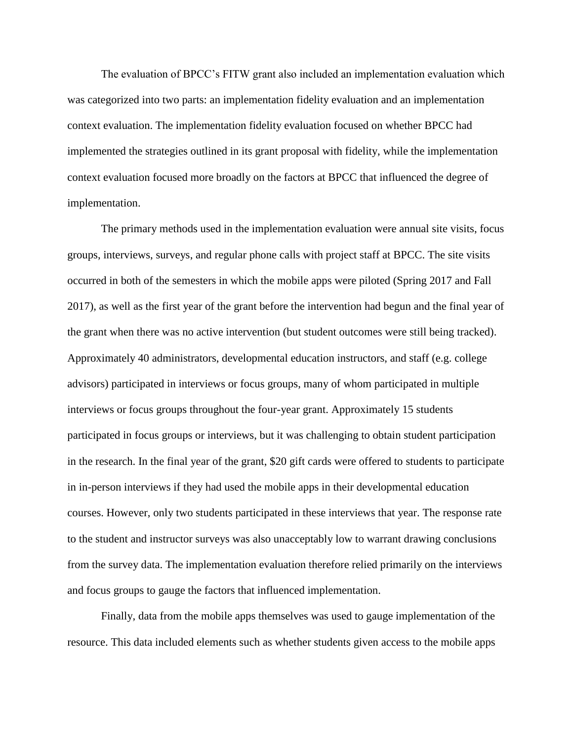The evaluation of BPCC's FITW grant also included an implementation evaluation which was categorized into two parts: an implementation fidelity evaluation and an implementation context evaluation. The implementation fidelity evaluation focused on whether BPCC had implemented the strategies outlined in its grant proposal with fidelity, while the implementation context evaluation focused more broadly on the factors at BPCC that influenced the degree of implementation.

The primary methods used in the implementation evaluation were annual site visits, focus groups, interviews, surveys, and regular phone calls with project staff at BPCC. The site visits occurred in both of the semesters in which the mobile apps were piloted (Spring 2017 and Fall 2017), as well as the first year of the grant before the intervention had begun and the final year of the grant when there was no active intervention (but student outcomes were still being tracked). Approximately 40 administrators, developmental education instructors, and staff (e.g. college advisors) participated in interviews or focus groups, many of whom participated in multiple interviews or focus groups throughout the four-year grant. Approximately 15 students participated in focus groups or interviews, but it was challenging to obtain student participation in the research. In the final year of the grant, $20 gift cards were offered to students to participate in in-person interviews if they had used the mobile apps in their developmental education courses. However, only two students participated in these interviews that year. The response rate to the student and instructor surveys was also unacceptably low to warrant drawing conclusions from the survey data. The implementation evaluation therefore relied primarily on the interviews and focus groups to gauge the factors that influenced implementation.

Finally, data from the mobile apps themselves was used to gauge implementation of the resource. This data included elements such as whether students given access to the mobile apps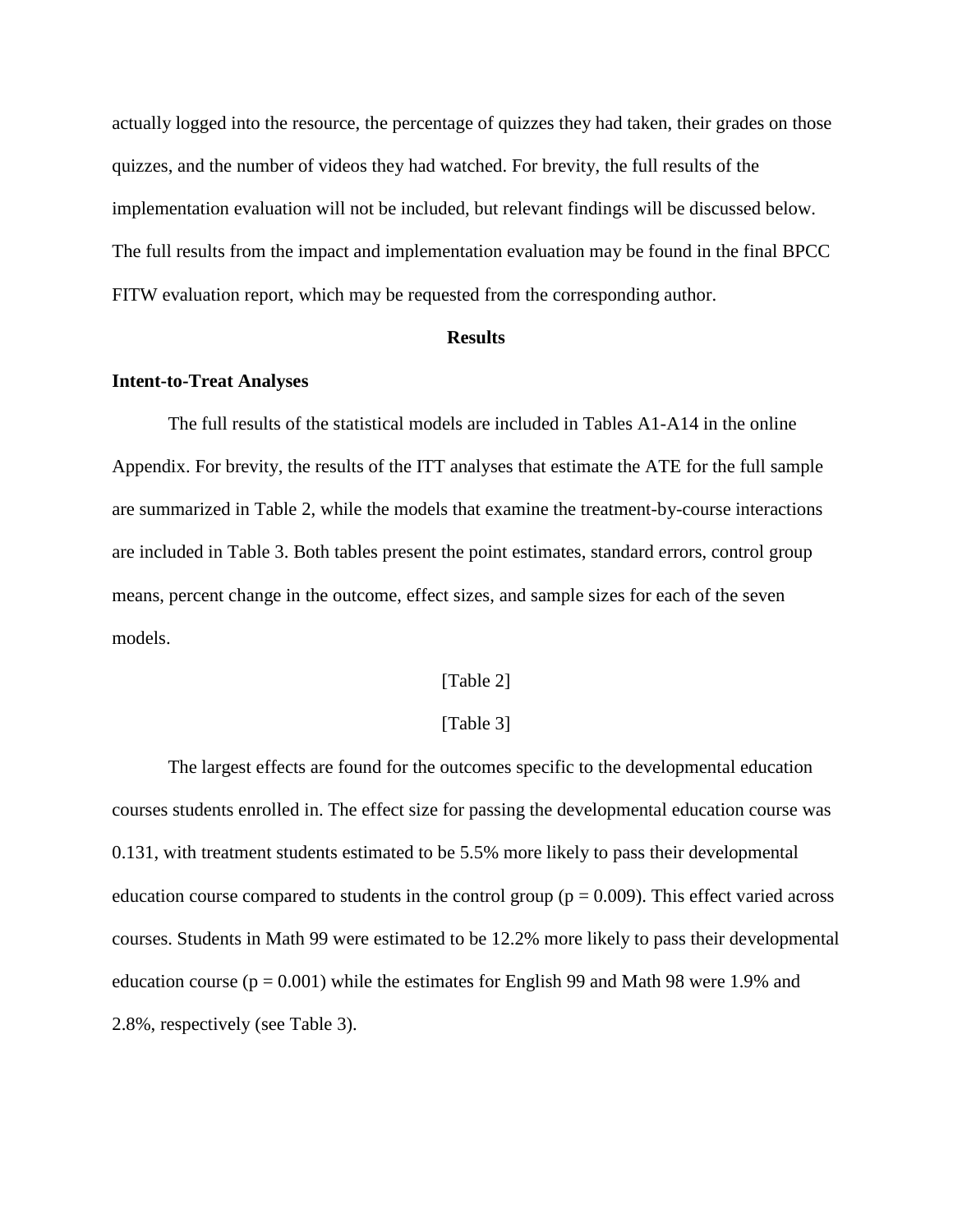actually logged into the resource, the percentage of quizzes they had taken, their grades on those quizzes, and the number of videos they had watched. For brevity, the full results of the implementation evaluation will not be included, but relevant findings will be discussed below. The full results from the impact and implementation evaluation may be found in the final BPCC FITW evaluation report, which may be requested from the corresponding author.

## Results

### Intent-to-Treat Analyses

The full results of the statistical models are included in Tables A1-A14 in the online Appendix. For brevity, the results of the ITT analyses that estimate the ATE for the full sample are summarized in Table 2, while the models that examine the treatment-by-course interactions are included in Table 3. Both tables present the point estimates, standard errors, control group means, percent change in the outcome, effect sizes, and sample sizes for each of the seven models.

[Table 2]

[Table 3]

The largest effects are found for the outcomes specific to the developmental education courses students enrolled in. The effect size for passing the developmental education course was 0.131, with treatment students estimated to be 5.5% more likely to pass their developmental education course compared to students in the control group ($p = 0.009$). This effect varied across courses. Students in Math 99 were estimated to be 12.2% more likely to pass their developmental education course ($p = 0.001$) while the estimates for English 99 and Math 98 were 1.9% and 2.8%, respectively (see Table 3).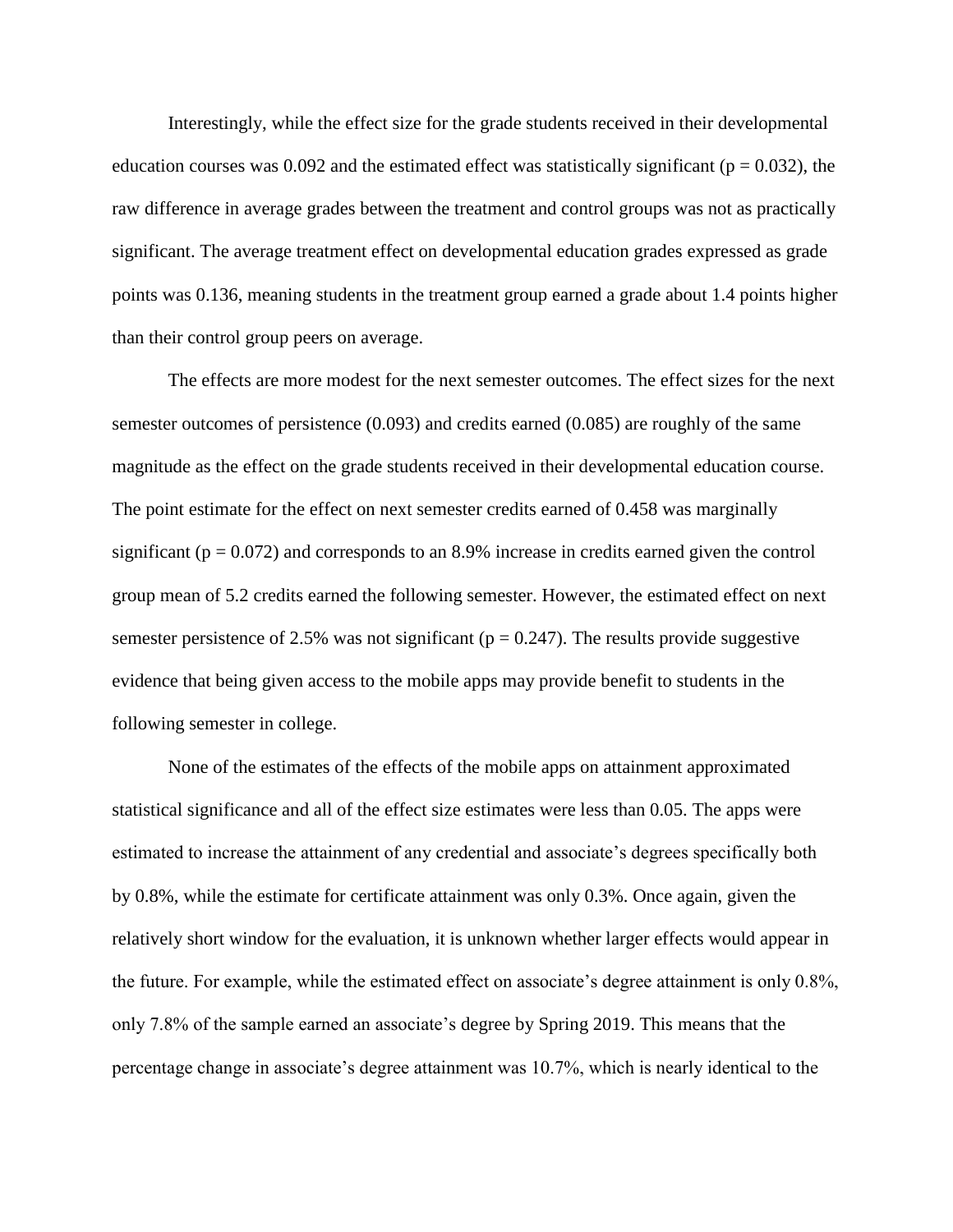Interestingly, while the effect size for the grade students received in their developmental education courses was 0.092 and the estimated effect was statistically significant ($p = 0.032$), the raw difference in average grades between the treatment and control groups was not as practically significant. The average treatment effect on developmental education grades expressed as grade points was 0.136, meaning students in the treatment group earned a grade about 1.4 points higher than their control group peers on average.

The effects are more modest for the next semester outcomes. The effect sizes for the next semester outcomes of persistence (0.093) and credits earned (0.085) are roughly of the same magnitude as the effect on the grade students received in their developmental education course. The point estimate for the effect on next semester credits earned of 0.458 was marginally significant ($p = 0.072$) and corresponds to an 8.9% increase in credits earned given the control group mean of 5.2 credits earned the following semester. However, the estimated effect on next semester persistence of 2.5% was not significant ($p = 0.247$). The results provide suggestive evidence that being given access to the mobile apps may provide benefit to students in the following semester in college.

None of the estimates of the effects of the mobile apps on attainment approximated statistical significance and all of the effect size estimates were less than 0.05. The apps were estimated to increase the attainment of any credential and associate's degrees specifically both by 0.8%, while the estimate for certificate attainment was only 0.3%. Once again, given the relatively short window for the evaluation, it is unknown whether larger effects would appear in the future. For example, while the estimated effect on associate's degree attainment is only 0.8%, only 7.8% of the sample earned an associate's degree by Spring 2019. This means that the percentage change in associate's degree attainment was 10.7%, which is nearly identical to the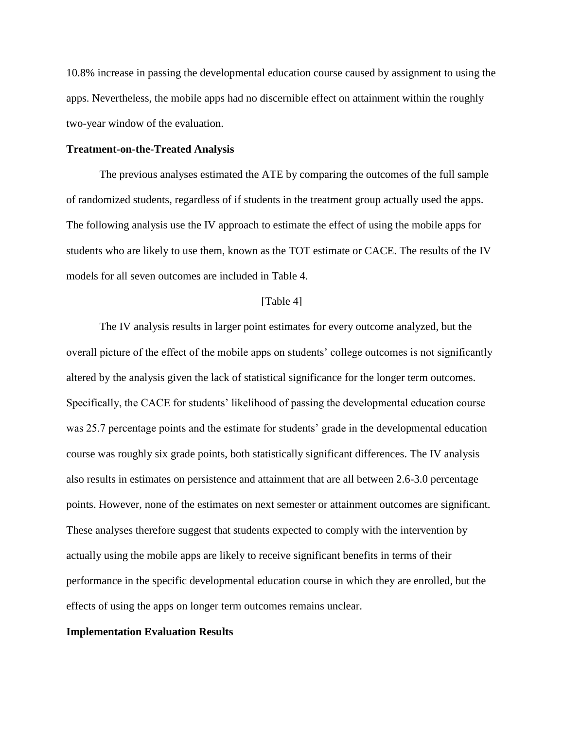10.8% increase in passing the developmental education course caused by assignment to using the apps. Nevertheless, the mobile apps had no discernible effect on attainment within the roughly two-year window of the evaluation.

**Treatment-on-the-Treated Analysis**

The previous analyses estimated the ATE by comparing the outcomes of the full sample of randomized students, regardless of if students in the treatment group actually used the apps. The following analysis use the IV approach to estimate the effect of using the mobile apps for students who are likely to use them, known as the TOT estimate or CACE. The results of the IV models for all seven outcomes are included in Table 4.

[Table 4]

The IV analysis results in larger point estimates for every outcome analyzed, but the overall picture of the effect of the mobile apps on students' college outcomes is not significantly altered by the analysis given the lack of statistical significance for the longer term outcomes. Specifically, the CACE for students' likelihood of passing the developmental education course was 25.7 percentage points and the estimate for students' grade in the developmental education course was roughly six grade points, both statistically significant differences. The IV analysis also results in estimates on persistence and attainment that are all between 2.6-3.0 percentage points. However, none of the estimates on next semester or attainment outcomes are significant. These analyses therefore suggest that students expected to comply with the intervention by actually using the mobile apps are likely to receive significant benefits in terms of their performance in the specific developmental education course in which they are enrolled, but the effects of using the apps on longer term outcomes remains unclear.

**Implementation Evaluation Results**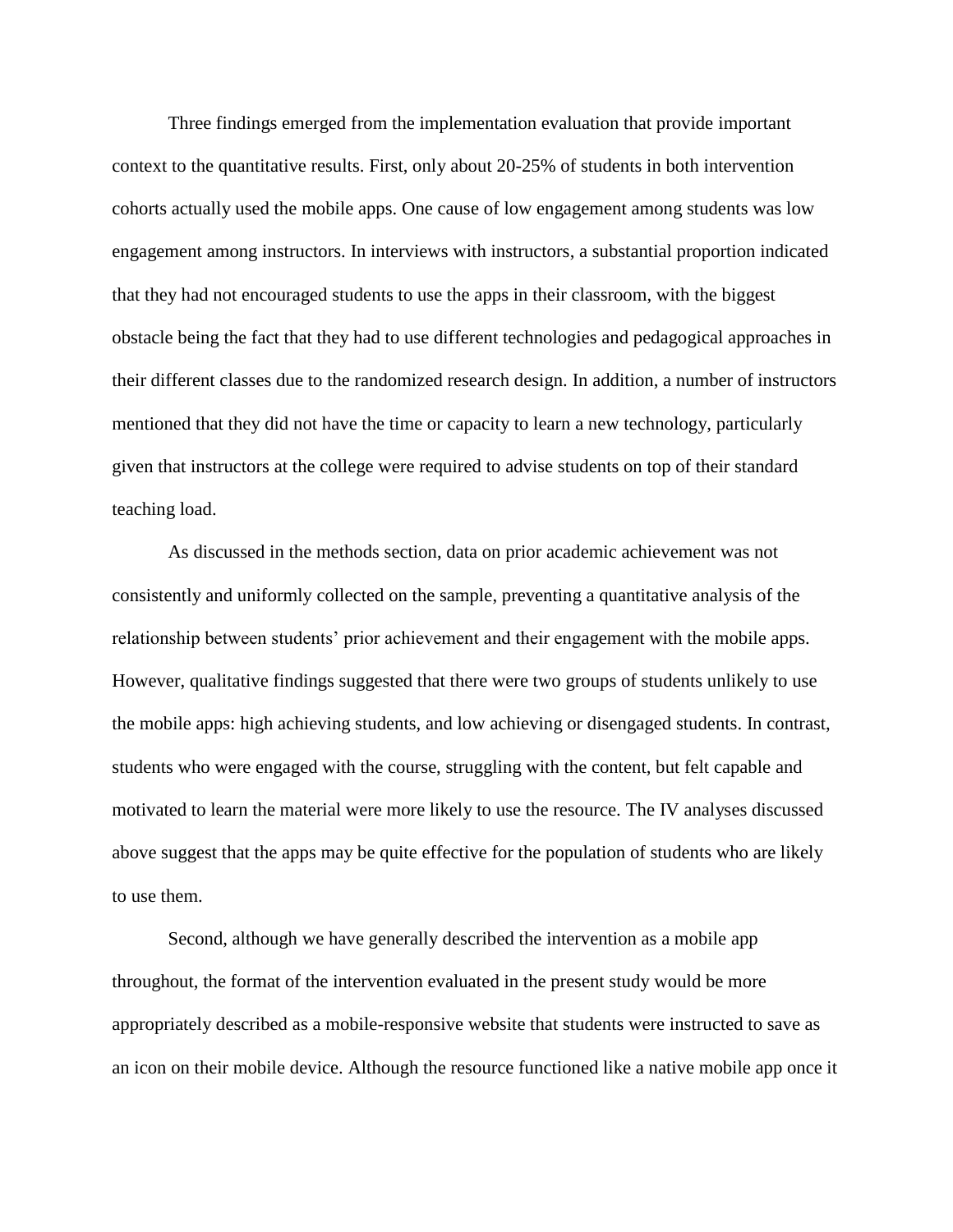Three findings emerged from the implementation evaluation that provide important context to the quantitative results. First, only about 20-25% of students in both intervention cohorts actually used the mobile apps. One cause of low engagement among students was low engagement among instructors. In interviews with instructors, a substantial proportion indicated that they had not encouraged students to use the apps in their classroom, with the biggest obstacle being the fact that they had to use different technologies and pedagogical approaches in their different classes due to the randomized research design. In addition, a number of instructors mentioned that they did not have the time or capacity to learn a new technology, particularly given that instructors at the college were required to advise students on top of their standard teaching load.

As discussed in the methods section, data on prior academic achievement was not consistently and uniformly collected on the sample, preventing a quantitative analysis of the relationship between students' prior achievement and their engagement with the mobile apps. However, qualitative findings suggested that there were two groups of students unlikely to use the mobile apps: high achieving students, and low achieving or disengaged students. In contrast, students who were engaged with the course, struggling with the content, but felt capable and motivated to learn the material were more likely to use the resource. The IV analyses discussed above suggest that the apps may be quite effective for the population of students who are likely to use them.

Second, although we have generally described the intervention as a mobile app throughout, the format of the intervention evaluated in the present study would be more appropriately described as a mobile-responsive website that students were instructed to save as an icon on their mobile device. Although the resource functioned like a native mobile app once it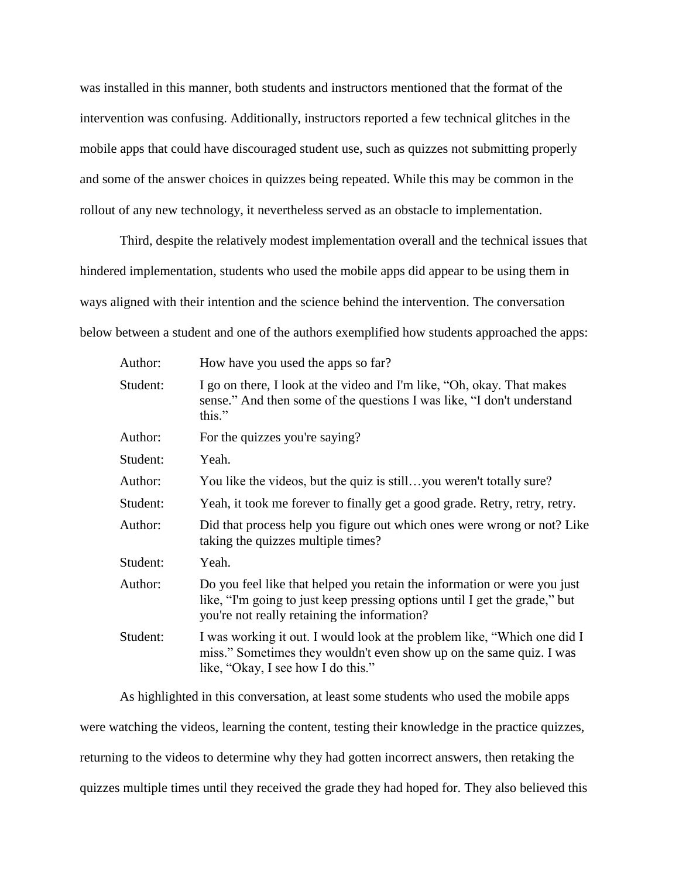was installed in this manner, both students and instructors mentioned that the format of the intervention was confusing. Additionally, instructors reported a few technical glitches in the mobile apps that could have discouraged student use, such as quizzes not submitting properly and some of the answer choices in quizzes being repeated. While this may be common in the rollout of any new technology, it nevertheless served as an obstacle to implementation.

Third, despite the relatively modest implementation overall and the technical issues that hindered implementation, students who used the mobile apps did appear to be using them in ways aligned with their intention and the science behind the intervention. The conversation below between a student and one of the authors exemplified how students approached the apps:

| | |
|---|---|
| Author: | How have you used the apps so far? |
| Student: | I go on there, I look at the video and I'm like, "Oh, okay. That makes sense." And then some of the questions I was like, "I don't understand this." |
| Author: | For the quizzes you're saying? |
| Student: | Yeah. |
| Author: | You like the videos, but the quiz is still…you weren't totally sure? |
| Student: | Yeah, it took me forever to finally get a good grade. Retry, retry, retry. |
| Author: | Did that process help you figure out which ones were wrong or not? Like taking the quizzes multiple times? |
| Student: | Yeah. |
| Author: | Do you feel like that helped you retain the information or were you just like, "I'm going to just keep pressing options until I get the grade," but you're not really retaining the information? |
| Student: | I was working it out. I would look at the problem like, "Which one did I miss." Sometimes they wouldn't even show up on the same quiz. I was like, "Okay, I see how I do this." |

As highlighted in this conversation, at least some students who used the mobile apps were watching the videos, learning the content, testing their knowledge in the practice quizzes, returning to the videos to determine why they had gotten incorrect answers, then retaking the quizzes multiple times until they received the grade they had hoped for. They also believed this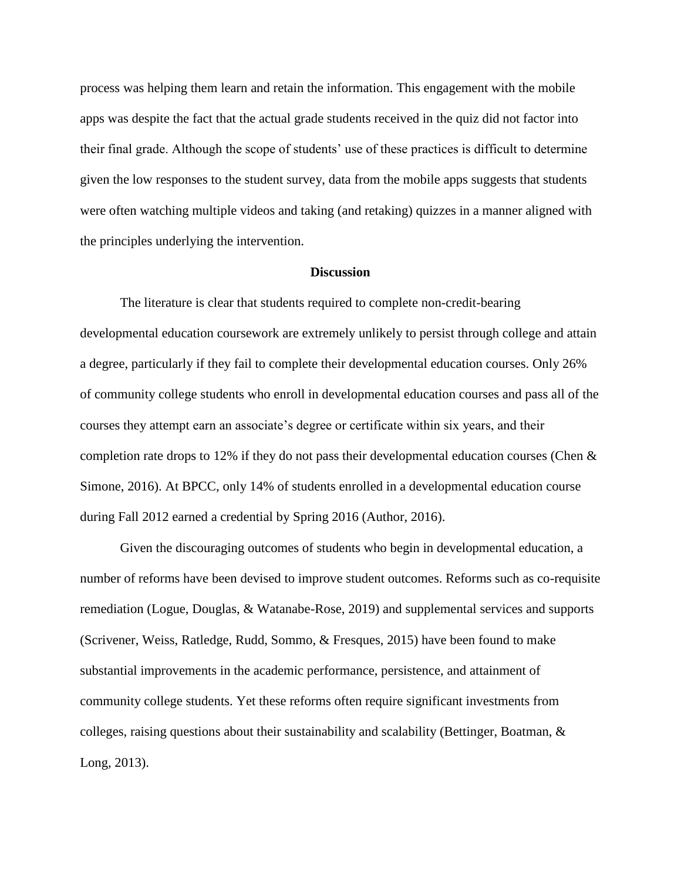process was helping them learn and retain the information. This engagement with the mobile apps was despite the fact that the actual grade students received in the quiz did not factor into their final grade. Although the scope of students' use of these practices is difficult to determine given the low responses to the student survey, data from the mobile apps suggests that students were often watching multiple videos and taking (and retaking) quizzes in a manner aligned with the principles underlying the intervention.

## Discussion

The literature is clear that students required to complete non-credit-bearing developmental education coursework are extremely unlikely to persist through college and attain a degree, particularly if they fail to complete their developmental education courses. Only 26% of community college students who enroll in developmental education courses and pass all of the courses they attempt earn an associate's degree or certificate within six years, and their completion rate drops to 12% if they do not pass their developmental education courses (Chen & Simone, 2016). At BPCC, only 14% of students enrolled in a developmental education course during Fall 2012 earned a credential by Spring 2016 (Author, 2016).

Given the discouraging outcomes of students who begin in developmental education, a number of reforms have been devised to improve student outcomes. Reforms such as co-requisite remediation (Logue, Douglas, & Watanabe-Rose, 2019) and supplemental services and supports (Scrivener, Weiss, Ratledge, Rudd, Sommo, & Fresques, 2015) have been found to make substantial improvements in the academic performance, persistence, and attainment of community college students. Yet these reforms often require significant investments from colleges, raising questions about their sustainability and scalability (Bettinger, Boatman, & Long, 2013).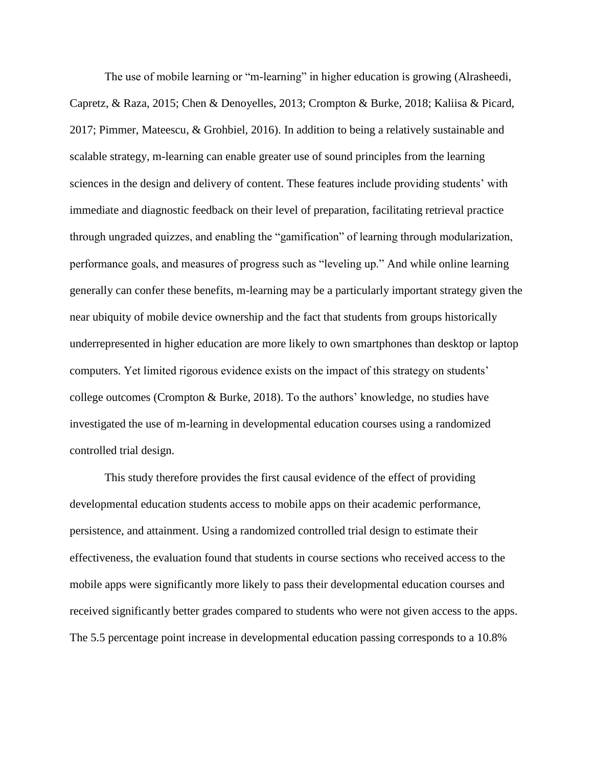The use of mobile learning or "m-learning" in higher education is growing (Alrasheedi, Capretz, & Raza, 2015; Chen & Denoyelles, 2013; Crompton & Burke, 2018; Kaliisa & Picard, 2017; Pimmer, Mateescu, & Grohbiel, 2016). In addition to being a relatively sustainable and scalable strategy, m-learning can enable greater use of sound principles from the learning sciences in the design and delivery of content. These features include providing students' with immediate and diagnostic feedback on their level of preparation, facilitating retrieval practice through ungraded quizzes, and enabling the "gamification" of learning through modularization, performance goals, and measures of progress such as "leveling up." And while online learning generally can confer these benefits, m-learning may be a particularly important strategy given the near ubiquity of mobile device ownership and the fact that students from groups historically underrepresented in higher education are more likely to own smartphones than desktop or laptop computers. Yet limited rigorous evidence exists on the impact of this strategy on students' college outcomes (Crompton & Burke, 2018). To the authors' knowledge, no studies have investigated the use of m-learning in developmental education courses using a randomized controlled trial design.

This study therefore provides the first causal evidence of the effect of providing developmental education students access to mobile apps on their academic performance, persistence, and attainment. Using a randomized controlled trial design to estimate their effectiveness, the evaluation found that students in course sections who received access to the mobile apps were significantly more likely to pass their developmental education courses and received significantly better grades compared to students who were not given access to the apps. The 5.5 percentage point increase in developmental education passing corresponds to a 10.8%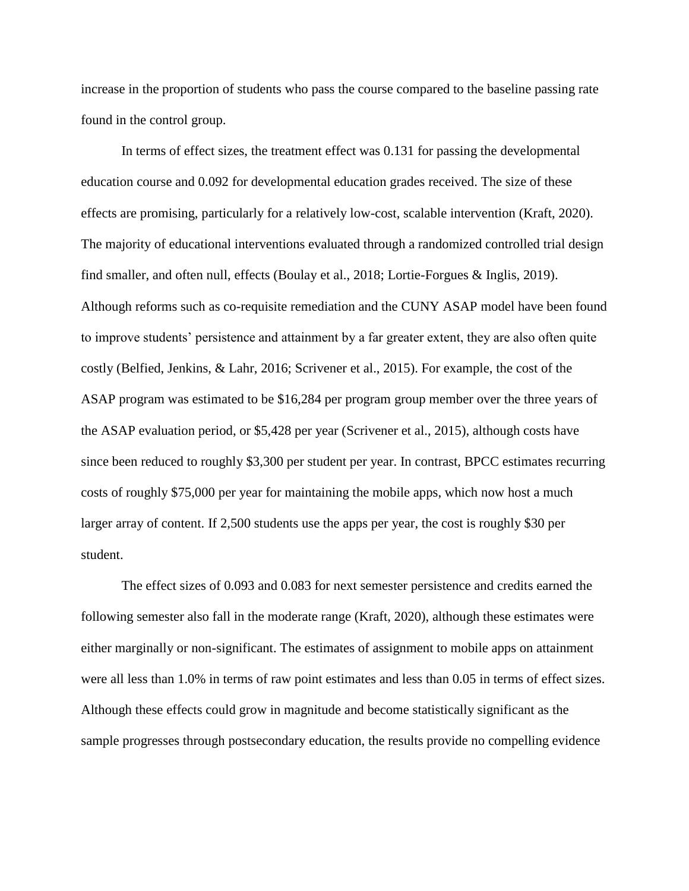increase in the proportion of students who pass the course compared to the baseline passing rate found in the control group.

In terms of effect sizes, the treatment effect was 0.131 for passing the developmental education course and 0.092 for developmental education grades received. The size of these effects are promising, particularly for a relatively low-cost, scalable intervention (Kraft, 2020). The majority of educational interventions evaluated through a randomized controlled trial design find smaller, and often null, effects (Boulay et al., 2018; Lortie-Forgues & Inglis, 2019). Although reforms such as co-requisite remediation and the CUNY ASAP model have been found to improve students' persistence and attainment by a far greater extent, they are also often quite costly (Belfied, Jenkins, & Lahr, 2016; Scrivener et al., 2015). For example, the cost of the ASAP program was estimated to be $16,284 per program group member over the three years of the ASAP evaluation period, or $5,428 per year (Scrivener et al., 2015), although costs have since been reduced to roughly $3,300 per student per year. In contrast, BPCC estimates recurring costs of roughly $75,000 per year for maintaining the mobile apps, which now host a much larger array of content. If 2,500 students use the apps per year, the cost is roughly $30 per student.

The effect sizes of 0.093 and 0.083 for next semester persistence and credits earned the following semester also fall in the moderate range (Kraft, 2020), although these estimates were either marginally or non-significant. The estimates of assignment to mobile apps on attainment were all less than 1.0% in terms of raw point estimates and less than 0.05 in terms of effect sizes. Although these effects could grow in magnitude and become statistically significant as the sample progresses through postsecondary education, the results provide no compelling evidence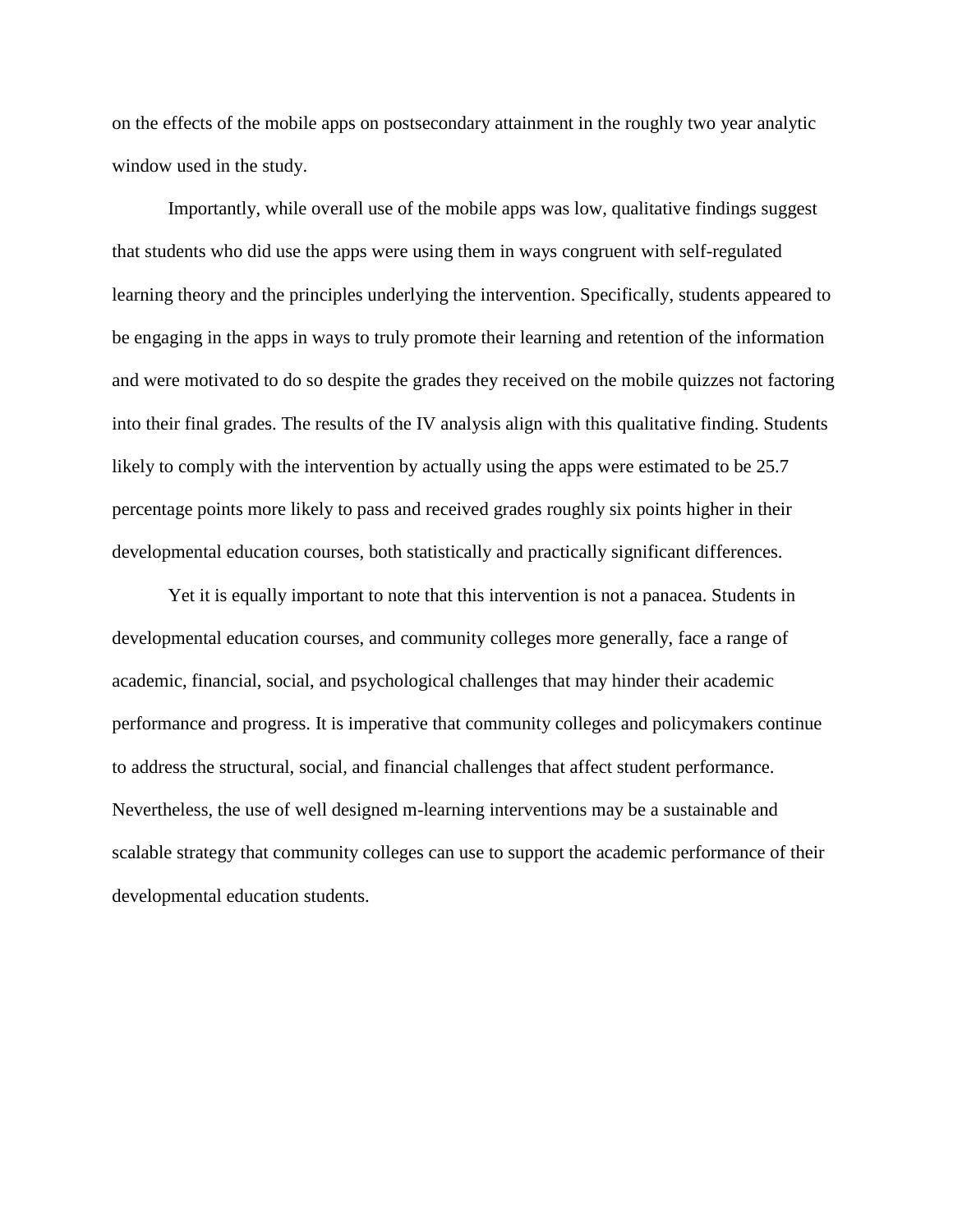on the effects of the mobile apps on postsecondary attainment in the roughly two year analytic window used in the study.

Importantly, while overall use of the mobile apps was low, qualitative findings suggest that students who did use the apps were using them in ways congruent with self-regulated learning theory and the principles underlying the intervention. Specifically, students appeared to be engaging in the apps in ways to truly promote their learning and retention of the information and were motivated to do so despite the grades they received on the mobile quizzes not factoring into their final grades. The results of the IV analysis align with this qualitative finding. Students likely to comply with the intervention by actually using the apps were estimated to be 25.7 percentage points more likely to pass and received grades roughly six points higher in their developmental education courses, both statistically and practically significant differences.

Yet it is equally important to note that this intervention is not a panacea. Students in developmental education courses, and community colleges more generally, face a range of academic, financial, social, and psychological challenges that may hinder their academic performance and progress. It is imperative that community colleges and policymakers continue to address the structural, social, and financial challenges that affect student performance. Nevertheless, the use of well designed m-learning interventions may be a sustainable and scalable strategy that community colleges can use to support the academic performance of their developmental education students.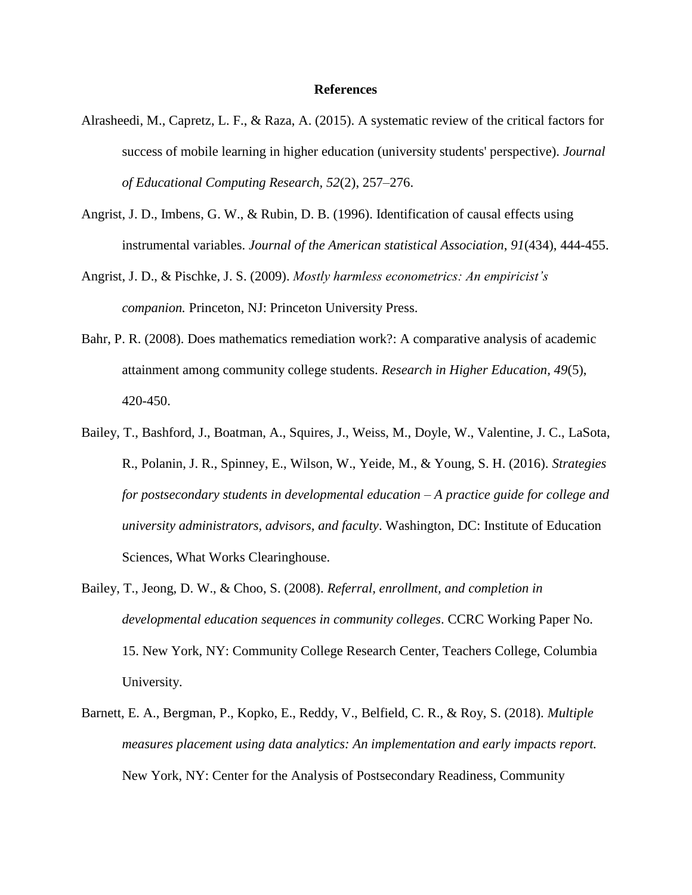# References

Alrasheedi, M., Capretz, L. F., & Raza, A. (2015). A systematic review of the critical factors for success of mobile learning in higher education (university students' perspective). *Journal of Educational Computing Research*, *52*(2), 257–276.

Angrist, J. D., Imbens, G. W., & Rubin, D. B. (1996). Identification of causal effects using instrumental variables. *Journal of the American statistical Association*, *91*(434), 444-455.

Angrist, J. D., & Pischke, J. S. (2009). *Mostly harmless econometrics: An empiricist's companion.* Princeton, NJ: Princeton University Press.

Bahr, P. R. (2008). Does mathematics remediation work?: A comparative analysis of academic attainment among community college students. *Research in Higher Education*, *49*(5), 420-450.

Bailey, T., Bashford, J., Boatman, A., Squires, J., Weiss, M., Doyle, W., Valentine, J. C., LaSota, R., Polanin, J. R., Spinney, E., Wilson, W., Yeide, M., & Young, S. H. (2016). *Strategies for postsecondary students in developmental education – A practice guide for college and university administrators, advisors, and faculty*. Washington, DC: Institute of Education Sciences, What Works Clearinghouse.

Bailey, T., Jeong, D. W., & Choo, S. (2008). *Referral, enrollment, and completion in developmental education sequences in community colleges*. CCRC Working Paper No. 15. New York, NY: Community College Research Center, Teachers College, Columbia University.

Barnett, E. A., Bergman, P., Kopko, E., Reddy, V., Belfield, C. R., & Roy, S. (2018). *Multiple measures placement using data analytics: An implementation and early impacts report.* New York, NY: Center for the Analysis of Postsecondary Readiness, Community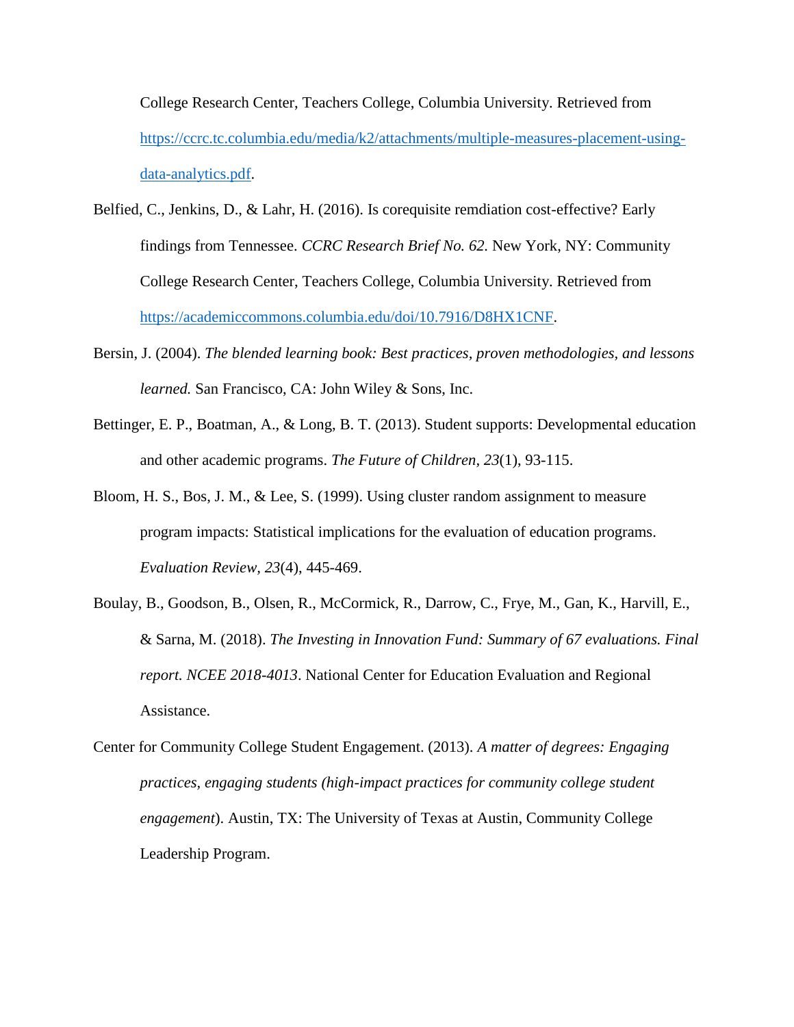College Research Center, Teachers College, Columbia University. Retrieved from [https://ccrc.tc.columbia.edu/media/k2/attachments/multiple-measures-placement-using-data-analytics.pdf](https://ccrc.tc.columbia.edu/media/k2/attachments/multiple-measures-placement-using-data-analytics.pdf).

Belfied, C., Jenkins, D., & Lahr, H. (2016). Is corequisite remdiation cost-effective? Early findings from Tennessee. *CCRC Research Brief No. 62.* New York, NY: Community College Research Center, Teachers College, Columbia University. Retrieved from [https://academiccommons.columbia.edu/doi/10.7916/D8HX1CNF](https://academiccommons.columbia.edu/doi/10.7916/D8HX1CNF).

Bersin, J. (2004). *The blended learning book: Best practices, proven methodologies, and lessons learned.* San Francisco, CA: John Wiley & Sons, Inc.

Bettinger, E. P., Boatman, A., & Long, B. T. (2013). Student supports: Developmental education and other academic programs. *The Future of Children, 23*(1), 93-115.

Bloom, H. S., Bos, J. M., & Lee, S. (1999). Using cluster random assignment to measure program impacts: Statistical implications for the evaluation of education programs. *Evaluation Review, 23*(4), 445-469.

Boulay, B., Goodson, B., Olsen, R., McCormick, R., Darrow, C., Frye, M., Gan, K., Harvill, E., & Sarna, M. (2018). *The Investing in Innovation Fund: Summary of 67 evaluations. Final report. NCEE 2018-4013*. National Center for Education Evaluation and Regional Assistance.

Center for Community College Student Engagement. (2013). *A matter of degrees: Engaging practices, engaging students (high-impact practices for community college student engagement*). Austin, TX: The University of Texas at Austin, Community College Leadership Program.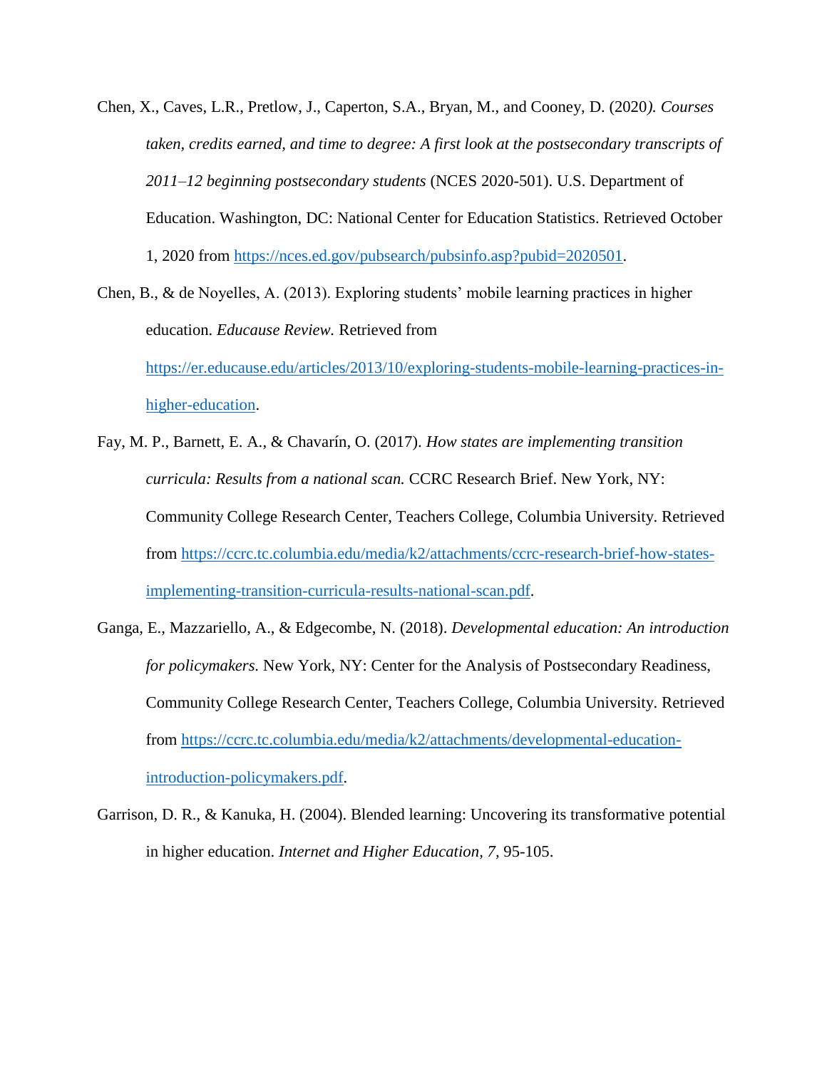Chen, X., Caves, L.R., Pretlow, J., Caperton, S.A., Bryan, M., and Cooney, D. (2020*). Courses taken, credits earned, and time to degree: A first look at the postsecondary transcripts of 2011–12 beginning postsecondary students* (NCES 2020-501). U.S. Department of Education. Washington, DC: National Center for Education Statistics. Retrieved October 1, 2020 from https://nces.ed.gov/pubsearch/pubsinfo.asp?pubid=2020501.

Chen, B., & de Noyelles, A. (2013). Exploring students' mobile learning practices in higher education. *Educause Review.* Retrieved from https://er.educause.edu/articles/2013/10/exploring-students-mobile-learning-practices-in-higher-education.

Fay, M. P., Barnett, E. A., & Chavarín, O. (2017). *How states are implementing transition curricula: Results from a national scan.* CCRC Research Brief. New York, NY: Community College Research Center, Teachers College, Columbia University. Retrieved from https://ccrc.tc.columbia.edu/media/k2/attachments/ccrc-research-brief-how-states-implementing-transition-curricula-results-national-scan.pdf.

Ganga, E., Mazzariello, A., & Edgecombe, N. (2018). *Developmental education: An introduction for policymakers.* New York, NY: Center for the Analysis of Postsecondary Readiness, Community College Research Center, Teachers College, Columbia University. Retrieved from https://ccrc.tc.columbia.edu/media/k2/attachments/developmental-education-introduction-policymakers.pdf.

Garrison, D. R., & Kanuka, H. (2004). Blended learning: Uncovering its transformative potential in higher education. *Internet and Higher Education*, *7*, 95-105.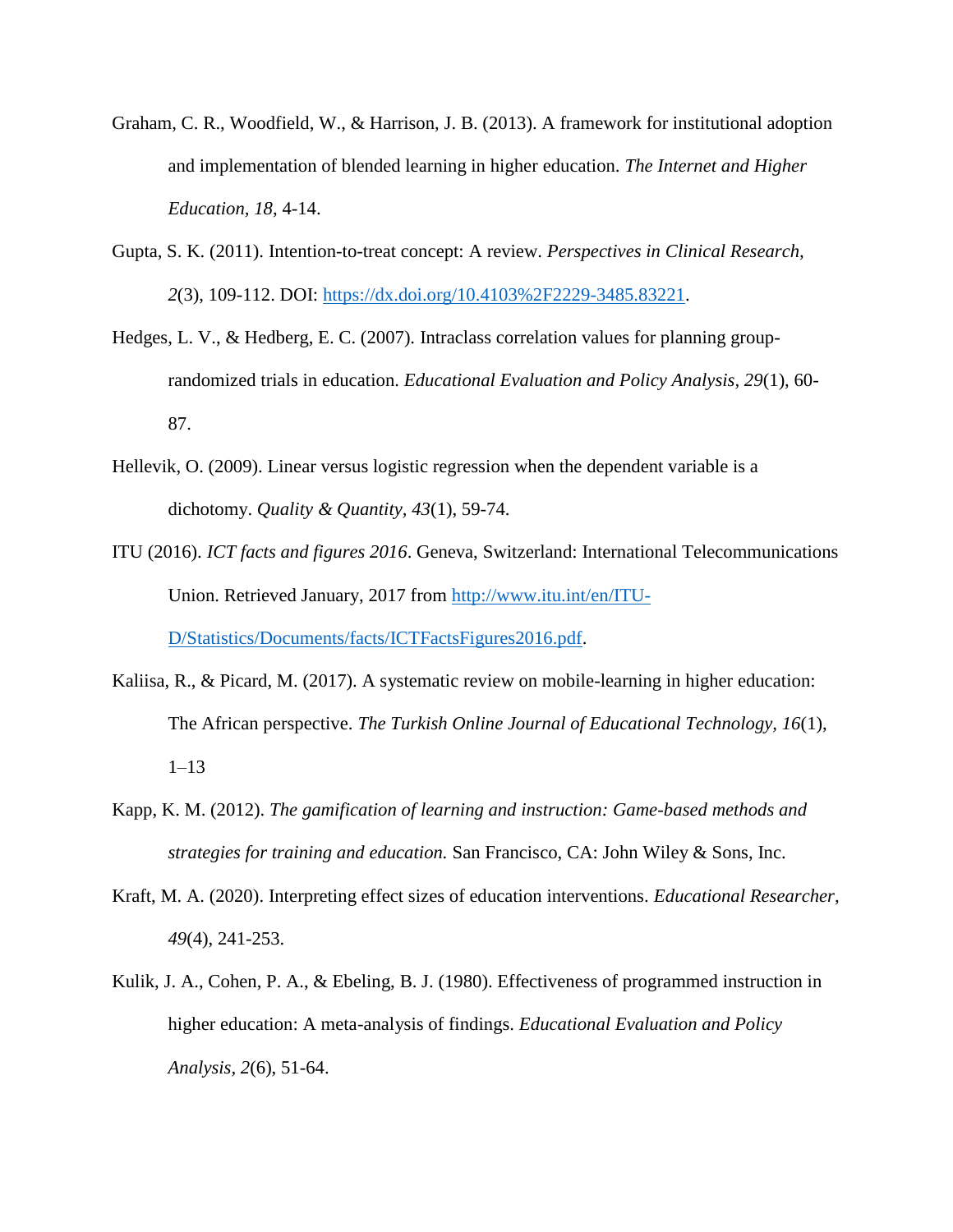Graham, C. R., Woodfield, W., & Harrison, J. B. (2013). A framework for institutional adoption and implementation of blended learning in higher education. *The Internet and Higher Education*, *18*, 4-14.

Gupta, S. K. (2011). Intention-to-treat concept: A review. *Perspectives in Clinical Research, 2*(3), 109-112. DOI: [https://dx.doi.org/10.4103%2F2229-3485.83221](https://dx.doi.org/10.4103%2F2229-3485.83221).

Hedges, L. V., & Hedberg, E. C. (2007). Intraclass correlation values for planning group-randomized trials in education. *Educational Evaluation and Policy Analysis*, *29*(1), 60-87.

Hellevik, O. (2009). Linear versus logistic regression when the dependent variable is a dichotomy. *Quality & Quantity*, *43*(1), 59-74.

ITU (2016). *ICT facts and figures 2016*. Geneva, Switzerland: International Telecommunications Union. Retrieved January, 2017 from [http://www.itu.int/en/ITU-D/Statistics/Documents/facts/ICTFactsFigures2016.pdf](http://www.itu.int/en/ITU-D/Statistics/Documents/facts/ICTFactsFigures2016.pdf).

Kaliisa, R., & Picard, M. (2017). A systematic review on mobile-learning in higher education: The African perspective. *The Turkish Online Journal of Educational Technology, 16*(1), 1–13

Kapp, K. M. (2012). *The gamification of learning and instruction: Game-based methods and strategies for training and education.* San Francisco, CA: John Wiley & Sons, Inc.

Kraft, M. A. (2020). Interpreting effect sizes of education interventions. *Educational Researcher, 49*(4), 241-253.

Kulik, J. A., Cohen, P. A., & Ebeling, B. J. (1980). Effectiveness of programmed instruction in higher education: A meta-analysis of findings. *Educational Evaluation and Policy Analysis, 2*(6), 51-64.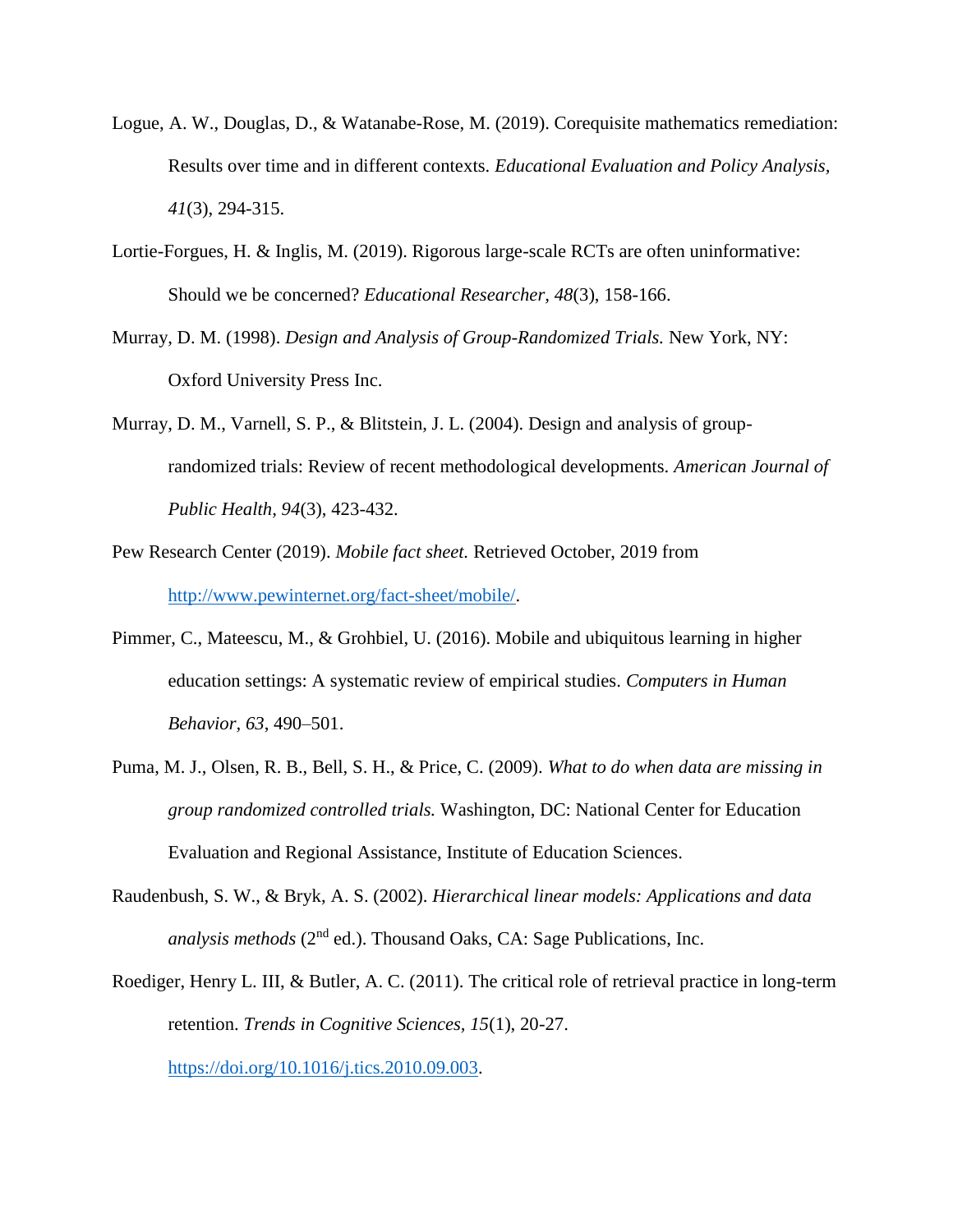Logue, A. W., Douglas, D., & Watanabe-Rose, M. (2019). Corequisite mathematics remediation: Results over time and in different contexts. *Educational Evaluation and Policy Analysis, 41*(3), 294-315.

Lortie-Forgues, H. & Inglis, M. (2019). Rigorous large-scale RCTs are often uninformative: Should we be concerned? *Educational Researcher, 48*(3), 158-166.

Murray, D. M. (1998). *Design and Analysis of Group-Randomized Trials.* New York, NY: Oxford University Press Inc.

Murray, D. M., Varnell, S. P., & Blitstein, J. L. (2004). Design and analysis of group-randomized trials: Review of recent methodological developments. *American Journal of Public Health, 94*(3), 423-432.

Pew Research Center (2019). *Mobile fact sheet.* Retrieved October, 2019 from http://www.pewinternet.org/fact-sheet/mobile/.

Pimmer, C., Mateescu, M., & Grohbiel, U. (2016). Mobile and ubiquitous learning in higher education settings: A systematic review of empirical studies. *Computers in Human Behavior, 63*, 490–501.

Puma, M. J., Olsen, R. B., Bell, S. H., & Price, C. (2009). *What to do when data are missing in group randomized controlled trials.* Washington, DC: National Center for Education Evaluation and Regional Assistance, Institute of Education Sciences.

Raudenbush, S. W., & Bryk, A. S. (2002). *Hierarchical linear models: Applications and data analysis methods* (2nd ed.). Thousand Oaks, CA: Sage Publications, Inc.

Roediger, Henry L. III, & Butler, A. C. (2011). The critical role of retrieval practice in long-term retention. *Trends in Cognitive Sciences, 15*(1), 20-27. https://doi.org/10.1016/j.tics.2010.09.003.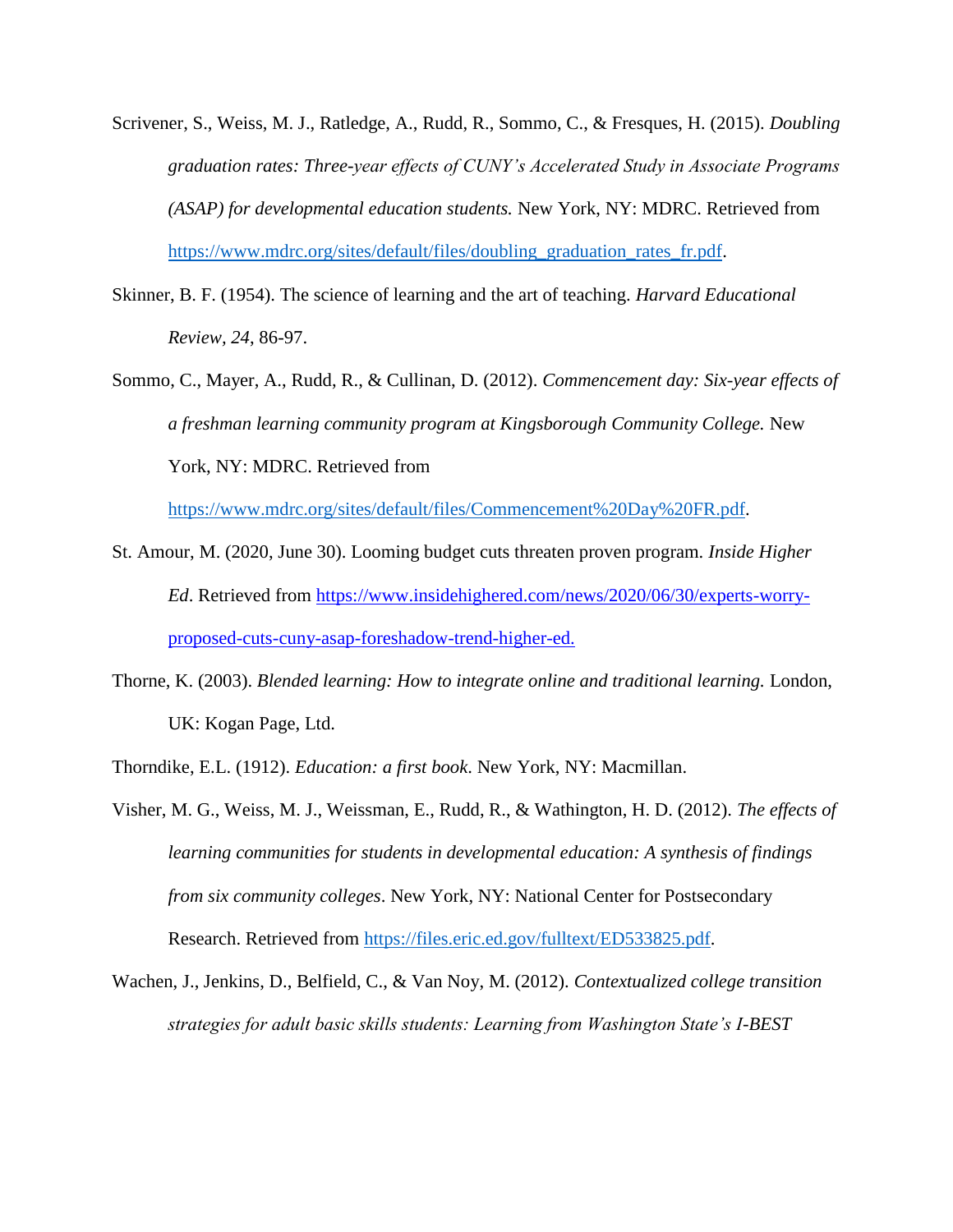Scrivener, S., Weiss, M. J., Ratledge, A., Rudd, R., Sommo, C., & Fresques, H. (2015). *Doubling graduation rates: Three-year effects of CUNY's Accelerated Study in Associate Programs (ASAP) for developmental education students.* New York, NY: MDRC. Retrieved from https://www.mdrc.org/sites/default/files/doubling_graduation_rates_fr.pdf.

Skinner, B. F. (1954). The science of learning and the art of teaching. *Harvard Educational Review, 24*, 86-97.

Sommo, C., Mayer, A., Rudd, R., & Cullinan, D. (2012). *Commencement day: Six-year effects of a freshman learning community program at Kingsborough Community College.* New York, NY: MDRC. Retrieved from https://www.mdrc.org/sites/default/files/Commencement%20Day%20FR.pdf.

St. Amour, M. (2020, June 30). Looming budget cuts threaten proven program. *Inside Higher Ed*. Retrieved from https://www.insidehighered.com/news/2020/06/30/experts-worry-proposed-cuts-cuny-asap-foreshadow-trend-higher-ed.

Thorne, K. (2003). *Blended learning: How to integrate online and traditional learning.* London, UK: Kogan Page, Ltd.

Thorndike, E.L. (1912). *Education: a first book*. New York, NY: Macmillan.

Visher, M. G., Weiss, M. J., Weissman, E., Rudd, R., & Wathington, H. D. (2012). *The effects of learning communities for students in developmental education: A synthesis of findings from six community colleges*. New York, NY: National Center for Postsecondary Research. Retrieved from https://files.eric.ed.gov/fulltext/ED533825.pdf.

Wachen, J., Jenkins, D., Belfield, C., & Van Noy, M. (2012). *Contextualized college transition strategies for adult basic skills students: Learning from Washington State's I-BEST*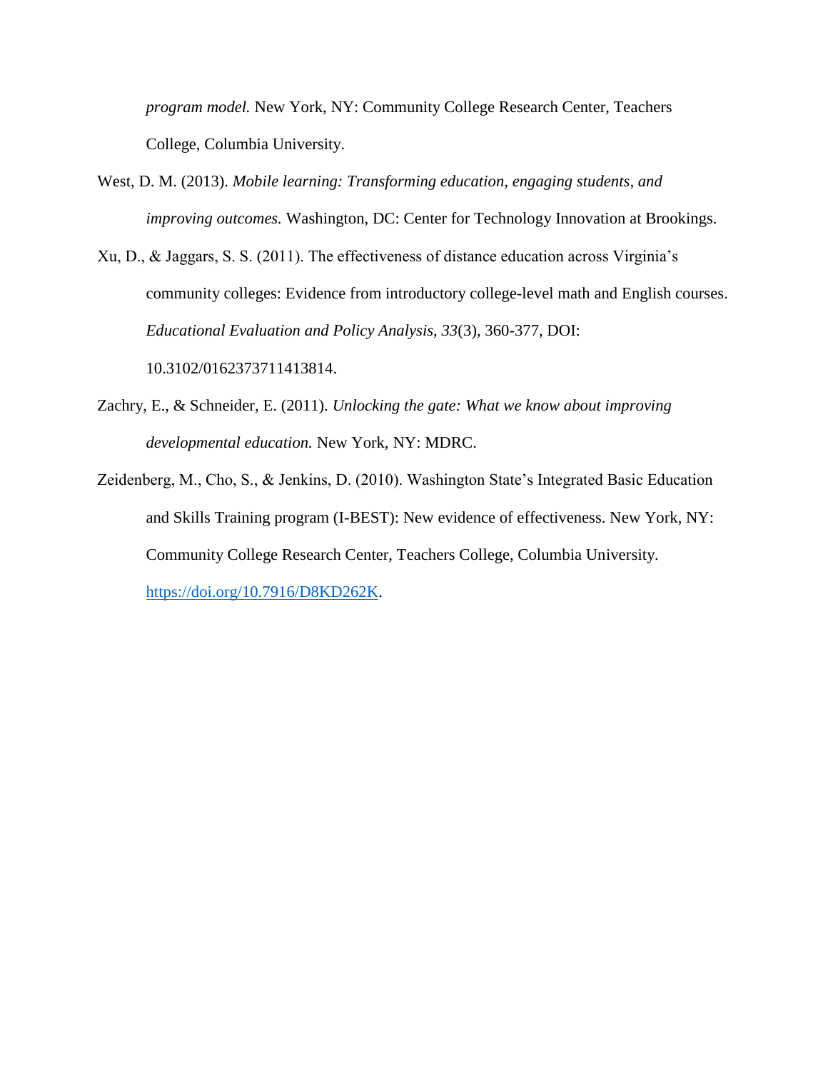*program model.* New York, NY: Community College Research Center, Teachers College, Columbia University.

West, D. M. (2013). *Mobile learning: Transforming education, engaging students, and improving outcomes.* Washington, DC: Center for Technology Innovation at Brookings.

Xu, D., & Jaggars, S. S. (2011). The effectiveness of distance education across Virginia's community colleges: Evidence from introductory college-level math and English courses. *Educational Evaluation and Policy Analysis*, *33*(3), 360-377, DOI: 10.3102/0162373711413814.

Zachry, E., & Schneider, E. (2011). *Unlocking the gate: What we know about improving developmental education.* New York, NY: MDRC.

Zeidenberg, M., Cho, S., & Jenkins, D. (2010). Washington State's Integrated Basic Education and Skills Training program (I-BEST): New evidence of effectiveness. New York, NY: Community College Research Center, Teachers College, Columbia University. https://doi.org/10.7916/D8KD262K.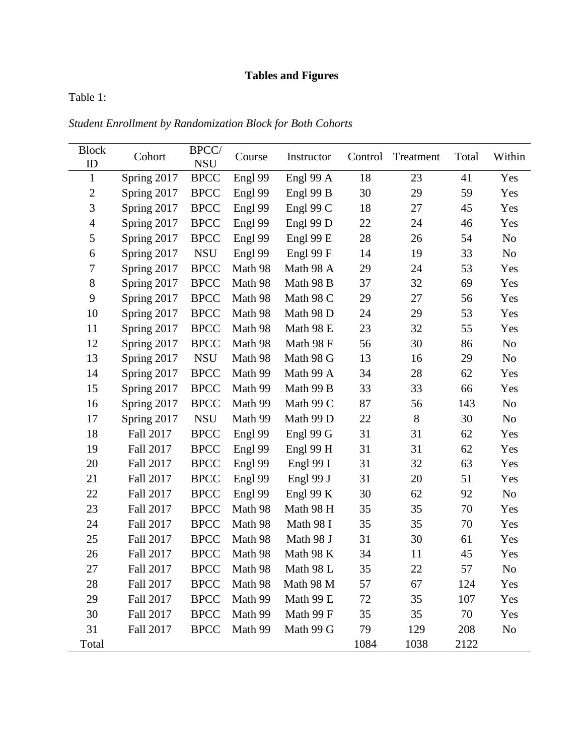**Tables and Figures**

Table 1:

*Student Enrollment by Randomization Block for Both Cohorts*

| Block ID | Cohort | BPCC/ NSU | Course | Instructor | Control | Treatment | Total | Within |
|---|---|---|---|---|---|---|---|---|
| 1 | Spring 2017 | BPCC | Engl 99 | Engl 99 A | 18 | 23 | 41 | Yes |
| 2 | Spring 2017 | BPCC | Engl 99 | Engl 99 B | 30 | 29 | 59 | Yes |
| 3 | Spring 2017 | BPCC | Engl 99 | Engl 99 C | 18 | 27 | 45 | Yes |
| 4 | Spring 2017 | BPCC | Engl 99 | Engl 99 D | 22 | 24 | 46 | Yes |
| 5 | Spring 2017 | BPCC | Engl 99 | Engl 99 E | 28 | 26 | 54 | No |
| 6 | Spring 2017 | NSU | Engl 99 | Engl 99 F | 14 | 19 | 33 | No |
| 7 | Spring 2017 | BPCC | Math 98 | Math 98 A | 29 | 24 | 53 | Yes |
| 8 | Spring 2017 | BPCC | Math 98 | Math 98 B | 37 | 32 | 69 | Yes |
| 9 | Spring 2017 | BPCC | Math 98 | Math 98 C | 29 | 27 | 56 | Yes |
| 10 | Spring 2017 | BPCC | Math 98 | Math 98 D | 24 | 29 | 53 | Yes |
| 11 | Spring 2017 | BPCC | Math 98 | Math 98 E | 23 | 32 | 55 | Yes |
| 12 | Spring 2017 | BPCC | Math 98 | Math 98 F | 56 | 30 | 86 | No |
| 13 | Spring 2017 | NSU | Math 98 | Math 98 G | 13 | 16 | 29 | No |
| 14 | Spring 2017 | BPCC | Math 99 | Math 99 A | 34 | 28 | 62 | Yes |
| 15 | Spring 2017 | BPCC | Math 99 | Math 99 B | 33 | 33 | 66 | Yes |
| 16 | Spring 2017 | BPCC | Math 99 | Math 99 C | 87 | 56 | 143 | No |
| 17 | Spring 2017 | NSU | Math 99 | Math 99 D | 22 | 8 | 30 | No |
| 18 | Fall 2017 | BPCC | Engl 99 | Engl 99 G | 31 | 31 | 62 | Yes |
| 19 | Fall 2017 | BPCC | Engl 99 | Engl 99 H | 31 | 31 | 62 | Yes |
| 20 | Fall 2017 | BPCC | Engl 99 | Engl 99 I | 31 | 32 | 63 | Yes |
| 21 | Fall 2017 | BPCC | Engl 99 | Engl 99 J | 31 | 20 | 51 | Yes |
| 22 | Fall 2017 | BPCC | Engl 99 | Engl 99 K | 30 | 62 | 92 | No |
| 23 | Fall 2017 | BPCC | Math 98 | Math 98 H | 35 | 35 | 70 | Yes |
| 24 | Fall 2017 | BPCC | Math 98 | Math 98 I | 35 | 35 | 70 | Yes |
| 25 | Fall 2017 | BPCC | Math 98 | Math 98 J | 31 | 30 | 61 | Yes |
| 26 | Fall 2017 | BPCC | Math 98 | Math 98 K | 34 | 11 | 45 | Yes |
| 27 | Fall 2017 | BPCC | Math 98 | Math 98 L | 35 | 22 | 57 | No |
| 28 | Fall 2017 | BPCC | Math 98 | Math 98 M | 57 | 67 | 124 | Yes |
| 29 | Fall 2017 | BPCC | Math 99 | Math 99 E | 72 | 35 | 107 | Yes |
| 30 | Fall 2017 | BPCC | Math 99 | Math 99 F | 35 | 35 | 70 | Yes |
| 31 | Fall 2017 | BPCC | Math 99 | Math 99 G | 79 | 129 | 208 | No |
| Total | | | | | 1084 | 1038 | 2122 | |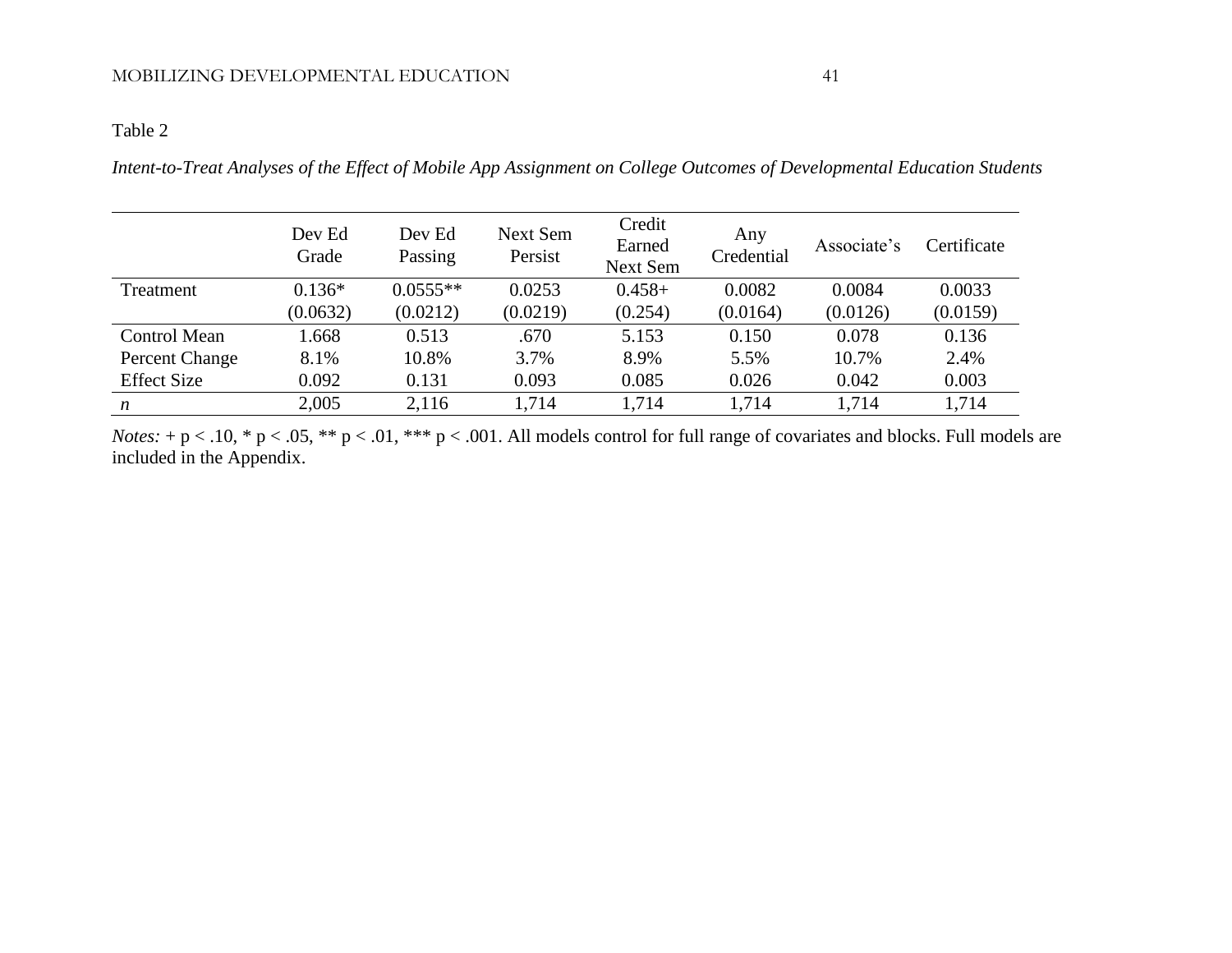Table 2

*Intent-to-Treat Analyses of the Effect of Mobile App Assignment on College Outcomes of Developmental Education Students*

| | Dev Ed Grade | Dev Ed Passing | Next Sem Persist | Credit Earned Next Sem | Any Credential | Associate's | Certificate |
|---|---|---|---|---|---|---|---|
| Treatment | 0.136* | 0.0555** | 0.0253 | 0.458+ | 0.0082 | 0.0084 | 0.0033 |
| | (0.0632) | (0.0212) | (0.0219) | (0.254) | (0.0164) | (0.0126) | (0.0159) |
| Control Mean | 1.668 | 0.513 | .670 | 5.153 | 0.150 | 0.078 | 0.136 |
| Percent Change | 8.1% | 10.8% | 3.7% | 8.9% | 5.5% | 10.7% | 2.4% |
| Effect Size | 0.092 | 0.131 | 0.093 | 0.085 | 0.026 | 0.042 | 0.003 |
| *n* | 2,005 | 2,116 | 1,714 | 1,714 | 1,714 | 1,714 | 1,714 |

*Notes:* + $p < .10$, * $p < .05$, ** $p < .01$, *** $p < .001$. All models control for full range of covariates and blocks. Full models are included in the Appendix.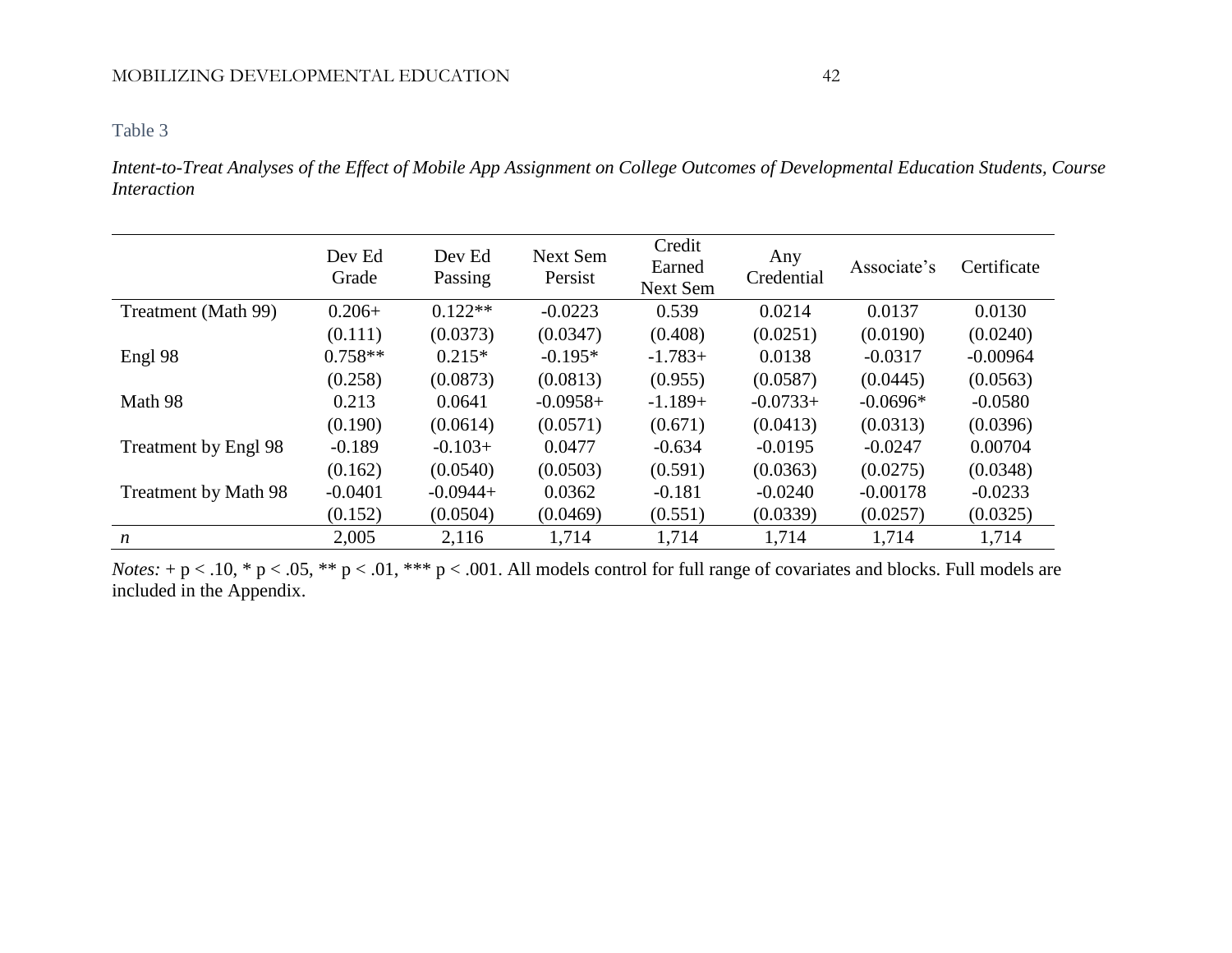Table 3

*Intent-to-Treat Analyses of the Effect of Mobile App Assignment on College Outcomes of Developmental Education Students, Course Interaction*

| | Dev Ed Grade | Dev Ed Passing | Next Sem Persist | Credit Earned Next Sem | Any Credential | Associate's | Certificate |
|---|---|---|---|---|---|---|---|
| Treatment (Math 99) | 0.206+ | 0.122** | -0.0223 | 0.539 | 0.0214 | 0.0137 | 0.0130 |
| | (0.111) | (0.0373) | (0.0347) | (0.408) | (0.0251) | (0.0190) | (0.0240) |
| Engl 98 | 0.758** | 0.215* | -0.195* | -1.783+ | 0.0138 | -0.0317 | -0.00964 |
| | (0.258) | (0.0873) | (0.0813) | (0.955) | (0.0587) | (0.0445) | (0.0563) |
| Math 98 | 0.213 | 0.0641 | -0.0958+ | -1.189+ | -0.0733+ | -0.0696* | -0.0580 |
| | (0.190) | (0.0614) | (0.0571) | (0.671) | (0.0413) | (0.0313) | (0.0396) |
| Treatment by Engl 98 | -0.189 | -0.103+ | 0.0477 | -0.634 | -0.0195 | -0.0247 | 0.00704 |
| | (0.162) | (0.0540) | (0.0503) | (0.591) | (0.0363) | (0.0275) | (0.0348) |
| Treatment by Math 98 | -0.0401 | -0.0944+ | 0.0362 | -0.181 | -0.0240 | -0.00178 | -0.0233 |
| | (0.152) | (0.0504) | (0.0469) | (0.551) | (0.0339) | (0.0257) | (0.0325) |
| *n* | 2,005 | 2,116 | 1,714 | 1,714 | 1,714 | 1,714 | 1,714 |

*Notes:* + $p < .10$, * $p < .05$, ** $p < .01$, *** $p < .001$. All models control for full range of covariates and blocks. Full models are included in the Appendix.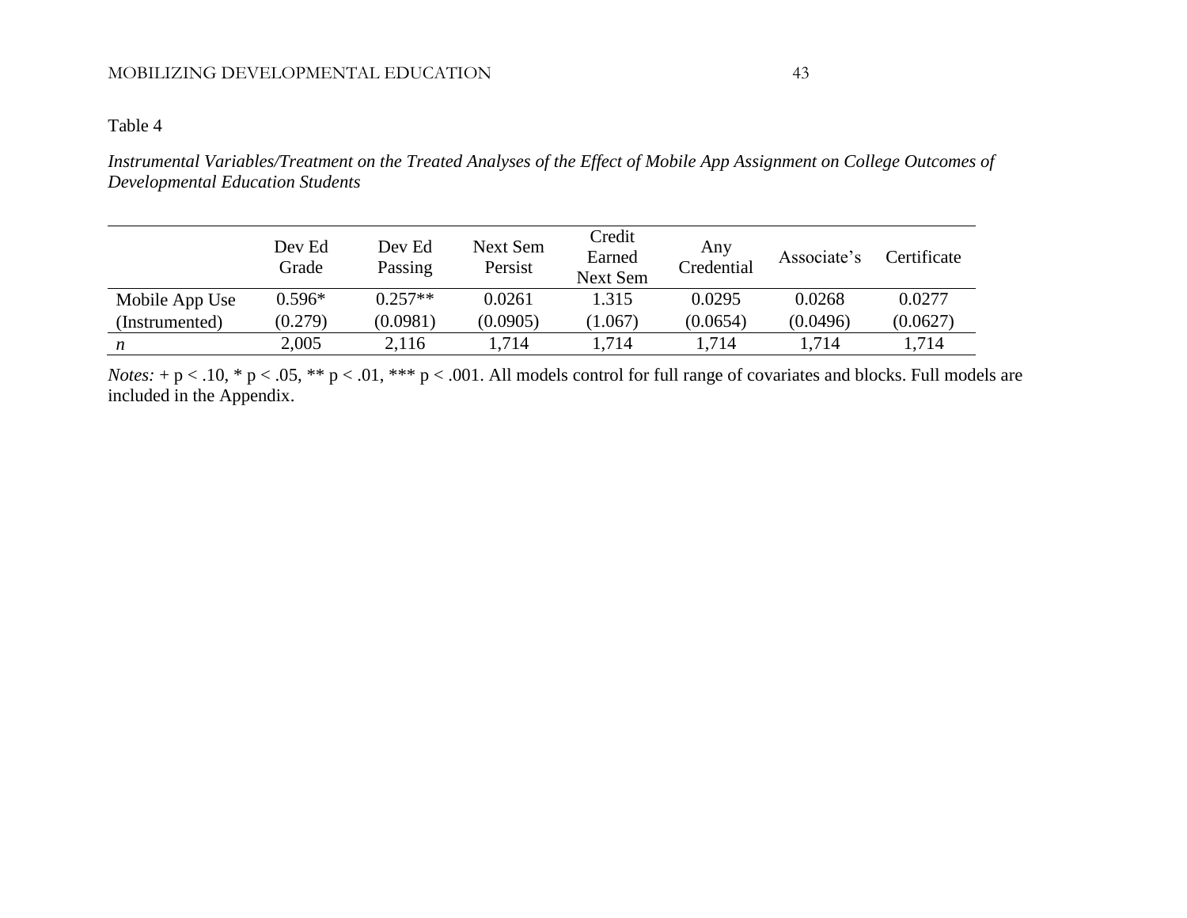Table 4

*Instrumental Variables/Treatment on the Treated Analyses of the Effect of Mobile App Assignment on College Outcomes of Developmental Education Students*

| | Dev Ed Grade | Dev Ed Passing | Next Sem Persist | Credit Earned Next Sem | Any Credential | Associate's | Certificate |
|---|---|---|---|---|---|---|---|
| Mobile App Use | 0.596* | 0.257** | 0.0261 | 1.315 | 0.0295 | 0.0268 | 0.0277 |
| (Instrumented) | (0.279) | (0.0981) | (0.0905) | (1.067) | (0.0654) | (0.0496) | (0.0627) |
| *n* | 2,005 | 2,116 | 1,714 | 1,714 | 1,714 | 1,714 | 1,714 |

*Notes:* + $p < .10$, * $p < .05$, ** $p < .01$, *** $p < .001$. All models control for full range of covariates and blocks. Full models are included in the Appendix.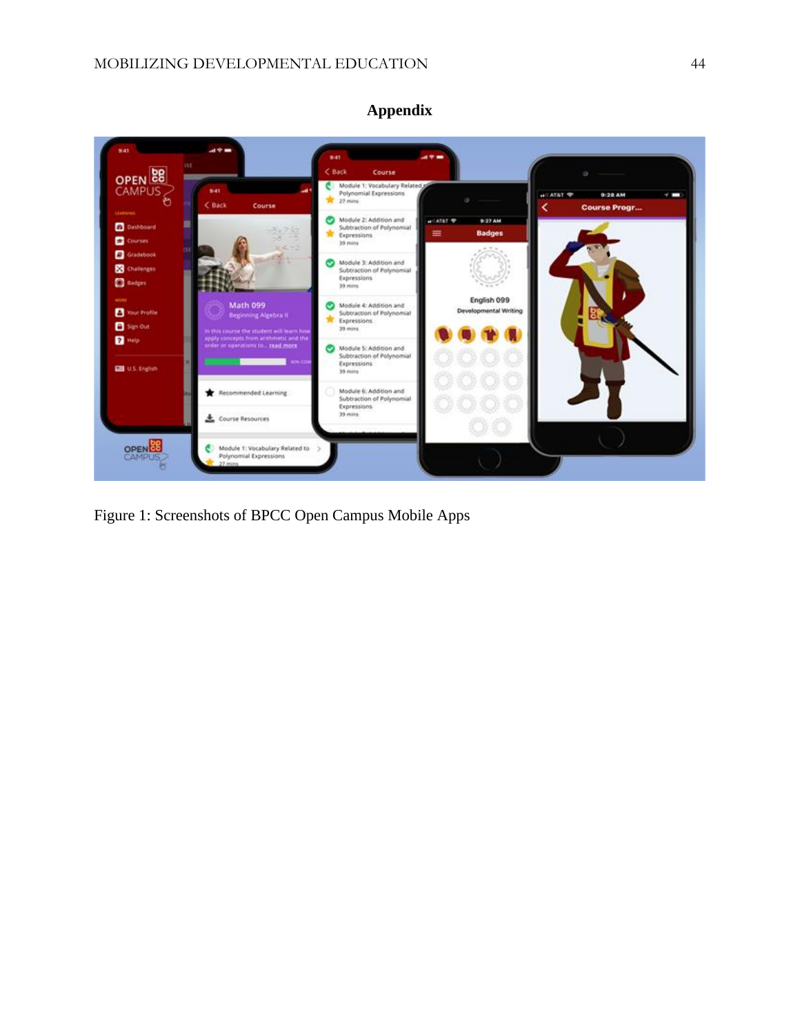## Appendix

Figure 1: Screenshots of BPCC Open Campus Mobile Apps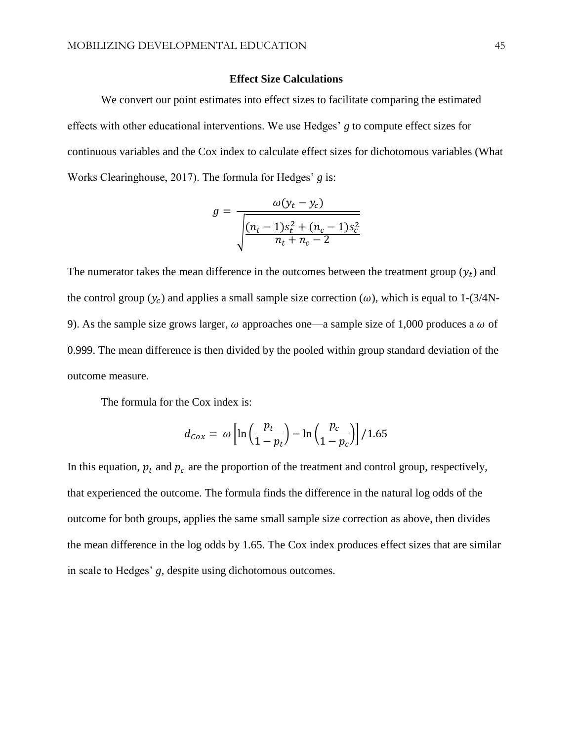## Effect Size Calculations

We convert our point estimates into effect sizes to facilitate comparing the estimated effects with other educational interventions. We use Hedges' *g* to compute effect sizes for continuous variables and the Cox index to calculate effect sizes for dichotomous variables (What Works Clearinghouse, 2017). The formula for Hedges' *g* is:

$$g = \frac{\omega(y_t - y_c)}{\sqrt{\frac{(n_t - 1)s_t^2 + (n_c - 1)s_c^2}{n_t + n_c - 2}}}$$

The numerator takes the mean difference in the outcomes between the treatment group ($y_t$) and the control group ($y_c$) and applies a small sample size correction ($\omega$), which is equal to 1-(3/4N-9). As the sample size grows larger, $\omega$ approaches one—a sample size of 1,000 produces a $\omega$ of 0.999. The mean difference is then divided by the pooled within group standard deviation of the outcome measure.

The formula for the Cox index is:

$$d_{Cox} = \omega\left[\ln\left(\frac{p_t}{1 - p_t}\right) - \ln\left(\frac{p_c}{1 - p_c}\right)\right]/1.65$$

In this equation, $p_t$ and $p_c$ are the proportion of the treatment and control group, respectively, that experienced the outcome. The formula finds the difference in the natural log odds of the outcome for both groups, applies the same small sample size correction as above, then divides the mean difference in the log odds by 1.65. The Cox index produces effect sizes that are similar in scale to Hedges' *g*, despite using dichotomous outcomes.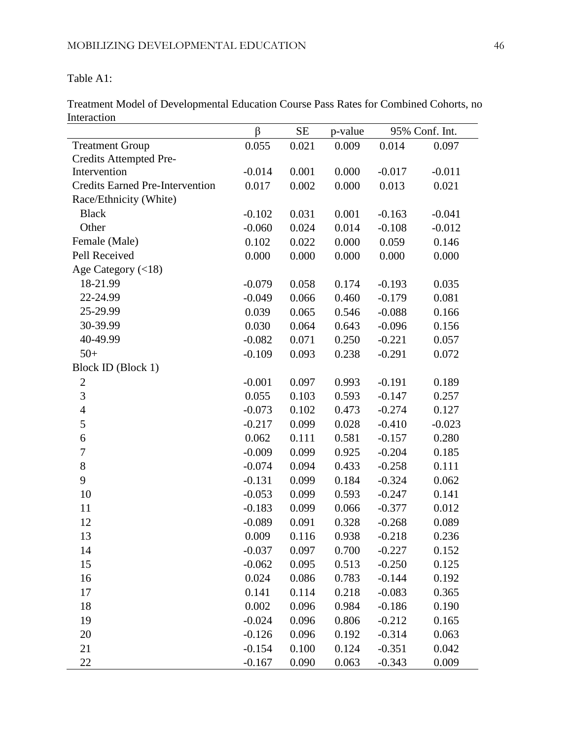Table A1:

Treatment Model of Developmental Education Course Pass Rates for Combined Cohorts, no Interaction

| | β | SE | p-value | 95% Conf. Int. | |
|---|---|---|---|---|---|
| Treatment Group | 0.055 | 0.021 | 0.009 | 0.014 | 0.097 |
| Credits Attempted Pre-Intervention | -0.014 | 0.001 | 0.000 | -0.017 | -0.011 |
| Credits Earned Pre-Intervention | 0.017 | 0.002 | 0.000 | 0.013 | 0.021 |
| Race/Ethnicity (White) | | | | | |
| Black | -0.102 | 0.031 | 0.001 | -0.163 | -0.041 |
| Other | -0.060 | 0.024 | 0.014 | -0.108 | -0.012 |
| Female (Male) | 0.102 | 0.022 | 0.000 | 0.059 | 0.146 |
| Pell Received | 0.000 | 0.000 | 0.000 | 0.000 | 0.000 |
| Age Category (<18) | | | | | |
| 18-21.99 | -0.079 | 0.058 | 0.174 | -0.193 | 0.035 |
| 22-24.99 | -0.049 | 0.066 | 0.460 | -0.179 | 0.081 |
| 25-29.99 | 0.039 | 0.065 | 0.546 | -0.088 | 0.166 |
| 30-39.99 | 0.030 | 0.064 | 0.643 | -0.096 | 0.156 |
| 40-49.99 | -0.082 | 0.071 | 0.250 | -0.221 | 0.057 |
| 50+ | -0.109 | 0.093 | 0.238 | -0.291 | 0.072 |
| Block ID (Block 1) | | | | | |
| 2 | -0.001 | 0.097 | 0.993 | -0.191 | 0.189 |
| 3 | 0.055 | 0.103 | 0.593 | -0.147 | 0.257 |
| 4 | -0.073 | 0.102 | 0.473 | -0.274 | 0.127 |
| 5 | -0.217 | 0.099 | 0.028 | -0.410 | -0.023 |
| 6 | 0.062 | 0.111 | 0.581 | -0.157 | 0.280 |
| 7 | -0.009 | 0.099 | 0.925 | -0.204 | 0.185 |
| 8 | -0.074 | 0.094 | 0.433 | -0.258 | 0.111 |
| 9 | -0.131 | 0.099 | 0.184 | -0.324 | 0.062 |
| 10 | -0.053 | 0.099 | 0.593 | -0.247 | 0.141 |
| 11 | -0.183 | 0.099 | 0.066 | -0.377 | 0.012 |
| 12 | -0.089 | 0.091 | 0.328 | -0.268 | 0.089 |
| 13 | 0.009 | 0.116 | 0.938 | -0.218 | 0.236 |
| 14 | -0.037 | 0.097 | 0.700 | -0.227 | 0.152 |
| 15 | -0.062 | 0.095 | 0.513 | -0.250 | 0.125 |
| 16 | 0.024 | 0.086 | 0.783 | -0.144 | 0.192 |
| 17 | 0.141 | 0.114 | 0.218 | -0.083 | 0.365 |
| 18 | 0.002 | 0.096 | 0.984 | -0.186 | 0.190 |
| 19 | -0.024 | 0.096 | 0.806 | -0.212 | 0.165 |
| 20 | -0.126 | 0.096 | 0.192 | -0.314 | 0.063 |
| 21 | -0.154 | 0.100 | 0.124 | -0.351 | 0.042 |
| 22 | -0.167 | 0.090 | 0.063 | -0.343 | 0.009 |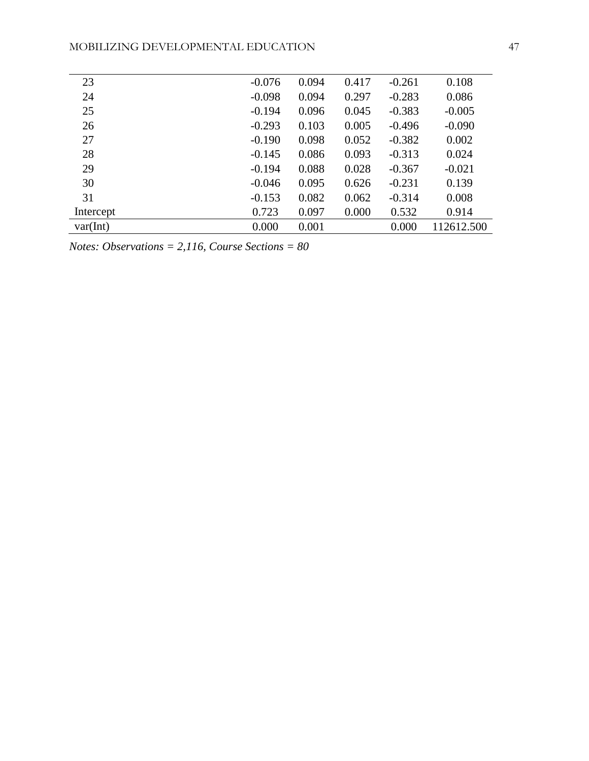| | | | | | |
|---|---|---|---|---|---|
| 23 | -0.076 | 0.094 | 0.417 | -0.261 | 0.108 |
| 24 | -0.098 | 0.094 | 0.297 | -0.283 | 0.086 |
| 25 | -0.194 | 0.096 | 0.045 | -0.383 | -0.005 |
| 26 | -0.293 | 0.103 | 0.005 | -0.496 | -0.090 |
| 27 | -0.190 | 0.098 | 0.052 | -0.382 | 0.002 |
| 28 | -0.145 | 0.086 | 0.093 | -0.313 | 0.024 |
| 29 | -0.194 | 0.088 | 0.028 | -0.367 | -0.021 |
| 30 | -0.046 | 0.095 | 0.626 | -0.231 | 0.139 |
| 31 | -0.153 | 0.082 | 0.062 | -0.314 | 0.008 |
| Intercept | 0.723 | 0.097 | 0.000 | 0.532 | 0.914 |
| var(Int) | 0.000 | 0.001 | | 0.000 | 112612.500 |

*Notes: Observations = 2,116, Course Sections = 80*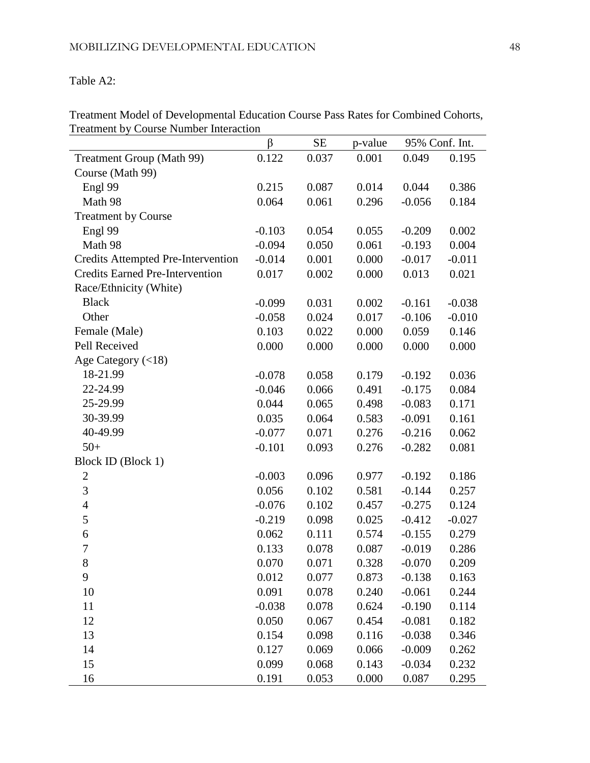Table A2:

Treatment Model of Developmental Education Course Pass Rates for Combined Cohorts, Treatment by Course Number Interaction

| | β | SE | p-value | 95% Conf. Int. | |
|---|---|---|---|---|---|
| Treatment Group (Math 99) | 0.122 | 0.037 | 0.001 | 0.049 | 0.195 |
| Course (Math 99) | | | | | |
| Engl 99 | 0.215 | 0.087 | 0.014 | 0.044 | 0.386 |
| Math 98 | 0.064 | 0.061 | 0.296 | -0.056 | 0.184 |
| Treatment by Course | | | | | |
| Engl 99 | -0.103 | 0.054 | 0.055 | -0.209 | 0.002 |
| Math 98 | -0.094 | 0.050 | 0.061 | -0.193 | 0.004 |
| Credits Attempted Pre-Intervention | -0.014 | 0.001 | 0.000 | -0.017 | -0.011 |
| Credits Earned Pre-Intervention | 0.017 | 0.002 | 0.000 | 0.013 | 0.021 |
| Race/Ethnicity (White) | | | | | |
| Black | -0.099 | 0.031 | 0.002 | -0.161 | -0.038 |
| Other | -0.058 | 0.024 | 0.017 | -0.106 | -0.010 |
| Female (Male) | 0.103 | 0.022 | 0.000 | 0.059 | 0.146 |
| Pell Received | 0.000 | 0.000 | 0.000 | 0.000 | 0.000 |
| Age Category (<18) | | | | | |
| 18-21.99 | -0.078 | 0.058 | 0.179 | -0.192 | 0.036 |
| 22-24.99 | -0.046 | 0.066 | 0.491 | -0.175 | 0.084 |
| 25-29.99 | 0.044 | 0.065 | 0.498 | -0.083 | 0.171 |
| 30-39.99 | 0.035 | 0.064 | 0.583 | -0.091 | 0.161 |
| 40-49.99 | -0.077 | 0.071 | 0.276 | -0.216 | 0.062 |
| 50+ | -0.101 | 0.093 | 0.276 | -0.282 | 0.081 |
| Block ID (Block 1) | | | | | |
| 2 | -0.003 | 0.096 | 0.977 | -0.192 | 0.186 |
| 3 | 0.056 | 0.102 | 0.581 | -0.144 | 0.257 |
| 4 | -0.076 | 0.102 | 0.457 | -0.275 | 0.124 |
| 5 | -0.219 | 0.098 | 0.025 | -0.412 | -0.027 |
| 6 | 0.062 | 0.111 | 0.574 | -0.155 | 0.279 |
| 7 | 0.133 | 0.078 | 0.087 | -0.019 | 0.286 |
| 8 | 0.070 | 0.071 | 0.328 | -0.070 | 0.209 |
| 9 | 0.012 | 0.077 | 0.873 | -0.138 | 0.163 |
| 10 | 0.091 | 0.078 | 0.240 | -0.061 | 0.244 |
| 11 | -0.038 | 0.078 | 0.624 | -0.190 | 0.114 |
| 12 | 0.050 | 0.067 | 0.454 | -0.081 | 0.182 |
| 13 | 0.154 | 0.098 | 0.116 | -0.038 | 0.346 |
| 14 | 0.127 | 0.069 | 0.066 | -0.009 | 0.262 |
| 15 | 0.099 | 0.068 | 0.143 | -0.034 | 0.232 |
| 16 | 0.191 | 0.053 | 0.000 | 0.087 | 0.295 |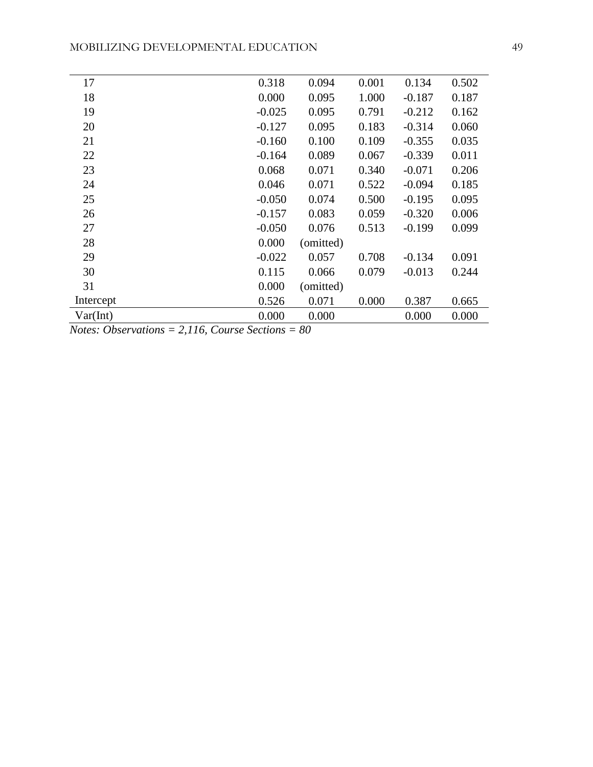| | | | | | |
|---|---|---|---|---|---|
| 17 | 0.318 | 0.094 | 0.001 | 0.134 | 0.502 |
| 18 | 0.000 | 0.095 | 1.000 | -0.187 | 0.187 |
| 19 | -0.025 | 0.095 | 0.791 | -0.212 | 0.162 |
| 20 | -0.127 | 0.095 | 0.183 | -0.314 | 0.060 |
| 21 | -0.160 | 0.100 | 0.109 | -0.355 | 0.035 |
| 22 | -0.164 | 0.089 | 0.067 | -0.339 | 0.011 |
| 23 | 0.068 | 0.071 | 0.340 | -0.071 | 0.206 |
| 24 | 0.046 | 0.071 | 0.522 | -0.094 | 0.185 |
| 25 | -0.050 | 0.074 | 0.500 | -0.195 | 0.095 |
| 26 | -0.157 | 0.083 | 0.059 | -0.320 | 0.006 |
| 27 | -0.050 | 0.076 | 0.513 | -0.199 | 0.099 |
| 28 | 0.000 | (omitted) | | | |
| 29 | -0.022 | 0.057 | 0.708 | -0.134 | 0.091 |
| 30 | 0.115 | 0.066 | 0.079 | -0.013 | 0.244 |
| 31 | 0.000 | (omitted) | | | |
| Intercept | 0.526 | 0.071 | 0.000 | 0.387 | 0.665 |
| Var(Int) | 0.000 | 0.000 | | 0.000 | 0.000 |

*Notes: Observations = 2,116, Course Sections = 80*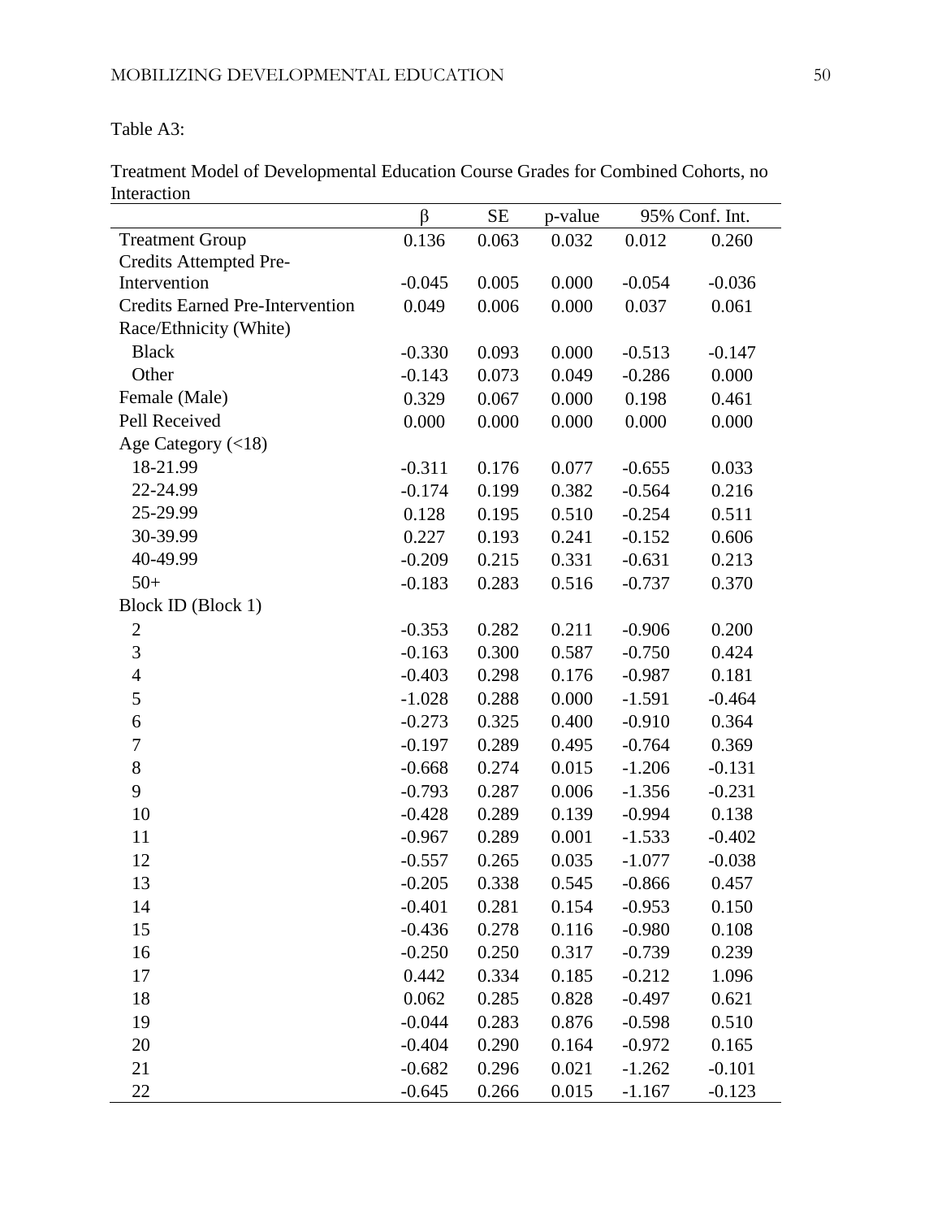Table A3:

Treatment Model of Developmental Education Course Grades for Combined Cohorts, no Interaction

| | β | SE | p-value | 95% Conf. Int. | |
|---|---|---|---|---|---|
| Treatment Group | 0.136 | 0.063 | 0.032 | 0.012 | 0.260 |
| Credits Attempted Pre-Intervention | -0.045 | 0.005 | 0.000 | -0.054 | -0.036 |
| Credits Earned Pre-Intervention | 0.049 | 0.006 | 0.000 | 0.037 | 0.061 |
| Race/Ethnicity (White) | | | | | |
| Black | -0.330 | 0.093 | 0.000 | -0.513 | -0.147 |
| Other | -0.143 | 0.073 | 0.049 | -0.286 | 0.000 |
| Female (Male) | 0.329 | 0.067 | 0.000 | 0.198 | 0.461 |
| Pell Received | 0.000 | 0.000 | 0.000 | 0.000 | 0.000 |
| Age Category (<18) | | | | | |
| 18-21.99 | -0.311 | 0.176 | 0.077 | -0.655 | 0.033 |
| 22-24.99 | -0.174 | 0.199 | 0.382 | -0.564 | 0.216 |
| 25-29.99 | 0.128 | 0.195 | 0.510 | -0.254 | 0.511 |
| 30-39.99 | 0.227 | 0.193 | 0.241 | -0.152 | 0.606 |
| 40-49.99 | -0.209 | 0.215 | 0.331 | -0.631 | 0.213 |
| 50+ | -0.183 | 0.283 | 0.516 | -0.737 | 0.370 |
| Block ID (Block 1) | | | | | |
| 2 | -0.353 | 0.282 | 0.211 | -0.906 | 0.200 |
| 3 | -0.163 | 0.300 | 0.587 | -0.750 | 0.424 |
| 4 | -0.403 | 0.298 | 0.176 | -0.987 | 0.181 |
| 5 | -1.028 | 0.288 | 0.000 | -1.591 | -0.464 |
| 6 | -0.273 | 0.325 | 0.400 | -0.910 | 0.364 |
| 7 | -0.197 | 0.289 | 0.495 | -0.764 | 0.369 |
| 8 | -0.668 | 0.274 | 0.015 | -1.206 | -0.131 |
| 9 | -0.793 | 0.287 | 0.006 | -1.356 | -0.231 |
| 10 | -0.428 | 0.289 | 0.139 | -0.994 | 0.138 |
| 11 | -0.967 | 0.289 | 0.001 | -1.533 | -0.402 |
| 12 | -0.557 | 0.265 | 0.035 | -1.077 | -0.038 |
| 13 | -0.205 | 0.338 | 0.545 | -0.866 | 0.457 |
| 14 | -0.401 | 0.281 | 0.154 | -0.953 | 0.150 |
| 15 | -0.436 | 0.278 | 0.116 | -0.980 | 0.108 |
| 16 | -0.250 | 0.250 | 0.317 | -0.739 | 0.239 |
| 17 | 0.442 | 0.334 | 0.185 | -0.212 | 1.096 |
| 18 | 0.062 | 0.285 | 0.828 | -0.497 | 0.621 |
| 19 | -0.044 | 0.283 | 0.876 | -0.598 | 0.510 |
| 20 | -0.404 | 0.290 | 0.164 | -0.972 | 0.165 |
| 21 | -0.682 | 0.296 | 0.021 | -1.262 | -0.101 |
| 22 | -0.645 | 0.266 | 0.015 | -1.167 | -0.123 |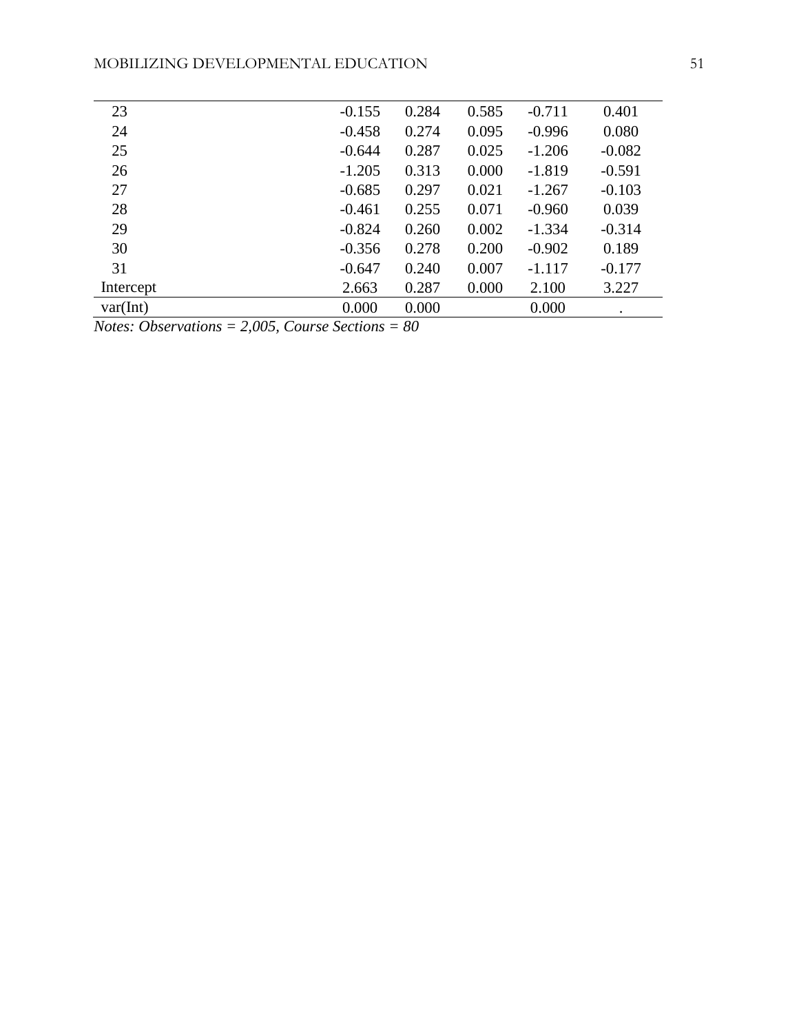| | | | | | |
|---|---|---|---|---|---|
| 23 | -0.155 | 0.284 | 0.585 | -0.711 | 0.401 |
| 24 | -0.458 | 0.274 | 0.095 | -0.996 | 0.080 |
| 25 | -0.644 | 0.287 | 0.025 | -1.206 | -0.082 |
| 26 | -1.205 | 0.313 | 0.000 | -1.819 | -0.591 |
| 27 | -0.685 | 0.297 | 0.021 | -1.267 | -0.103 |
| 28 | -0.461 | 0.255 | 0.071 | -0.960 | 0.039 |
| 29 | -0.824 | 0.260 | 0.002 | -1.334 | -0.314 |
| 30 | -0.356 | 0.278 | 0.200 | -0.902 | 0.189 |
| 31 | -0.647 | 0.240 | 0.007 | -1.117 | -0.177 |
| Intercept | 2.663 | 0.287 | 0.000 | 2.100 | 3.227 |
| var(Int) | 0.000 | 0.000 | | 0.000 | . |

*Notes: Observations = 2,005, Course Sections = 80*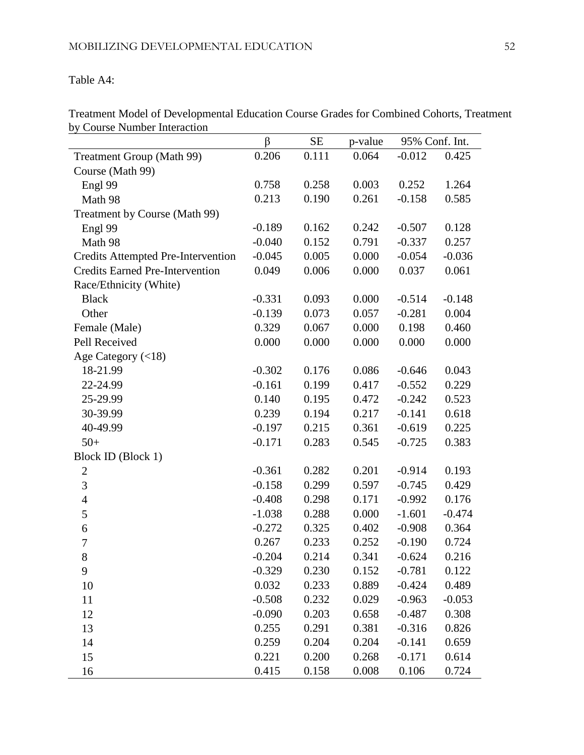Table A4:

Treatment Model of Developmental Education Course Grades for Combined Cohorts, Treatment by Course Number Interaction

| | β | SE | p-value | 95% Conf. Int. | |
|---|---|---|---|---|---|
| Treatment Group (Math 99) | 0.206 | 0.111 | 0.064 | -0.012 | 0.425 |
| Course (Math 99) | | | | | |
| Engl 99 | 0.758 | 0.258 | 0.003 | 0.252 | 1.264 |
| Math 98 | 0.213 | 0.190 | 0.261 | -0.158 | 0.585 |
| Treatment by Course (Math 99) | | | | | |
| Engl 99 | -0.189 | 0.162 | 0.242 | -0.507 | 0.128 |
| Math 98 | -0.040 | 0.152 | 0.791 | -0.337 | 0.257 |
| Credits Attempted Pre-Intervention | -0.045 | 0.005 | 0.000 | -0.054 | -0.036 |
| Credits Earned Pre-Intervention | 0.049 | 0.006 | 0.000 | 0.037 | 0.061 |
| Race/Ethnicity (White) | | | | | |
| Black | -0.331 | 0.093 | 0.000 | -0.514 | -0.148 |
| Other | -0.139 | 0.073 | 0.057 | -0.281 | 0.004 |
| Female (Male) | 0.329 | 0.067 | 0.000 | 0.198 | 0.460 |
| Pell Received | 0.000 | 0.000 | 0.000 | 0.000 | 0.000 |
| Age Category (<18) | | | | | |
| 18-21.99 | -0.302 | 0.176 | 0.086 | -0.646 | 0.043 |
| 22-24.99 | -0.161 | 0.199 | 0.417 | -0.552 | 0.229 |
| 25-29.99 | 0.140 | 0.195 | 0.472 | -0.242 | 0.523 |
| 30-39.99 | 0.239 | 0.194 | 0.217 | -0.141 | 0.618 |
| 40-49.99 | -0.197 | 0.215 | 0.361 | -0.619 | 0.225 |
| 50+ | -0.171 | 0.283 | 0.545 | -0.725 | 0.383 |
| Block ID (Block 1) | | | | | |
| 2 | -0.361 | 0.282 | 0.201 | -0.914 | 0.193 |
| 3 | -0.158 | 0.299 | 0.597 | -0.745 | 0.429 |
| 4 | -0.408 | 0.298 | 0.171 | -0.992 | 0.176 |
| 5 | -1.038 | 0.288 | 0.000 | -1.601 | -0.474 |
| 6 | -0.272 | 0.325 | 0.402 | -0.908 | 0.364 |
| 7 | 0.267 | 0.233 | 0.252 | -0.190 | 0.724 |
| 8 | -0.204 | 0.214 | 0.341 | -0.624 | 0.216 |
| 9 | -0.329 | 0.230 | 0.152 | -0.781 | 0.122 |
| 10 | 0.032 | 0.233 | 0.889 | -0.424 | 0.489 |
| 11 | -0.508 | 0.232 | 0.029 | -0.963 | -0.053 |
| 12 | -0.090 | 0.203 | 0.658 | -0.487 | 0.308 |
| 13 | 0.255 | 0.291 | 0.381 | -0.316 | 0.826 |
| 14 | 0.259 | 0.204 | 0.204 | -0.141 | 0.659 |
| 15 | 0.221 | 0.200 | 0.268 | -0.171 | 0.614 |
| 16 | 0.415 | 0.158 | 0.008 | 0.106 | 0.724 |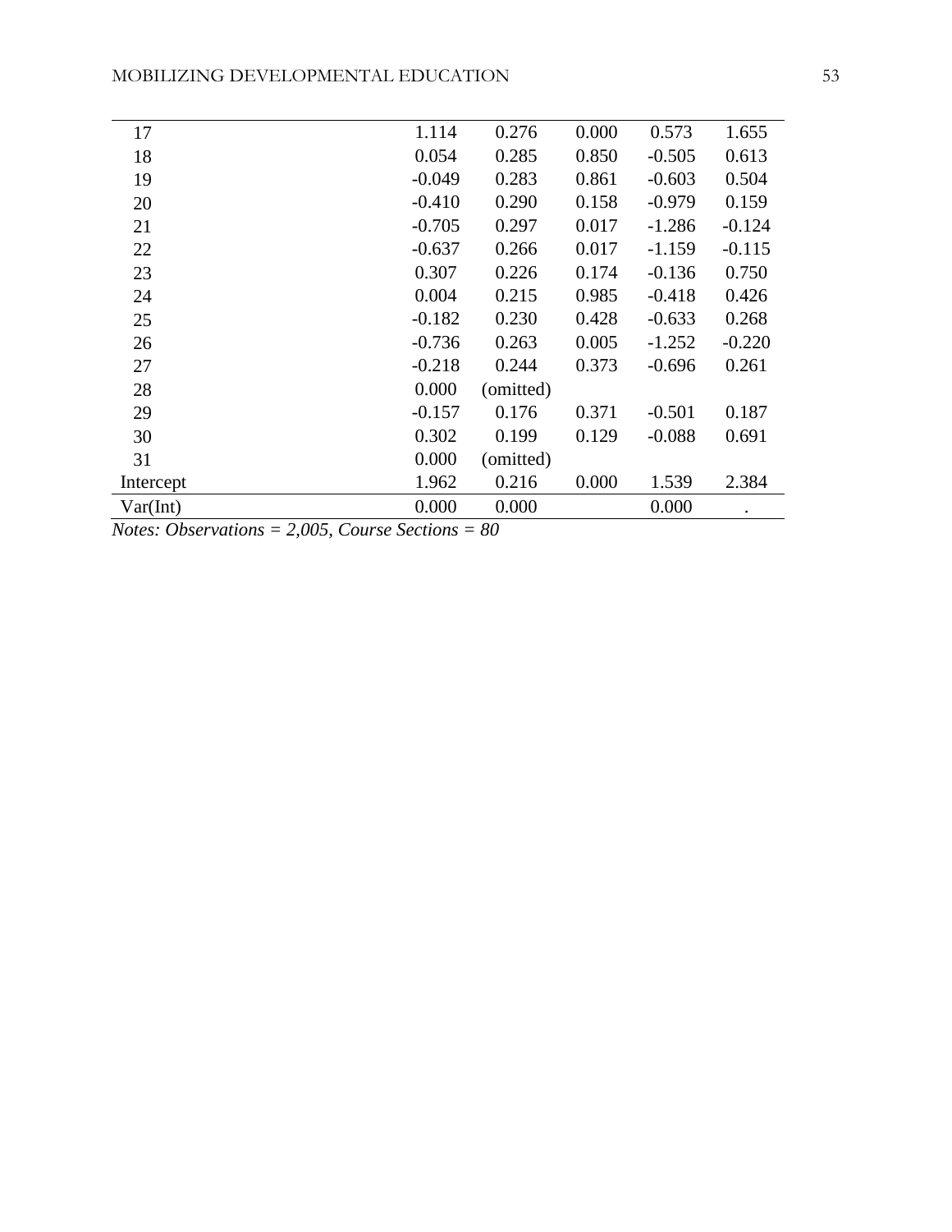| | | | | | |
|---|---|---|---|---|---|
| 17 | 1.114 | 0.276 | 0.000 | 0.573 | 1.655 |
| 18 | 0.054 | 0.285 | 0.850 | -0.505 | 0.613 |
| 19 | -0.049 | 0.283 | 0.861 | -0.603 | 0.504 |
| 20 | -0.410 | 0.290 | 0.158 | -0.979 | 0.159 |
| 21 | -0.705 | 0.297 | 0.017 | -1.286 | -0.124 |
| 22 | -0.637 | 0.266 | 0.017 | -1.159 | -0.115 |
| 23 | 0.307 | 0.226 | 0.174 | -0.136 | 0.750 |
| 24 | 0.004 | 0.215 | 0.985 | -0.418 | 0.426 |
| 25 | -0.182 | 0.230 | 0.428 | -0.633 | 0.268 |
| 26 | -0.736 | 0.263 | 0.005 | -1.252 | -0.220 |
| 27 | -0.218 | 0.244 | 0.373 | -0.696 | 0.261 |
| 28 | 0.000 | (omitted) | | | |
| 29 | -0.157 | 0.176 | 0.371 | -0.501 | 0.187 |
| 30 | 0.302 | 0.199 | 0.129 | -0.088 | 0.691 |
| 31 | 0.000 | (omitted) | | | |
| Intercept | 1.962 | 0.216 | 0.000 | 1.539 | 2.384 |
| Var(Int) | 0.000 | 0.000 | | 0.000 | . |

*Notes: Observations = 2,005, Course Sections = 80*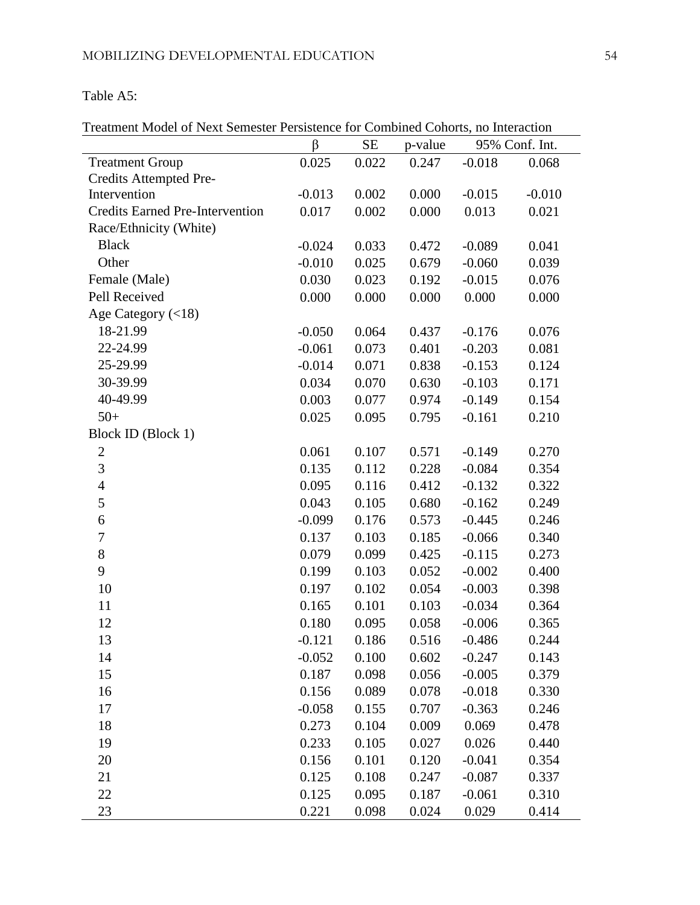Table A5:

Treatment Model of Next Semester Persistence for Combined Cohorts, no Interaction

| | β | SE | p-value | 95% Conf. Int. | |
|---|---|---|---|---|---|
| Treatment Group | 0.025 | 0.022 | 0.247 | -0.018 | 0.068 |
| Credits Attempted Pre-Intervention | -0.013 | 0.002 | 0.000 | -0.015 | -0.010 |
| Credits Earned Pre-Intervention | 0.017 | 0.002 | 0.000 | 0.013 | 0.021 |
| Race/Ethnicity (White) | | | | | |
| Black | -0.024 | 0.033 | 0.472 | -0.089 | 0.041 |
| Other | -0.010 | 0.025 | 0.679 | -0.060 | 0.039 |
| Female (Male) | 0.030 | 0.023 | 0.192 | -0.015 | 0.076 |
| Pell Received | 0.000 | 0.000 | 0.000 | 0.000 | 0.000 |
| Age Category (<18) | | | | | |
| 18-21.99 | -0.050 | 0.064 | 0.437 | -0.176 | 0.076 |
| 22-24.99 | -0.061 | 0.073 | 0.401 | -0.203 | 0.081 |
| 25-29.99 | -0.014 | 0.071 | 0.838 | -0.153 | 0.124 |
| 30-39.99 | 0.034 | 0.070 | 0.630 | -0.103 | 0.171 |
| 40-49.99 | 0.003 | 0.077 | 0.974 | -0.149 | 0.154 |
| 50+ | 0.025 | 0.095 | 0.795 | -0.161 | 0.210 |
| Block ID (Block 1) | | | | | |
| 2 | 0.061 | 0.107 | 0.571 | -0.149 | 0.270 |
| 3 | 0.135 | 0.112 | 0.228 | -0.084 | 0.354 |
| 4 | 0.095 | 0.116 | 0.412 | -0.132 | 0.322 |
| 5 | 0.043 | 0.105 | 0.680 | -0.162 | 0.249 |
| 6 | -0.099 | 0.176 | 0.573 | -0.445 | 0.246 |
| 7 | 0.137 | 0.103 | 0.185 | -0.066 | 0.340 |
| 8 | 0.079 | 0.099 | 0.425 | -0.115 | 0.273 |
| 9 | 0.199 | 0.103 | 0.052 | -0.002 | 0.400 |
| 10 | 0.197 | 0.102 | 0.054 | -0.003 | 0.398 |
| 11 | 0.165 | 0.101 | 0.103 | -0.034 | 0.364 |
| 12 | 0.180 | 0.095 | 0.058 | -0.006 | 0.365 |
| 13 | -0.121 | 0.186 | 0.516 | -0.486 | 0.244 |
| 14 | -0.052 | 0.100 | 0.602 | -0.247 | 0.143 |
| 15 | 0.187 | 0.098 | 0.056 | -0.005 | 0.379 |
| 16 | 0.156 | 0.089 | 0.078 | -0.018 | 0.330 |
| 17 | -0.058 | 0.155 | 0.707 | -0.363 | 0.246 |
| 18 | 0.273 | 0.104 | 0.009 | 0.069 | 0.478 |
| 19 | 0.233 | 0.105 | 0.027 | 0.026 | 0.440 |
| 20 | 0.156 | 0.101 | 0.120 | -0.041 | 0.354 |
| 21 | 0.125 | 0.108 | 0.247 | -0.087 | 0.337 |
| 22 | 0.125 | 0.095 | 0.187 | -0.061 | 0.310 |
| 23 | 0.221 | 0.098 | 0.024 | 0.029 | 0.414 |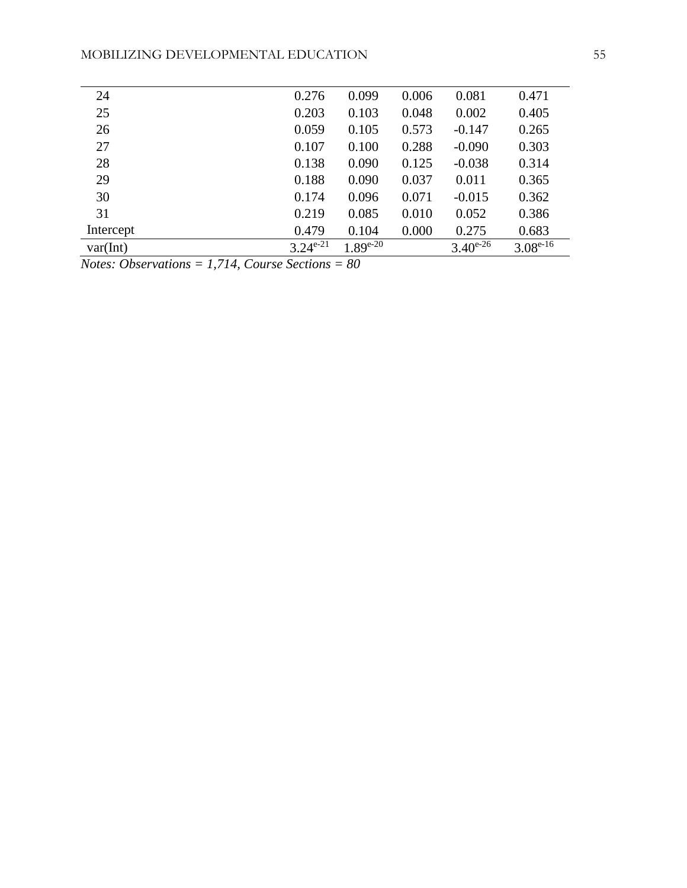| | | | | | |
|---|---|---|---|---|---|
| 24 | 0.276 | 0.099 | 0.006 | 0.081 | 0.471 |
| 25 | 0.203 | 0.103 | 0.048 | 0.002 | 0.405 |
| 26 | 0.059 | 0.105 | 0.573 | -0.147 | 0.265 |
| 27 | 0.107 | 0.100 | 0.288 | -0.090 | 0.303 |
| 28 | 0.138 | 0.090 | 0.125 | -0.038 | 0.314 |
| 29 | 0.188 | 0.090 | 0.037 | 0.011 | 0.365 |
| 30 | 0.174 | 0.096 | 0.071 | -0.015 | 0.362 |
| 31 | 0.219 | 0.085 | 0.010 | 0.052 | 0.386 |
| Intercept | 0.479 | 0.104 | 0.000 | 0.275 | 0.683 |
| var(Int) | $3.24^{e-21}$ | $1.89^{e-20}$ | | $3.40^{e-26}$ | $3.08^{e-16}$ |

*Notes: Observations = 1,714, Course Sections = 80*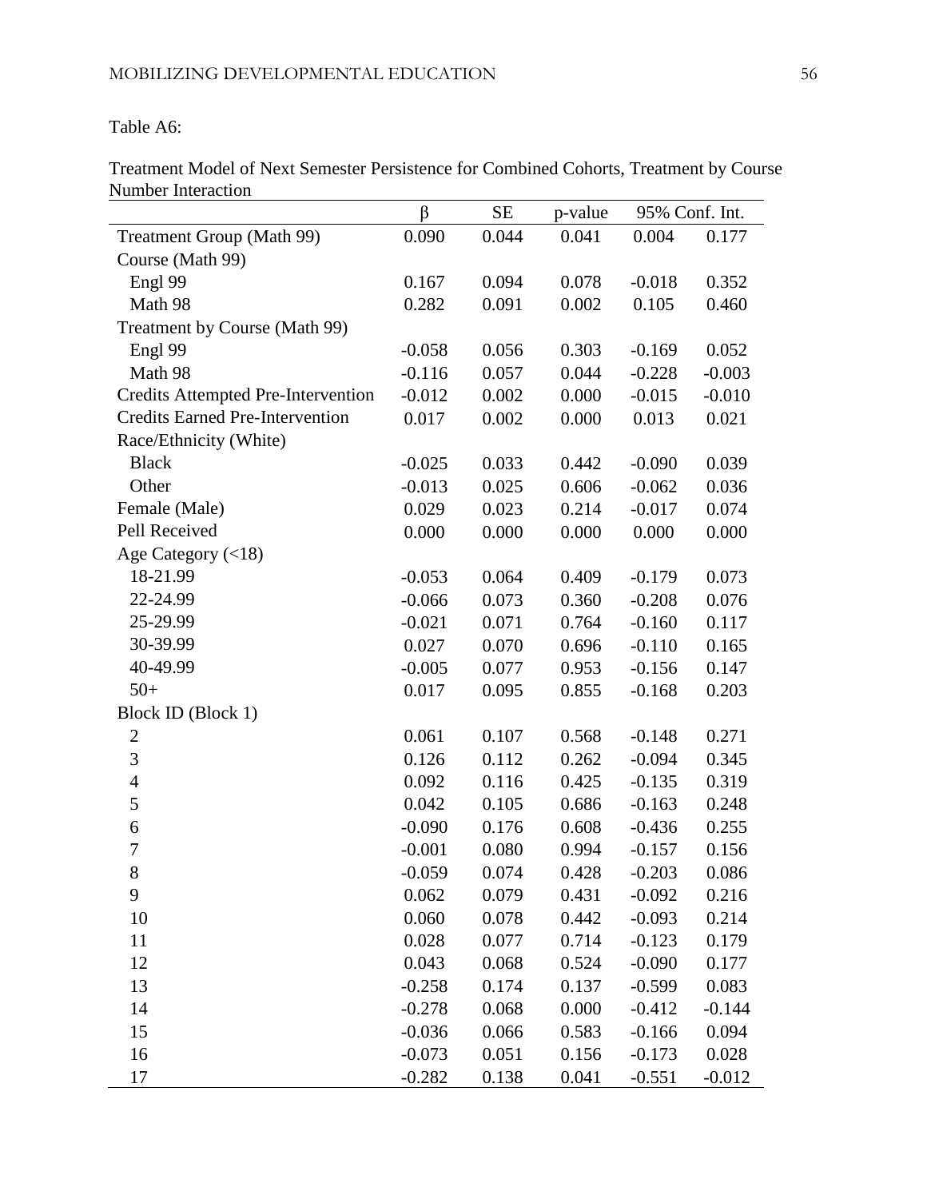Table A6:

Treatment Model of Next Semester Persistence for Combined Cohorts, Treatment by Course Number Interaction

| | β | SE | p-value | 95% Conf. Int. | |
|---|---|---|---|---|---|
| Treatment Group (Math 99) | 0.090 | 0.044 | 0.041 | 0.004 | 0.177 |
| Course (Math 99) | | | | | |
| Engl 99 | 0.167 | 0.094 | 0.078 | -0.018 | 0.352 |
| Math 98 | 0.282 | 0.091 | 0.002 | 0.105 | 0.460 |
| Treatment by Course (Math 99) | | | | | |
| Engl 99 | -0.058 | 0.056 | 0.303 | -0.169 | 0.052 |
| Math 98 | -0.116 | 0.057 | 0.044 | -0.228 | -0.003 |
| Credits Attempted Pre-Intervention | -0.012 | 0.002 | 0.000 | -0.015 | -0.010 |
| Credits Earned Pre-Intervention | 0.017 | 0.002 | 0.000 | 0.013 | 0.021 |
| Race/Ethnicity (White) | | | | | |
| Black | -0.025 | 0.033 | 0.442 | -0.090 | 0.039 |
| Other | -0.013 | 0.025 | 0.606 | -0.062 | 0.036 |
| Female (Male) | 0.029 | 0.023 | 0.214 | -0.017 | 0.074 |
| Pell Received | 0.000 | 0.000 | 0.000 | 0.000 | 0.000 |
| Age Category (<18) | | | | | |
| 18-21.99 | -0.053 | 0.064 | 0.409 | -0.179 | 0.073 |
| 22-24.99 | -0.066 | 0.073 | 0.360 | -0.208 | 0.076 |
| 25-29.99 | -0.021 | 0.071 | 0.764 | -0.160 | 0.117 |
| 30-39.99 | 0.027 | 0.070 | 0.696 | -0.110 | 0.165 |
| 40-49.99 | -0.005 | 0.077 | 0.953 | -0.156 | 0.147 |
| 50+ | 0.017 | 0.095 | 0.855 | -0.168 | 0.203 |
| Block ID (Block 1) | | | | | |
| 2 | 0.061 | 0.107 | 0.568 | -0.148 | 0.271 |
| 3 | 0.126 | 0.112 | 0.262 | -0.094 | 0.345 |
| 4 | 0.092 | 0.116 | 0.425 | -0.135 | 0.319 |
| 5 | 0.042 | 0.105 | 0.686 | -0.163 | 0.248 |
| 6 | -0.090 | 0.176 | 0.608 | -0.436 | 0.255 |
| 7 | -0.001 | 0.080 | 0.994 | -0.157 | 0.156 |
| 8 | -0.059 | 0.074 | 0.428 | -0.203 | 0.086 |
| 9 | 0.062 | 0.079 | 0.431 | -0.092 | 0.216 |
| 10 | 0.060 | 0.078 | 0.442 | -0.093 | 0.214 |
| 11 | 0.028 | 0.077 | 0.714 | -0.123 | 0.179 |
| 12 | 0.043 | 0.068 | 0.524 | -0.090 | 0.177 |
| 13 | -0.258 | 0.174 | 0.137 | -0.599 | 0.083 |
| 14 | -0.278 | 0.068 | 0.000 | -0.412 | -0.144 |
| 15 | -0.036 | 0.066 | 0.583 | -0.166 | 0.094 |
| 16 | -0.073 | 0.051 | 0.156 | -0.173 | 0.028 |
| 17 | -0.282 | 0.138 | 0.041 | -0.551 | -0.012 |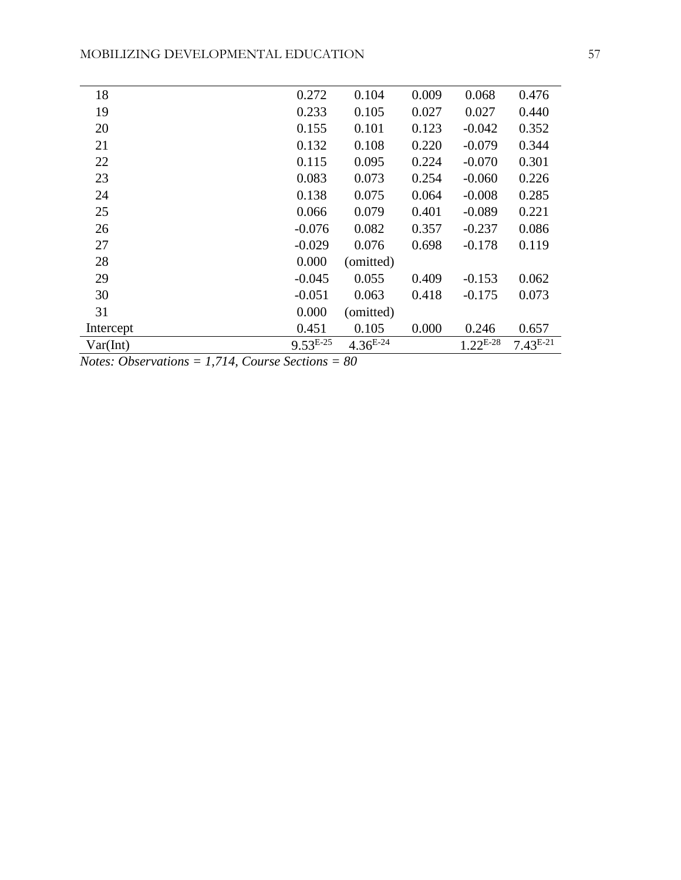| | | | | | |
|---|---|---|---|---|---|
| 18 | 0.272 | 0.104 | 0.009 | 0.068 | 0.476 |
| 19 | 0.233 | 0.105 | 0.027 | 0.027 | 0.440 |
| 20 | 0.155 | 0.101 | 0.123 | -0.042 | 0.352 |
| 21 | 0.132 | 0.108 | 0.220 | -0.079 | 0.344 |
| 22 | 0.115 | 0.095 | 0.224 | -0.070 | 0.301 |
| 23 | 0.083 | 0.073 | 0.254 | -0.060 | 0.226 |
| 24 | 0.138 | 0.075 | 0.064 | -0.008 | 0.285 |
| 25 | 0.066 | 0.079 | 0.401 | -0.089 | 0.221 |
| 26 | -0.076 | 0.082 | 0.357 | -0.237 | 0.086 |
| 27 | -0.029 | 0.076 | 0.698 | -0.178 | 0.119 |
| 28 | 0.000 | (omitted) | | | |
| 29 | -0.045 | 0.055 | 0.409 | -0.153 | 0.062 |
| 30 | -0.051 | 0.063 | 0.418 | -0.175 | 0.073 |
| 31 | 0.000 | (omitted) | | | |
| Intercept | 0.451 | 0.105 | 0.000 | 0.246 | 0.657 |
| Var(Int) | $9.53^{E-25}$ | $4.36^{E-24}$ | | $1.22^{E-28}$ | $7.43^{E-21}$ |

*Notes: Observations = 1,714, Course Sections = 80*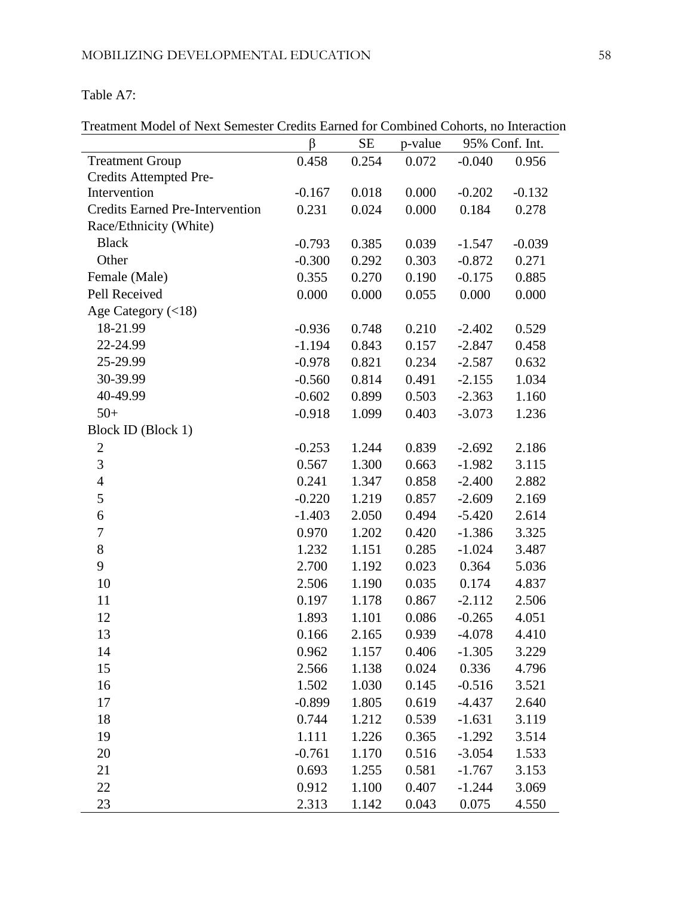Table A7:

Treatment Model of Next Semester Credits Earned for Combined Cohorts, no Interaction

| | β | SE | p-value | 95% Conf. Int. | |
|---|---|---|---|---|---|
| Treatment Group | 0.458 | 0.254 | 0.072 | -0.040 | 0.956 |
| Credits Attempted Pre-Intervention | -0.167 | 0.018 | 0.000 | -0.202 | -0.132 |
| Credits Earned Pre-Intervention | 0.231 | 0.024 | 0.000 | 0.184 | 0.278 |
| Race/Ethnicity (White) | | | | | |
| Black | -0.793 | 0.385 | 0.039 | -1.547 | -0.039 |
| Other | -0.300 | 0.292 | 0.303 | -0.872 | 0.271 |
| Female (Male) | 0.355 | 0.270 | 0.190 | -0.175 | 0.885 |
| Pell Received | 0.000 | 0.000 | 0.055 | 0.000 | 0.000 |
| Age Category (<18) | | | | | |
| 18-21.99 | -0.936 | 0.748 | 0.210 | -2.402 | 0.529 |
| 22-24.99 | -1.194 | 0.843 | 0.157 | -2.847 | 0.458 |
| 25-29.99 | -0.978 | 0.821 | 0.234 | -2.587 | 0.632 |
| 30-39.99 | -0.560 | 0.814 | 0.491 | -2.155 | 1.034 |
| 40-49.99 | -0.602 | 0.899 | 0.503 | -2.363 | 1.160 |
| 50+ | -0.918 | 1.099 | 0.403 | -3.073 | 1.236 |
| Block ID (Block 1) | | | | | |
| 2 | -0.253 | 1.244 | 0.839 | -2.692 | 2.186 |
| 3 | 0.567 | 1.300 | 0.663 | -1.982 | 3.115 |
| 4 | 0.241 | 1.347 | 0.858 | -2.400 | 2.882 |
| 5 | -0.220 | 1.219 | 0.857 | -2.609 | 2.169 |
| 6 | -1.403 | 2.050 | 0.494 | -5.420 | 2.614 |
| 7 | 0.970 | 1.202 | 0.420 | -1.386 | 3.325 |
| 8 | 1.232 | 1.151 | 0.285 | -1.024 | 3.487 |
| 9 | 2.700 | 1.192 | 0.023 | 0.364 | 5.036 |
| 10 | 2.506 | 1.190 | 0.035 | 0.174 | 4.837 |
| 11 | 0.197 | 1.178 | 0.867 | -2.112 | 2.506 |
| 12 | 1.893 | 1.101 | 0.086 | -0.265 | 4.051 |
| 13 | 0.166 | 2.165 | 0.939 | -4.078 | 4.410 |
| 14 | 0.962 | 1.157 | 0.406 | -1.305 | 3.229 |
| 15 | 2.566 | 1.138 | 0.024 | 0.336 | 4.796 |
| 16 | 1.502 | 1.030 | 0.145 | -0.516 | 3.521 |
| 17 | -0.899 | 1.805 | 0.619 | -4.437 | 2.640 |
| 18 | 0.744 | 1.212 | 0.539 | -1.631 | 3.119 |
| 19 | 1.111 | 1.226 | 0.365 | -1.292 | 3.514 |
| 20 | -0.761 | 1.170 | 0.516 | -3.054 | 1.533 |
| 21 | 0.693 | 1.255 | 0.581 | -1.767 | 3.153 |
| 22 | 0.912 | 1.100 | 0.407 | -1.244 | 3.069 |
| 23 | 2.313 | 1.142 | 0.043 | 0.075 | 4.550 |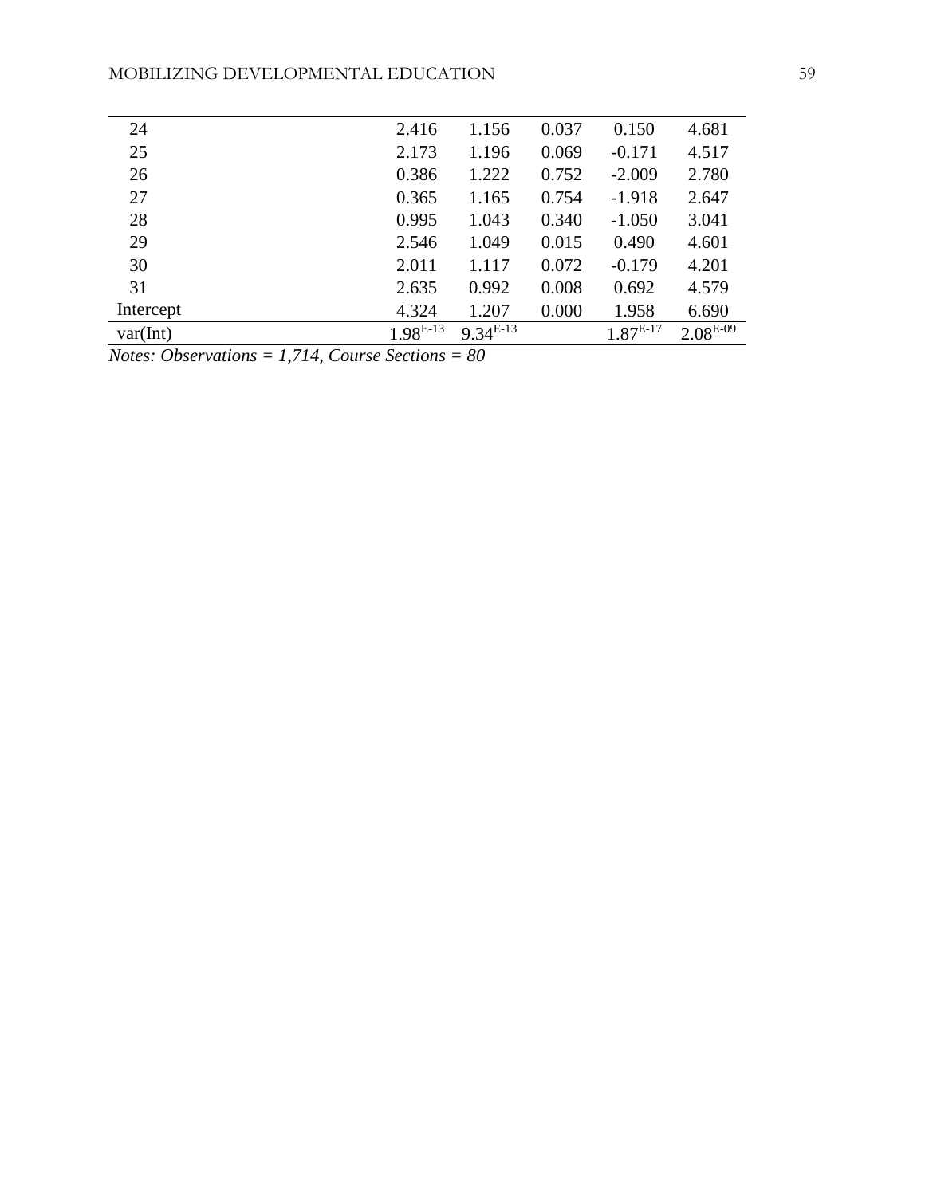| | | | | | |
|---|---|---|---|---|---|
| 24 | 2.416 | 1.156 | 0.037 | 0.150 | 4.681 |
| 25 | 2.173 | 1.196 | 0.069 | -0.171 | 4.517 |
| 26 | 0.386 | 1.222 | 0.752 | -2.009 | 2.780 |
| 27 | 0.365 | 1.165 | 0.754 | -1.918 | 2.647 |
| 28 | 0.995 | 1.043 | 0.340 | -1.050 | 3.041 |
| 29 | 2.546 | 1.049 | 0.015 | 0.490 | 4.601 |
| 30 | 2.011 | 1.117 | 0.072 | -0.179 | 4.201 |
| 31 | 2.635 | 0.992 | 0.008 | 0.692 | 4.579 |
| Intercept | 4.324 | 1.207 | 0.000 | 1.958 | 6.690 |
| var(Int) | $1.98^{E-13}$ | $9.34^{E-13}$ | | $1.87^{E-17}$ | $2.08^{E-09}$ |

*Notes: Observations = 1,714, Course Sections = 80*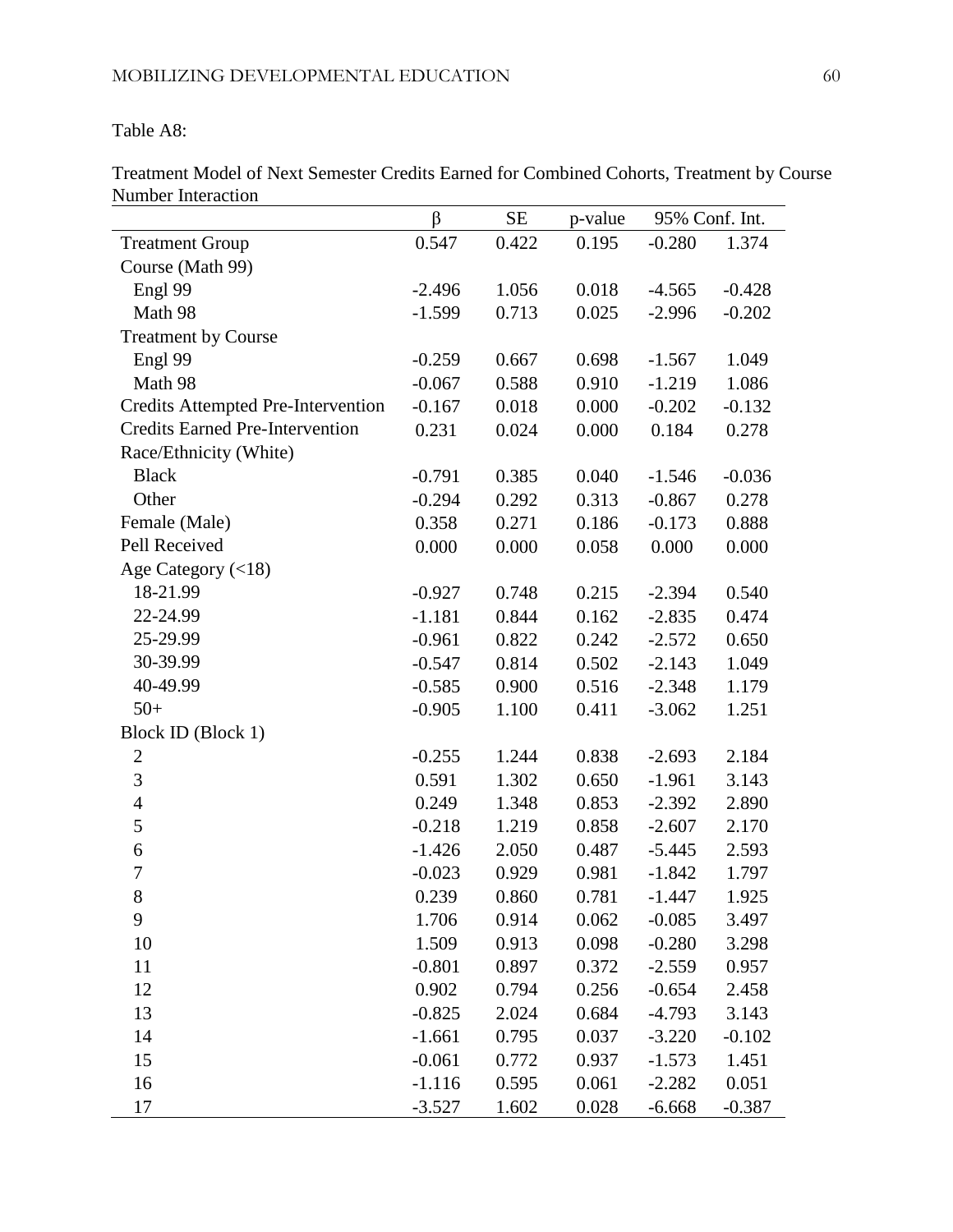Table A8:

Treatment Model of Next Semester Credits Earned for Combined Cohorts, Treatment by Course Number Interaction

| | β | SE | p-value | 95% Conf. Int. | |
|---|---|---|---|---|---|
| Treatment Group | 0.547 | 0.422 | 0.195 | -0.280 | 1.374 |
| Course (Math 99) | | | | | |
| Engl 99 | -2.496 | 1.056 | 0.018 | -4.565 | -0.428 |
| Math 98 | -1.599 | 0.713 | 0.025 | -2.996 | -0.202 |
| Treatment by Course | | | | | |
| Engl 99 | -0.259 | 0.667 | 0.698 | -1.567 | 1.049 |
| Math 98 | -0.067 | 0.588 | 0.910 | -1.219 | 1.086 |
| Credits Attempted Pre-Intervention | -0.167 | 0.018 | 0.000 | -0.202 | -0.132 |
| Credits Earned Pre-Intervention | 0.231 | 0.024 | 0.000 | 0.184 | 0.278 |
| Race/Ethnicity (White) | | | | | |
| Black | -0.791 | 0.385 | 0.040 | -1.546 | -0.036 |
| Other | -0.294 | 0.292 | 0.313 | -0.867 | 0.278 |
| Female (Male) | 0.358 | 0.271 | 0.186 | -0.173 | 0.888 |
| Pell Received | 0.000 | 0.000 | 0.058 | 0.000 | 0.000 |
| Age Category (<18) | | | | | |
| 18-21.99 | -0.927 | 0.748 | 0.215 | -2.394 | 0.540 |
| 22-24.99 | -1.181 | 0.844 | 0.162 | -2.835 | 0.474 |
| 25-29.99 | -0.961 | 0.822 | 0.242 | -2.572 | 0.650 |
| 30-39.99 | -0.547 | 0.814 | 0.502 | -2.143 | 1.049 |
| 40-49.99 | -0.585 | 0.900 | 0.516 | -2.348 | 1.179 |
| 50+ | -0.905 | 1.100 | 0.411 | -3.062 | 1.251 |
| Block ID (Block 1) | | | | | |
| 2 | -0.255 | 1.244 | 0.838 | -2.693 | 2.184 |
| 3 | 0.591 | 1.302 | 0.650 | -1.961 | 3.143 |
| 4 | 0.249 | 1.348 | 0.853 | -2.392 | 2.890 |
| 5 | -0.218 | 1.219 | 0.858 | -2.607 | 2.170 |
| 6 | -1.426 | 2.050 | 0.487 | -5.445 | 2.593 |
| 7 | -0.023 | 0.929 | 0.981 | -1.842 | 1.797 |
| 8 | 0.239 | 0.860 | 0.781 | -1.447 | 1.925 |
| 9 | 1.706 | 0.914 | 0.062 | -0.085 | 3.497 |
| 10 | 1.509 | 0.913 | 0.098 | -0.280 | 3.298 |
| 11 | -0.801 | 0.897 | 0.372 | -2.559 | 0.957 |
| 12 | 0.902 | 0.794 | 0.256 | -0.654 | 2.458 |
| 13 | -0.825 | 2.024 | 0.684 | -4.793 | 3.143 |
| 14 | -1.661 | 0.795 | 0.037 | -3.220 | -0.102 |
| 15 | -0.061 | 0.772 | 0.937 | -1.573 | 1.451 |
| 16 | -1.116 | 0.595 | 0.061 | -2.282 | 0.051 |
| 17 | -3.527 | 1.602 | 0.028 | -6.668 | -0.387 |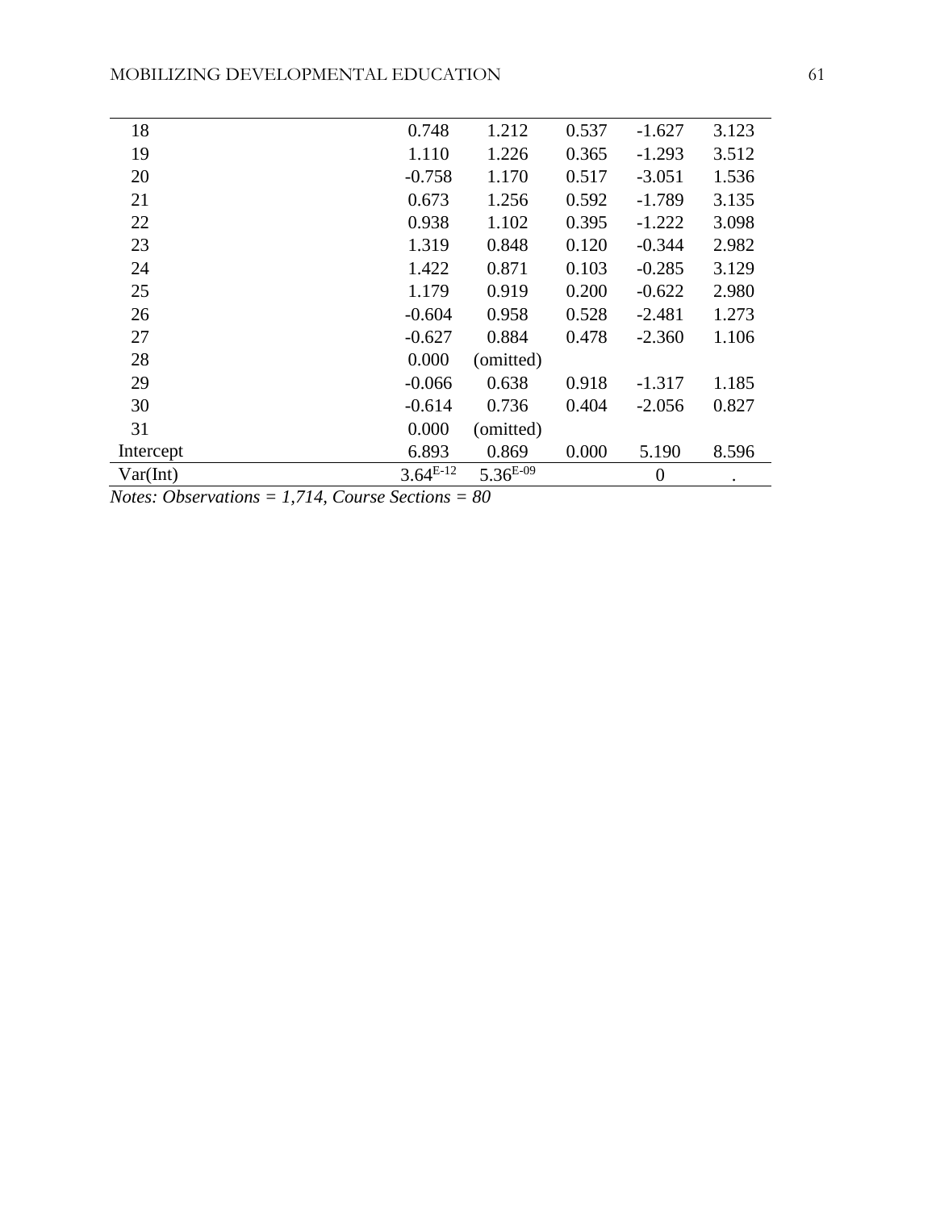| | | | | | |
|---|---|---|---|---|---|
| 18 | 0.748 | 1.212 | 0.537 | -1.627 | 3.123 |
| 19 | 1.110 | 1.226 | 0.365 | -1.293 | 3.512 |
| 20 | -0.758 | 1.170 | 0.517 | -3.051 | 1.536 |
| 21 | 0.673 | 1.256 | 0.592 | -1.789 | 3.135 |
| 22 | 0.938 | 1.102 | 0.395 | -1.222 | 3.098 |
| 23 | 1.319 | 0.848 | 0.120 | -0.344 | 2.982 |
| 24 | 1.422 | 0.871 | 0.103 | -0.285 | 3.129 |
| 25 | 1.179 | 0.919 | 0.200 | -0.622 | 2.980 |
| 26 | -0.604 | 0.958 | 0.528 | -2.481 | 1.273 |
| 27 | -0.627 | 0.884 | 0.478 | -2.360 | 1.106 |
| 28 | 0.000 | (omitted) | | | |
| 29 | -0.066 | 0.638 | 0.918 | -1.317 | 1.185 |
| 30 | -0.614 | 0.736 | 0.404 | -2.056 | 0.827 |
| 31 | 0.000 | (omitted) | | | |
| Intercept | 6.893 | 0.869 | 0.000 | 5.190 | 8.596 |
| Var(Int) | $3.64^{E-12}$ | $5.36^{E-09}$ | | 0 | . |

*Notes: Observations = 1,714, Course Sections = 80*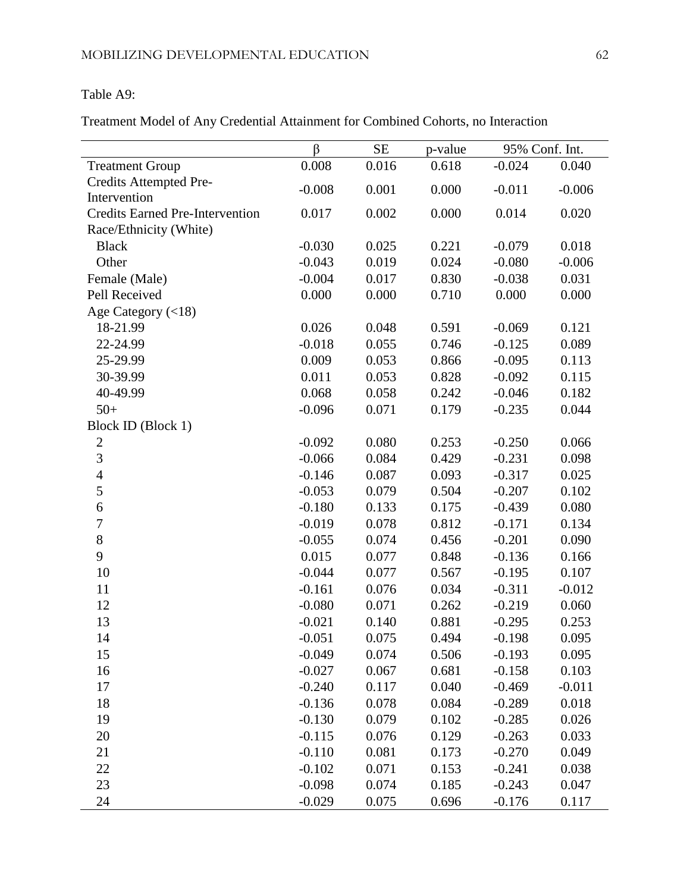Table A9:

Treatment Model of Any Credential Attainment for Combined Cohorts, no Interaction

| | β | SE | p-value | 95% Conf. Int. | |
|---|---|---|---|---|---|
| Treatment Group | 0.008 | 0.016 | 0.618 | -0.024 | 0.040 |
| Credits Attempted Pre-Intervention | -0.008 | 0.001 | 0.000 | -0.011 | -0.006 |
| Credits Earned Pre-Intervention | 0.017 | 0.002 | 0.000 | 0.014 | 0.020 |
| Race/Ethnicity (White) | | | | | |
| Black | -0.030 | 0.025 | 0.221 | -0.079 | 0.018 |
| Other | -0.043 | 0.019 | 0.024 | -0.080 | -0.006 |
| Female (Male) | -0.004 | 0.017 | 0.830 | -0.038 | 0.031 |
| Pell Received | 0.000 | 0.000 | 0.710 | 0.000 | 0.000 |
| Age Category (<18) | | | | | |
| 18-21.99 | 0.026 | 0.048 | 0.591 | -0.069 | 0.121 |
| 22-24.99 | -0.018 | 0.055 | 0.746 | -0.125 | 0.089 |
| 25-29.99 | 0.009 | 0.053 | 0.866 | -0.095 | 0.113 |
| 30-39.99 | 0.011 | 0.053 | 0.828 | -0.092 | 0.115 |
| 40-49.99 | 0.068 | 0.058 | 0.242 | -0.046 | 0.182 |
| 50+ | -0.096 | 0.071 | 0.179 | -0.235 | 0.044 |
| Block ID (Block 1) | | | | | |
| 2 | -0.092 | 0.080 | 0.253 | -0.250 | 0.066 |
| 3 | -0.066 | 0.084 | 0.429 | -0.231 | 0.098 |
| 4 | -0.146 | 0.087 | 0.093 | -0.317 | 0.025 |
| 5 | -0.053 | 0.079 | 0.504 | -0.207 | 0.102 |
| 6 | -0.180 | 0.133 | 0.175 | -0.439 | 0.080 |
| 7 | -0.019 | 0.078 | 0.812 | -0.171 | 0.134 |
| 8 | -0.055 | 0.074 | 0.456 | -0.201 | 0.090 |
| 9 | 0.015 | 0.077 | 0.848 | -0.136 | 0.166 |
| 10 | -0.044 | 0.077 | 0.567 | -0.195 | 0.107 |
| 11 | -0.161 | 0.076 | 0.034 | -0.311 | -0.012 |
| 12 | -0.080 | 0.071 | 0.262 | -0.219 | 0.060 |
| 13 | -0.021 | 0.140 | 0.881 | -0.295 | 0.253 |
| 14 | -0.051 | 0.075 | 0.494 | -0.198 | 0.095 |
| 15 | -0.049 | 0.074 | 0.506 | -0.193 | 0.095 |
| 16 | -0.027 | 0.067 | 0.681 | -0.158 | 0.103 |
| 17 | -0.240 | 0.117 | 0.040 | -0.469 | -0.011 |
| 18 | -0.136 | 0.078 | 0.084 | -0.289 | 0.018 |
| 19 | -0.130 | 0.079 | 0.102 | -0.285 | 0.026 |
| 20 | -0.115 | 0.076 | 0.129 | -0.263 | 0.033 |
| 21 | -0.110 | 0.081 | 0.173 | -0.270 | 0.049 |
| 22 | -0.102 | 0.071 | 0.153 | -0.241 | 0.038 |
| 23 | -0.098 | 0.074 | 0.185 | -0.243 | 0.047 |
| 24 | -0.029 | 0.075 | 0.696 | -0.176 | 0.117 |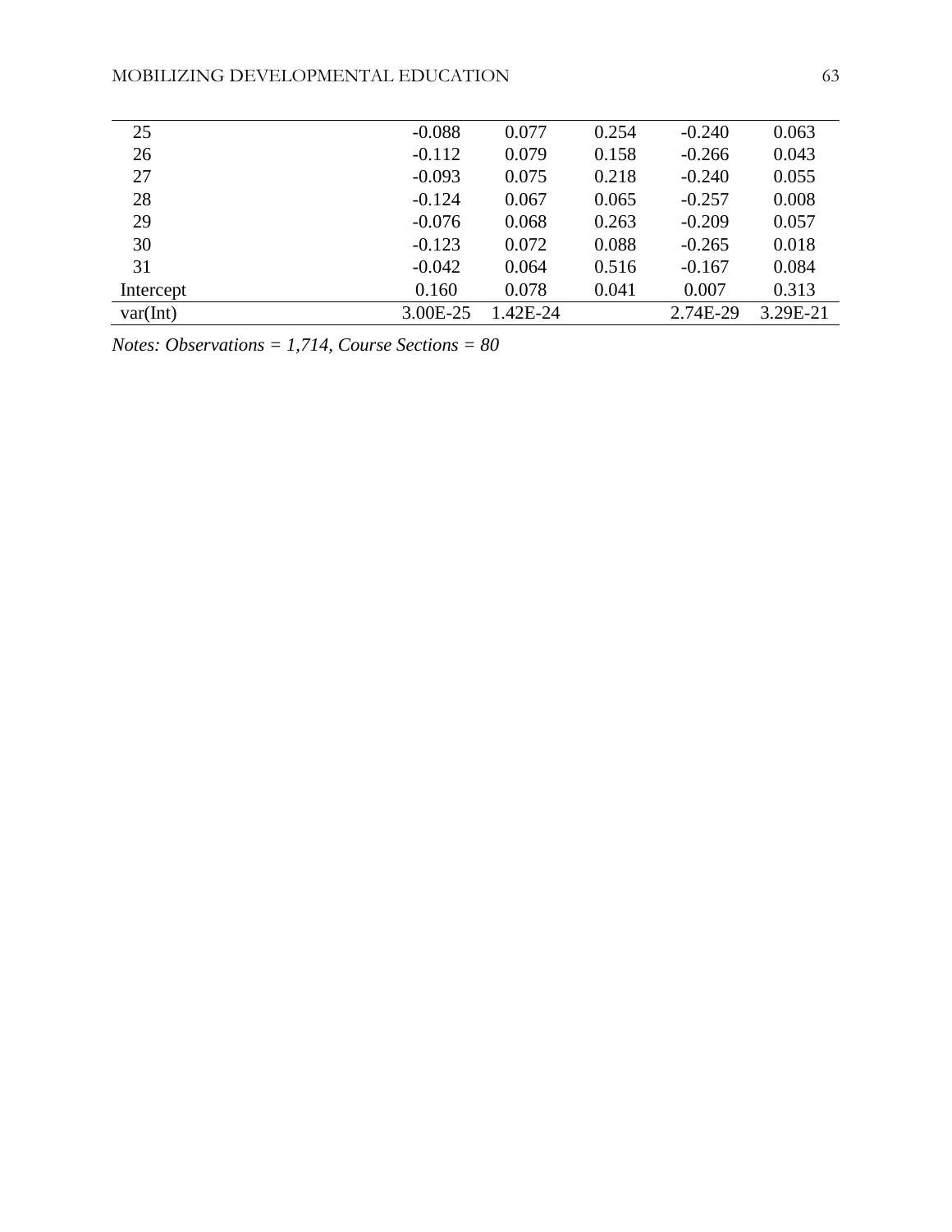| | | | | | |
|---|---|---|---|---|---|
| 25 | -0.088 | 0.077 | 0.254 | -0.240 | 0.063 |
| 26 | -0.112 | 0.079 | 0.158 | -0.266 | 0.043 |
| 27 | -0.093 | 0.075 | 0.218 | -0.240 | 0.055 |
| 28 | -0.124 | 0.067 | 0.065 | -0.257 | 0.008 |
| 29 | -0.076 | 0.068 | 0.263 | -0.209 | 0.057 |
| 30 | -0.123 | 0.072 | 0.088 | -0.265 | 0.018 |
| 31 | -0.042 | 0.064 | 0.516 | -0.167 | 0.084 |
| Intercept | 0.160 | 0.078 | 0.041 | 0.007 | 0.313 |
| var(Int) | 3.00E-25 | 1.42E-24 | | 2.74E-29 | 3.29E-21 |

*Notes: Observations = 1,714, Course Sections = 80*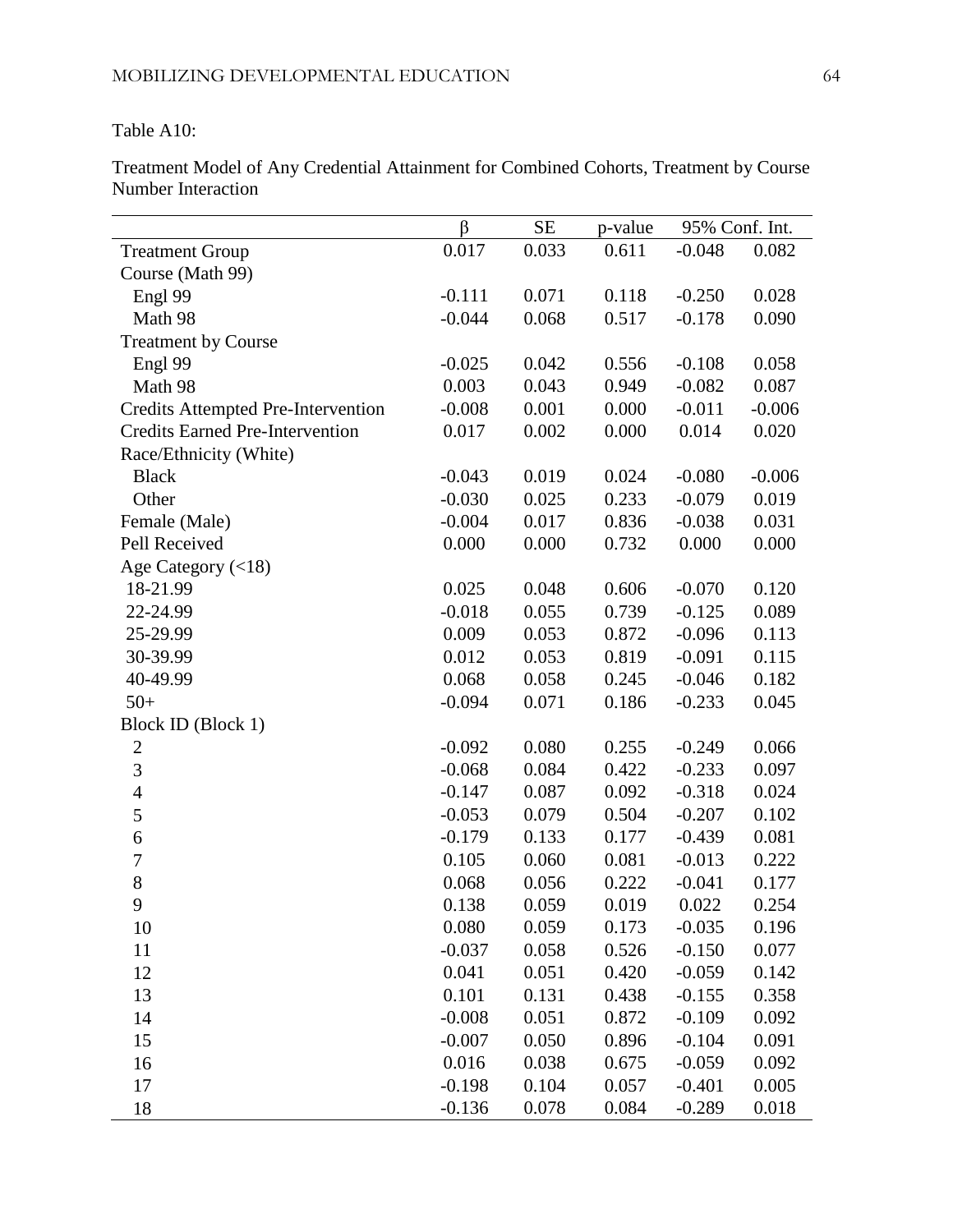Table A10:

Treatment Model of Any Credential Attainment for Combined Cohorts, Treatment by Course Number Interaction

| | β | SE | p-value | 95% Conf. Int. | |
|---|---|---|---|---|---|
| Treatment Group | 0.017 | 0.033 | 0.611 | -0.048 | 0.082 |
| Course (Math 99) | | | | | |
| Engl 99 | -0.111 | 0.071 | 0.118 | -0.250 | 0.028 |
| Math 98 | -0.044 | 0.068 | 0.517 | -0.178 | 0.090 |
| Treatment by Course | | | | | |
| Engl 99 | -0.025 | 0.042 | 0.556 | -0.108 | 0.058 |
| Math 98 | 0.003 | 0.043 | 0.949 | -0.082 | 0.087 |
| Credits Attempted Pre-Intervention | -0.008 | 0.001 | 0.000 | -0.011 | -0.006 |
| Credits Earned Pre-Intervention | 0.017 | 0.002 | 0.000 | 0.014 | 0.020 |
| Race/Ethnicity (White) | | | | | |
| Black | -0.043 | 0.019 | 0.024 | -0.080 | -0.006 |
| Other | -0.030 | 0.025 | 0.233 | -0.079 | 0.019 |
| Female (Male) | -0.004 | 0.017 | 0.836 | -0.038 | 0.031 |
| Pell Received | 0.000 | 0.000 | 0.732 | 0.000 | 0.000 |
| Age Category (<18) | | | | | |
| 18-21.99 | 0.025 | 0.048 | 0.606 | -0.070 | 0.120 |
| 22-24.99 | -0.018 | 0.055 | 0.739 | -0.125 | 0.089 |
| 25-29.99 | 0.009 | 0.053 | 0.872 | -0.096 | 0.113 |
| 30-39.99 | 0.012 | 0.053 | 0.819 | -0.091 | 0.115 |
| 40-49.99 | 0.068 | 0.058 | 0.245 | -0.046 | 0.182 |
| 50+ | -0.094 | 0.071 | 0.186 | -0.233 | 0.045 |
| Block ID (Block 1) | | | | | |
| 2 | -0.092 | 0.080 | 0.255 | -0.249 | 0.066 |
| 3 | -0.068 | 0.084 | 0.422 | -0.233 | 0.097 |
| 4 | -0.147 | 0.087 | 0.092 | -0.318 | 0.024 |
| 5 | -0.053 | 0.079 | 0.504 | -0.207 | 0.102 |
| 6 | -0.179 | 0.133 | 0.177 | -0.439 | 0.081 |
| 7 | 0.105 | 0.060 | 0.081 | -0.013 | 0.222 |
| 8 | 0.068 | 0.056 | 0.222 | -0.041 | 0.177 |
| 9 | 0.138 | 0.059 | 0.019 | 0.022 | 0.254 |
| 10 | 0.080 | 0.059 | 0.173 | -0.035 | 0.196 |
| 11 | -0.037 | 0.058 | 0.526 | -0.150 | 0.077 |
| 12 | 0.041 | 0.051 | 0.420 | -0.059 | 0.142 |
| 13 | 0.101 | 0.131 | 0.438 | -0.155 | 0.358 |
| 14 | -0.008 | 0.051 | 0.872 | -0.109 | 0.092 |
| 15 | -0.007 | 0.050 | 0.896 | -0.104 | 0.091 |
| 16 | 0.016 | 0.038 | 0.675 | -0.059 | 0.092 |
| 17 | -0.198 | 0.104 | 0.057 | -0.401 | 0.005 |
| 18 | -0.136 | 0.078 | 0.084 | -0.289 | 0.018 |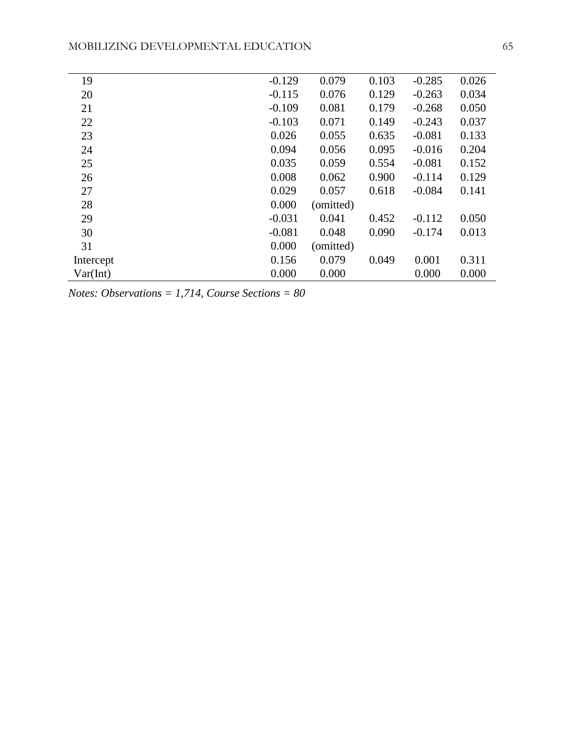| | | | | | |
|---|---|---|---|---|---|
| 19 | -0.129 | 0.079 | 0.103 | -0.285 | 0.026 |
| 20 | -0.115 | 0.076 | 0.129 | -0.263 | 0.034 |
| 21 | -0.109 | 0.081 | 0.179 | -0.268 | 0.050 |
| 22 | -0.103 | 0.071 | 0.149 | -0.243 | 0.037 |
| 23 | 0.026 | 0.055 | 0.635 | -0.081 | 0.133 |
| 24 | 0.094 | 0.056 | 0.095 | -0.016 | 0.204 |
| 25 | 0.035 | 0.059 | 0.554 | -0.081 | 0.152 |
| 26 | 0.008 | 0.062 | 0.900 | -0.114 | 0.129 |
| 27 | 0.029 | 0.057 | 0.618 | -0.084 | 0.141 |
| 28 | 0.000 | (omitted) | | | |
| 29 | -0.031 | 0.041 | 0.452 | -0.112 | 0.050 |
| 30 | -0.081 | 0.048 | 0.090 | -0.174 | 0.013 |
| 31 | 0.000 | (omitted) | | | |
| Intercept | 0.156 | 0.079 | 0.049 | 0.001 | 0.311 |
| Var(Int) | 0.000 | 0.000 | | 0.000 | 0.000 |

*Notes: Observations = 1,714, Course Sections = 80*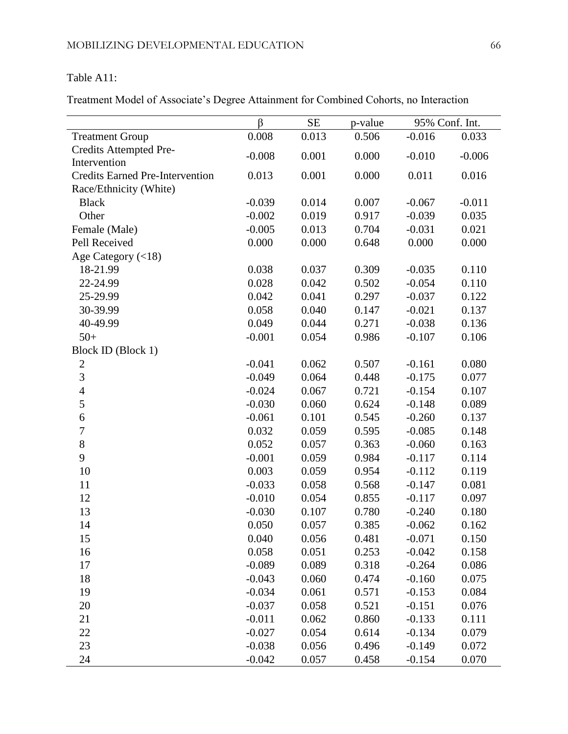Table A11:

Treatment Model of Associate's Degree Attainment for Combined Cohorts, no Interaction

| | β | SE | p-value | 95% Conf. Int. | |
|---|---|---|---|---|---|
| Treatment Group | 0.008 | 0.013 | 0.506 | -0.016 | 0.033 |
| Credits Attempted Pre-Intervention | -0.008 | 0.001 | 0.000 | -0.010 | -0.006 |
| Credits Earned Pre-Intervention | 0.013 | 0.001 | 0.000 | 0.011 | 0.016 |
| Race/Ethnicity (White) | | | | | |
| Black | -0.039 | 0.014 | 0.007 | -0.067 | -0.011 |
| Other | -0.002 | 0.019 | 0.917 | -0.039 | 0.035 |
| Female (Male) | -0.005 | 0.013 | 0.704 | -0.031 | 0.021 |
| Pell Received | 0.000 | 0.000 | 0.648 | 0.000 | 0.000 |
| Age Category (<18) | | | | | |
| 18-21.99 | 0.038 | 0.037 | 0.309 | -0.035 | 0.110 |
| 22-24.99 | 0.028 | 0.042 | 0.502 | -0.054 | 0.110 |
| 25-29.99 | 0.042 | 0.041 | 0.297 | -0.037 | 0.122 |
| 30-39.99 | 0.058 | 0.040 | 0.147 | -0.021 | 0.137 |
| 40-49.99 | 0.049 | 0.044 | 0.271 | -0.038 | 0.136 |
| 50+ | -0.001 | 0.054 | 0.986 | -0.107 | 0.106 |
| Block ID (Block 1) | | | | | |
| 2 | -0.041 | 0.062 | 0.507 | -0.161 | 0.080 |
| 3 | -0.049 | 0.064 | 0.448 | -0.175 | 0.077 |
| 4 | -0.024 | 0.067 | 0.721 | -0.154 | 0.107 |
| 5 | -0.030 | 0.060 | 0.624 | -0.148 | 0.089 |
| 6 | -0.061 | 0.101 | 0.545 | -0.260 | 0.137 |
| 7 | 0.032 | 0.059 | 0.595 | -0.085 | 0.148 |
| 8 | 0.052 | 0.057 | 0.363 | -0.060 | 0.163 |
| 9 | -0.001 | 0.059 | 0.984 | -0.117 | 0.114 |
| 10 | 0.003 | 0.059 | 0.954 | -0.112 | 0.119 |
| 11 | -0.033 | 0.058 | 0.568 | -0.147 | 0.081 |
| 12 | -0.010 | 0.054 | 0.855 | -0.117 | 0.097 |
| 13 | -0.030 | 0.107 | 0.780 | -0.240 | 0.180 |
| 14 | 0.050 | 0.057 | 0.385 | -0.062 | 0.162 |
| 15 | 0.040 | 0.056 | 0.481 | -0.071 | 0.150 |
| 16 | 0.058 | 0.051 | 0.253 | -0.042 | 0.158 |
| 17 | -0.089 | 0.089 | 0.318 | -0.264 | 0.086 |
| 18 | -0.043 | 0.060 | 0.474 | -0.160 | 0.075 |
| 19 | -0.034 | 0.061 | 0.571 | -0.153 | 0.084 |
| 20 | -0.037 | 0.058 | 0.521 | -0.151 | 0.076 |
| 21 | -0.011 | 0.062 | 0.860 | -0.133 | 0.111 |
| 22 | -0.027 | 0.054 | 0.614 | -0.134 | 0.079 |
| 23 | -0.038 | 0.056 | 0.496 | -0.149 | 0.072 |
| 24 | -0.042 | 0.057 | 0.458 | -0.154 | 0.070 |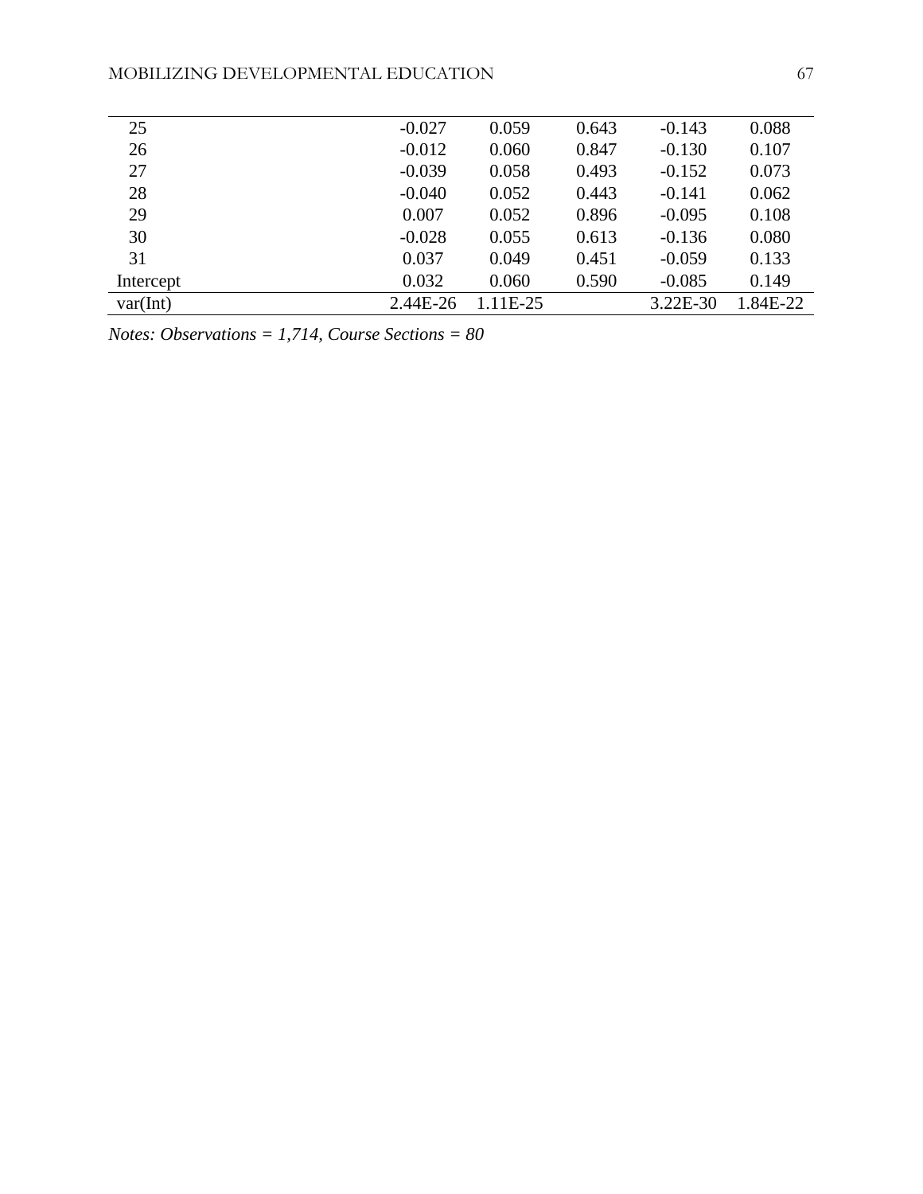| | | | | | |
|---|---|---|---|---|---|
| 25 | -0.027 | 0.059 | 0.643 | -0.143 | 0.088 |
| 26 | -0.012 | 0.060 | 0.847 | -0.130 | 0.107 |
| 27 | -0.039 | 0.058 | 0.493 | -0.152 | 0.073 |
| 28 | -0.040 | 0.052 | 0.443 | -0.141 | 0.062 |
| 29 | 0.007 | 0.052 | 0.896 | -0.095 | 0.108 |
| 30 | -0.028 | 0.055 | 0.613 | -0.136 | 0.080 |
| 31 | 0.037 | 0.049 | 0.451 | -0.059 | 0.133 |
| Intercept | 0.032 | 0.060 | 0.590 | -0.085 | 0.149 |
| var(Int) | 2.44E-26 | 1.11E-25 | | 3.22E-30 | 1.84E-22 |

*Notes: Observations = 1,714, Course Sections = 80*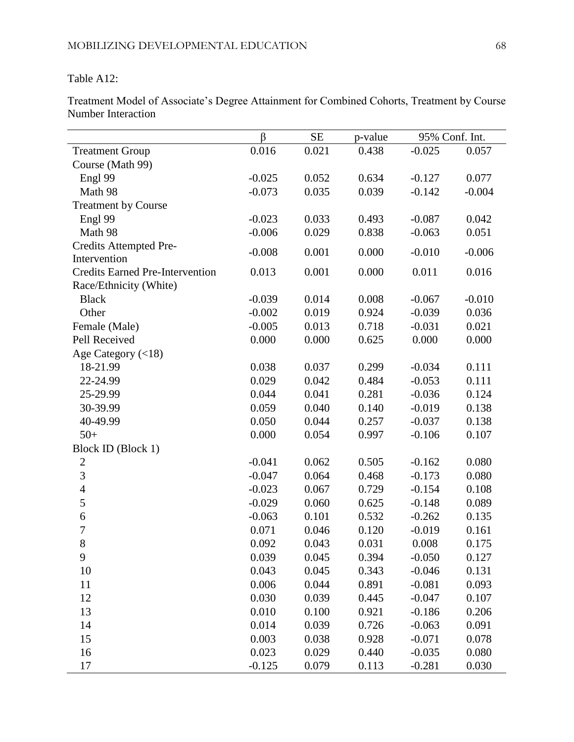Table A12:

Treatment Model of Associate's Degree Attainment for Combined Cohorts, Treatment by Course Number Interaction

| | β | SE | p-value | 95% Conf. Int. | |
|---|---|---|---|---|---|
| Treatment Group | 0.016 | 0.021 | 0.438 | -0.025 | 0.057 |
| Course (Math 99) | | | | | |
| Engl 99 | -0.025 | 0.052 | 0.634 | -0.127 | 0.077 |
| Math 98 | -0.073 | 0.035 | 0.039 | -0.142 | -0.004 |
| Treatment by Course | | | | | |
| Engl 99 | -0.023 | 0.033 | 0.493 | -0.087 | 0.042 |
| Math 98 | -0.006 | 0.029 | 0.838 | -0.063 | 0.051 |
| Credits Attempted Pre-Intervention | -0.008 | 0.001 | 0.000 | -0.010 | -0.006 |
| Credits Earned Pre-Intervention | 0.013 | 0.001 | 0.000 | 0.011 | 0.016 |
| Race/Ethnicity (White) | | | | | |
| Black | -0.039 | 0.014 | 0.008 | -0.067 | -0.010 |
| Other | -0.002 | 0.019 | 0.924 | -0.039 | 0.036 |
| Female (Male) | -0.005 | 0.013 | 0.718 | -0.031 | 0.021 |
| Pell Received | 0.000 | 0.000 | 0.625 | 0.000 | 0.000 |
| Age Category (<18) | | | | | |
| 18-21.99 | 0.038 | 0.037 | 0.299 | -0.034 | 0.111 |
| 22-24.99 | 0.029 | 0.042 | 0.484 | -0.053 | 0.111 |
| 25-29.99 | 0.044 | 0.041 | 0.281 | -0.036 | 0.124 |
| 30-39.99 | 0.059 | 0.040 | 0.140 | -0.019 | 0.138 |
| 40-49.99 | 0.050 | 0.044 | 0.257 | -0.037 | 0.138 |
| 50+ | 0.000 | 0.054 | 0.997 | -0.106 | 0.107 |
| Block ID (Block 1) | | | | | |
| 2 | -0.041 | 0.062 | 0.505 | -0.162 | 0.080 |
| 3 | -0.047 | 0.064 | 0.468 | -0.173 | 0.080 |
| 4 | -0.023 | 0.067 | 0.729 | -0.154 | 0.108 |
| 5 | -0.029 | 0.060 | 0.625 | -0.148 | 0.089 |
| 6 | -0.063 | 0.101 | 0.532 | -0.262 | 0.135 |
| 7 | 0.071 | 0.046 | 0.120 | -0.019 | 0.161 |
| 8 | 0.092 | 0.043 | 0.031 | 0.008 | 0.175 |
| 9 | 0.039 | 0.045 | 0.394 | -0.050 | 0.127 |
| 10 | 0.043 | 0.045 | 0.343 | -0.046 | 0.131 |
| 11 | 0.006 | 0.044 | 0.891 | -0.081 | 0.093 |
| 12 | 0.030 | 0.039 | 0.445 | -0.047 | 0.107 |
| 13 | 0.010 | 0.100 | 0.921 | -0.186 | 0.206 |
| 14 | 0.014 | 0.039 | 0.726 | -0.063 | 0.091 |
| 15 | 0.003 | 0.038 | 0.928 | -0.071 | 0.078 |
| 16 | 0.023 | 0.029 | 0.440 | -0.035 | 0.080 |
| 17 | -0.125 | 0.079 | 0.113 | -0.281 | 0.030 |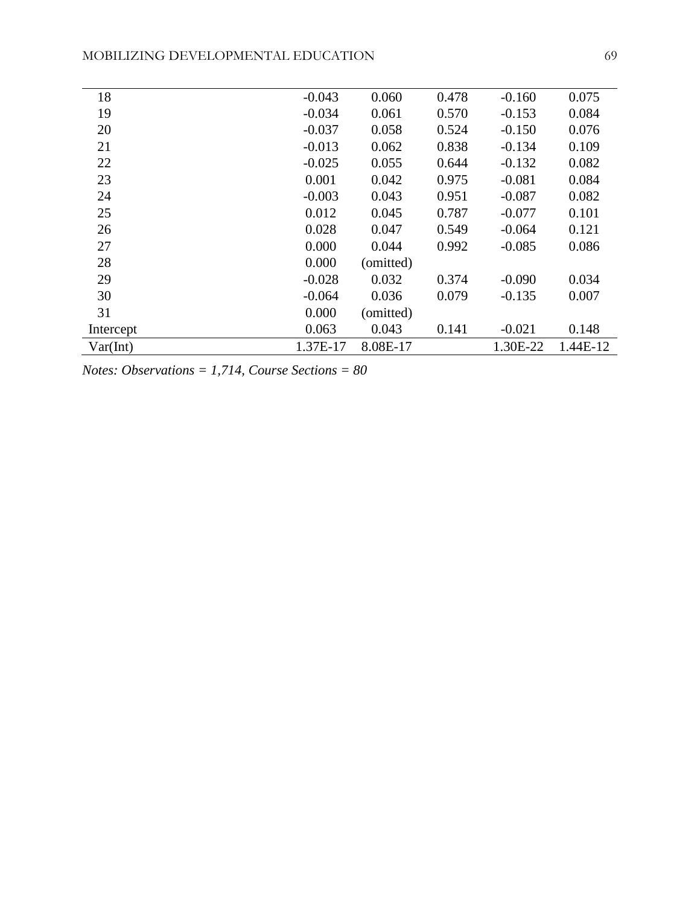| | | | | | |
|---|---|---|---|---|---|
| 18 | -0.043 | 0.060 | 0.478 | -0.160 | 0.075 |
| 19 | -0.034 | 0.061 | 0.570 | -0.153 | 0.084 |
| 20 | -0.037 | 0.058 | 0.524 | -0.150 | 0.076 |
| 21 | -0.013 | 0.062 | 0.838 | -0.134 | 0.109 |
| 22 | -0.025 | 0.055 | 0.644 | -0.132 | 0.082 |
| 23 | 0.001 | 0.042 | 0.975 | -0.081 | 0.084 |
| 24 | -0.003 | 0.043 | 0.951 | -0.087 | 0.082 |
| 25 | 0.012 | 0.045 | 0.787 | -0.077 | 0.101 |
| 26 | 0.028 | 0.047 | 0.549 | -0.064 | 0.121 |
| 27 | 0.000 | 0.044 | 0.992 | -0.085 | 0.086 |
| 28 | 0.000 | (omitted) | | | |
| 29 | -0.028 | 0.032 | 0.374 | -0.090 | 0.034 |
| 30 | -0.064 | 0.036 | 0.079 | -0.135 | 0.007 |
| 31 | 0.000 | (omitted) | | | |
| Intercept | 0.063 | 0.043 | 0.141 | -0.021 | 0.148 |
| Var(Int) | 1.37E-17 | 8.08E-17 | | 1.30E-22 | 1.44E-12 |

*Notes: Observations = 1,714, Course Sections = 80*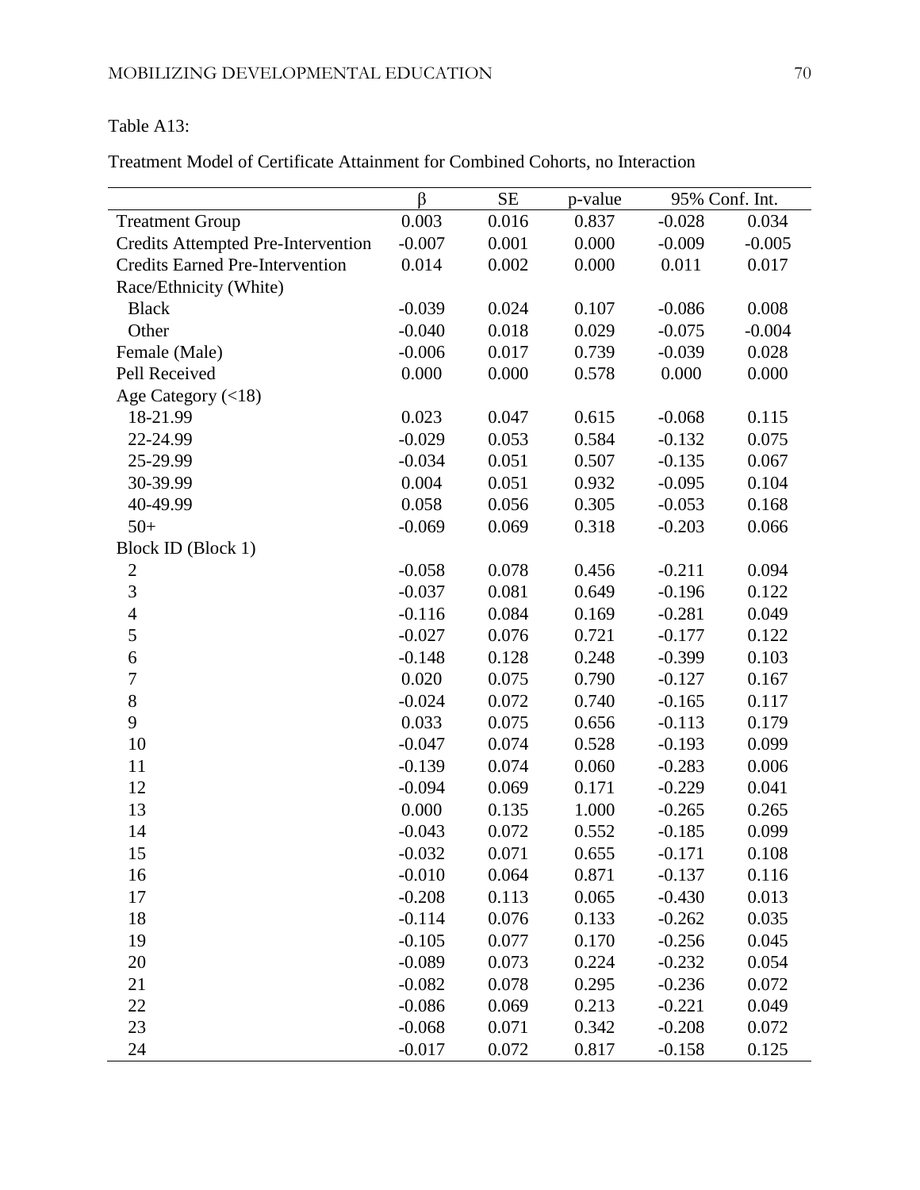Table A13:

Treatment Model of Certificate Attainment for Combined Cohorts, no Interaction

| | β | SE | p-value | 95% Conf. Int. | |
|---|---|---|---|---|---|
| Treatment Group | 0.003 | 0.016 | 0.837 | -0.028 | 0.034 |
| Credits Attempted Pre-Intervention | -0.007 | 0.001 | 0.000 | -0.009 | -0.005 |
| Credits Earned Pre-Intervention | 0.014 | 0.002 | 0.000 | 0.011 | 0.017 |
| Race/Ethnicity (White) | | | | | |
| Black | -0.039 | 0.024 | 0.107 | -0.086 | 0.008 |
| Other | -0.040 | 0.018 | 0.029 | -0.075 | -0.004 |
| Female (Male) | -0.006 | 0.017 | 0.739 | -0.039 | 0.028 |
| Pell Received | 0.000 | 0.000 | 0.578 | 0.000 | 0.000 |
| Age Category (<18) | | | | | |
| 18-21.99 | 0.023 | 0.047 | 0.615 | -0.068 | 0.115 |
| 22-24.99 | -0.029 | 0.053 | 0.584 | -0.132 | 0.075 |
| 25-29.99 | -0.034 | 0.051 | 0.507 | -0.135 | 0.067 |
| 30-39.99 | 0.004 | 0.051 | 0.932 | -0.095 | 0.104 |
| 40-49.99 | 0.058 | 0.056 | 0.305 | -0.053 | 0.168 |
| 50+ | -0.069 | 0.069 | 0.318 | -0.203 | 0.066 |
| Block ID (Block 1) | | | | | |
| 2 | -0.058 | 0.078 | 0.456 | -0.211 | 0.094 |
| 3 | -0.037 | 0.081 | 0.649 | -0.196 | 0.122 |
| 4 | -0.116 | 0.084 | 0.169 | -0.281 | 0.049 |
| 5 | -0.027 | 0.076 | 0.721 | -0.177 | 0.122 |
| 6 | -0.148 | 0.128 | 0.248 | -0.399 | 0.103 |
| 7 | 0.020 | 0.075 | 0.790 | -0.127 | 0.167 |
| 8 | -0.024 | 0.072 | 0.740 | -0.165 | 0.117 |
| 9 | 0.033 | 0.075 | 0.656 | -0.113 | 0.179 |
| 10 | -0.047 | 0.074 | 0.528 | -0.193 | 0.099 |
| 11 | -0.139 | 0.074 | 0.060 | -0.283 | 0.006 |
| 12 | -0.094 | 0.069 | 0.171 | -0.229 | 0.041 |
| 13 | 0.000 | 0.135 | 1.000 | -0.265 | 0.265 |
| 14 | -0.043 | 0.072 | 0.552 | -0.185 | 0.099 |
| 15 | -0.032 | 0.071 | 0.655 | -0.171 | 0.108 |
| 16 | -0.010 | 0.064 | 0.871 | -0.137 | 0.116 |
| 17 | -0.208 | 0.113 | 0.065 | -0.430 | 0.013 |
| 18 | -0.114 | 0.076 | 0.133 | -0.262 | 0.035 |
| 19 | -0.105 | 0.077 | 0.170 | -0.256 | 0.045 |
| 20 | -0.089 | 0.073 | 0.224 | -0.232 | 0.054 |
| 21 | -0.082 | 0.078 | 0.295 | -0.236 | 0.072 |
| 22 | -0.086 | 0.069 | 0.213 | -0.221 | 0.049 |
| 23 | -0.068 | 0.071 | 0.342 | -0.208 | 0.072 |
| 24 | -0.017 | 0.072 | 0.817 | -0.158 | 0.125 |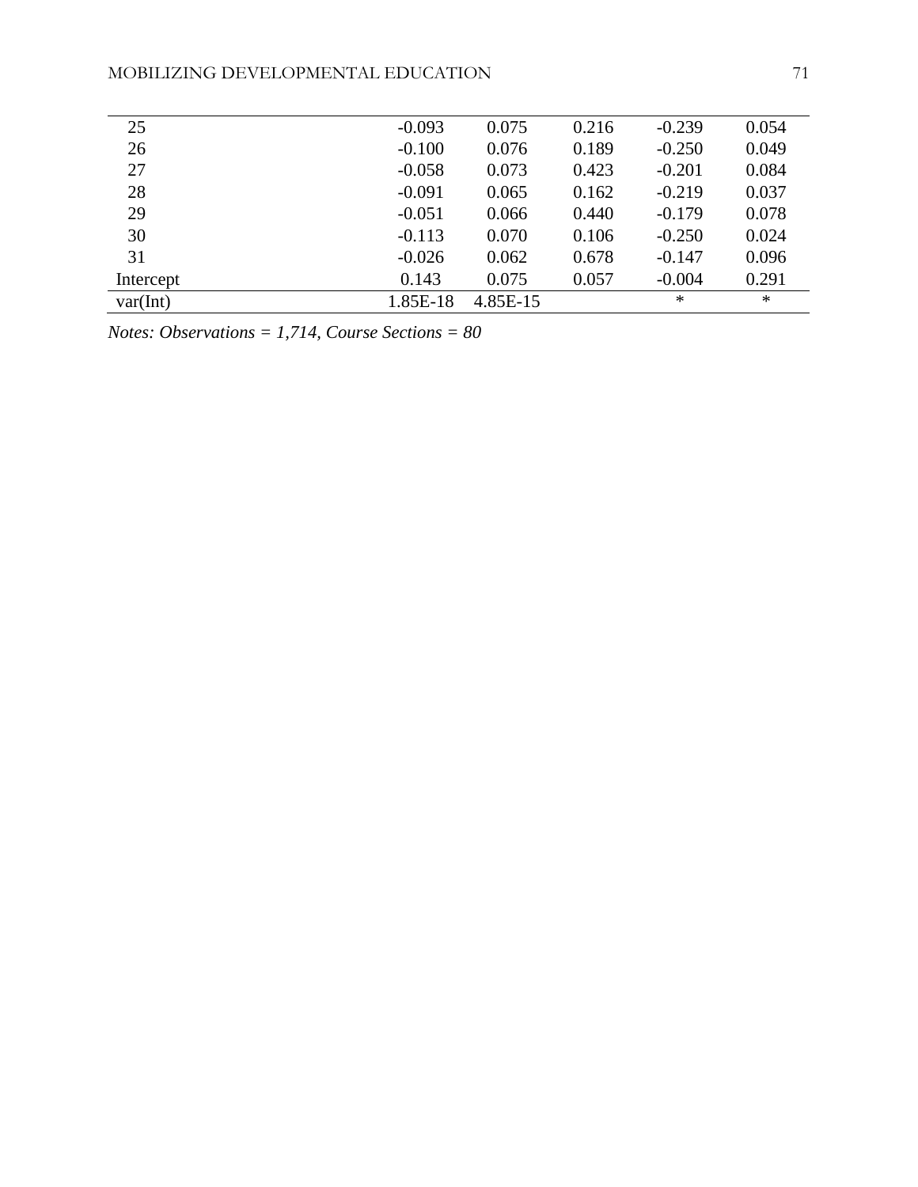| | | | | | |
|---|---|---|---|---|---|
| 25 | -0.093 | 0.075 | 0.216 | -0.239 | 0.054 |
| 26 | -0.100 | 0.076 | 0.189 | -0.250 | 0.049 |
| 27 | -0.058 | 0.073 | 0.423 | -0.201 | 0.084 |
| 28 | -0.091 | 0.065 | 0.162 | -0.219 | 0.037 |
| 29 | -0.051 | 0.066 | 0.440 | -0.179 | 0.078 |
| 30 | -0.113 | 0.070 | 0.106 | -0.250 | 0.024 |
| 31 | -0.026 | 0.062 | 0.678 | -0.147 | 0.096 |
| Intercept | 0.143 | 0.075 | 0.057 | -0.004 | 0.291 |
| var(Int) | 1.85E-18 | 4.85E-15 | | * | * |

*Notes: Observations = 1,714, Course Sections = 80*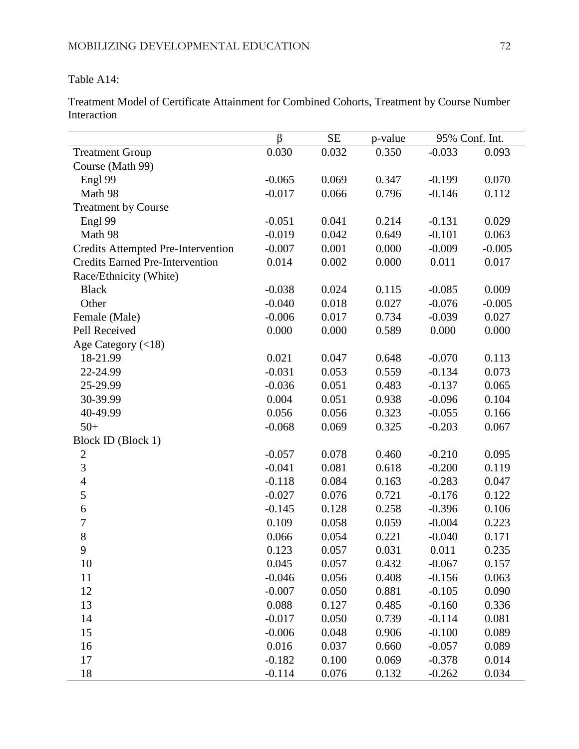Table A14:

Treatment Model of Certificate Attainment for Combined Cohorts, Treatment by Course Number Interaction

| | β | SE | p-value | 95% Conf. Int. | |
|---|---|---|---|---|---|
| Treatment Group | 0.030 | 0.032 | 0.350 | -0.033 | 0.093 |
| Course (Math 99) | | | | | |
| Engl 99 | -0.065 | 0.069 | 0.347 | -0.199 | 0.070 |
| Math 98 | -0.017 | 0.066 | 0.796 | -0.146 | 0.112 |
| Treatment by Course | | | | | |
| Engl 99 | -0.051 | 0.041 | 0.214 | -0.131 | 0.029 |
| Math 98 | -0.019 | 0.042 | 0.649 | -0.101 | 0.063 |
| Credits Attempted Pre-Intervention | -0.007 | 0.001 | 0.000 | -0.009 | -0.005 |
| Credits Earned Pre-Intervention | 0.014 | 0.002 | 0.000 | 0.011 | 0.017 |
| Race/Ethnicity (White) | | | | | |
| Black | -0.038 | 0.024 | 0.115 | -0.085 | 0.009 |
| Other | -0.040 | 0.018 | 0.027 | -0.076 | -0.005 |
| Female (Male) | -0.006 | 0.017 | 0.734 | -0.039 | 0.027 |
| Pell Received | 0.000 | 0.000 | 0.589 | 0.000 | 0.000 |
| Age Category (<18) | | | | | |
| 18-21.99 | 0.021 | 0.047 | 0.648 | -0.070 | 0.113 |
| 22-24.99 | -0.031 | 0.053 | 0.559 | -0.134 | 0.073 |
| 25-29.99 | -0.036 | 0.051 | 0.483 | -0.137 | 0.065 |
| 30-39.99 | 0.004 | 0.051 | 0.938 | -0.096 | 0.104 |
| 40-49.99 | 0.056 | 0.056 | 0.323 | -0.055 | 0.166 |
| 50+ | -0.068 | 0.069 | 0.325 | -0.203 | 0.067 |
| Block ID (Block 1) | | | | | |
| 2 | -0.057 | 0.078 | 0.460 | -0.210 | 0.095 |
| 3 | -0.041 | 0.081 | 0.618 | -0.200 | 0.119 |
| 4 | -0.118 | 0.084 | 0.163 | -0.283 | 0.047 |
| 5 | -0.027 | 0.076 | 0.721 | -0.176 | 0.122 |
| 6 | -0.145 | 0.128 | 0.258 | -0.396 | 0.106 |
| 7 | 0.109 | 0.058 | 0.059 | -0.004 | 0.223 |
| 8 | 0.066 | 0.054 | 0.221 | -0.040 | 0.171 |
| 9 | 0.123 | 0.057 | 0.031 | 0.011 | 0.235 |
| 10 | 0.045 | 0.057 | 0.432 | -0.067 | 0.157 |
| 11 | -0.046 | 0.056 | 0.408 | -0.156 | 0.063 |
| 12 | -0.007 | 0.050 | 0.881 | -0.105 | 0.090 |
| 13 | 0.088 | 0.127 | 0.485 | -0.160 | 0.336 |
| 14 | -0.017 | 0.050 | 0.739 | -0.114 | 0.081 |
| 15 | -0.006 | 0.048 | 0.906 | -0.100 | 0.089 |
| 16 | 0.016 | 0.037 | 0.660 | -0.057 | 0.089 |
| 17 | -0.182 | 0.100 | 0.069 | -0.378 | 0.014 |
| 18 | -0.114 | 0.076 | 0.132 | -0.262 | 0.034 |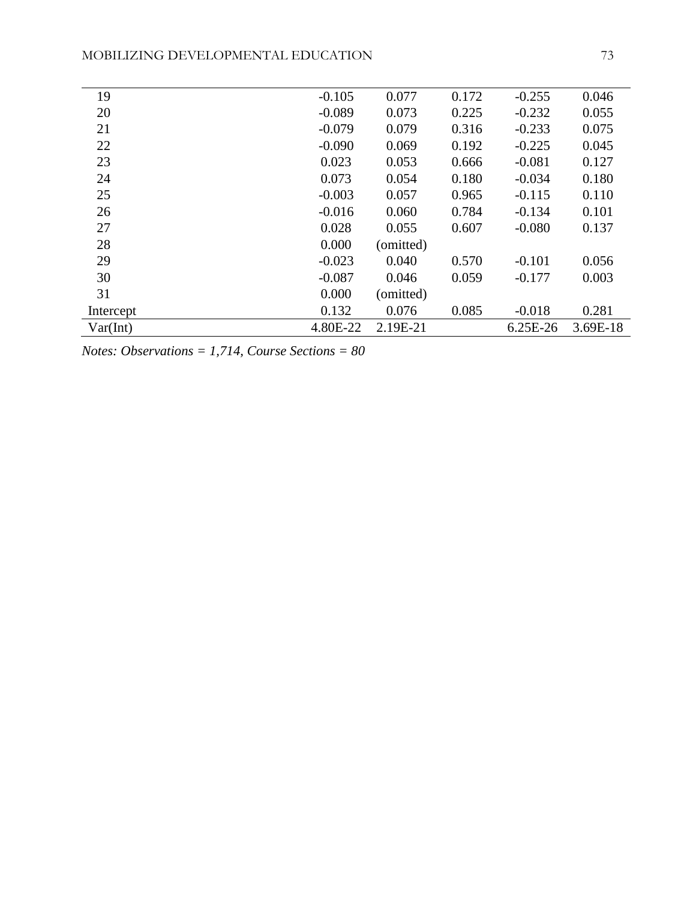| | | | | | |
|---|---|---|---|---|---|
| 19 | -0.105 | 0.077 | 0.172 | -0.255 | 0.046 |
| 20 | -0.089 | 0.073 | 0.225 | -0.232 | 0.055 |
| 21 | -0.079 | 0.079 | 0.316 | -0.233 | 0.075 |
| 22 | -0.090 | 0.069 | 0.192 | -0.225 | 0.045 |
| 23 | 0.023 | 0.053 | 0.666 | -0.081 | 0.127 |
| 24 | 0.073 | 0.054 | 0.180 | -0.034 | 0.180 |
| 25 | -0.003 | 0.057 | 0.965 | -0.115 | 0.110 |
| 26 | -0.016 | 0.060 | 0.784 | -0.134 | 0.101 |
| 27 | 0.028 | 0.055 | 0.607 | -0.080 | 0.137 |
| 28 | 0.000 | (omitted) | | | |
| 29 | -0.023 | 0.040 | 0.570 | -0.101 | 0.056 |
| 30 | -0.087 | 0.046 | 0.059 | -0.177 | 0.003 |
| 31 | 0.000 | (omitted) | | | |
| Intercept | 0.132 | 0.076 | 0.085 | -0.018 | 0.281 |
| Var(Int) | 4.80E-22 | 2.19E-21 | | 6.25E-26 | 3.69E-18 |

*Notes: Observations = 1,714, Course Sections = 80*